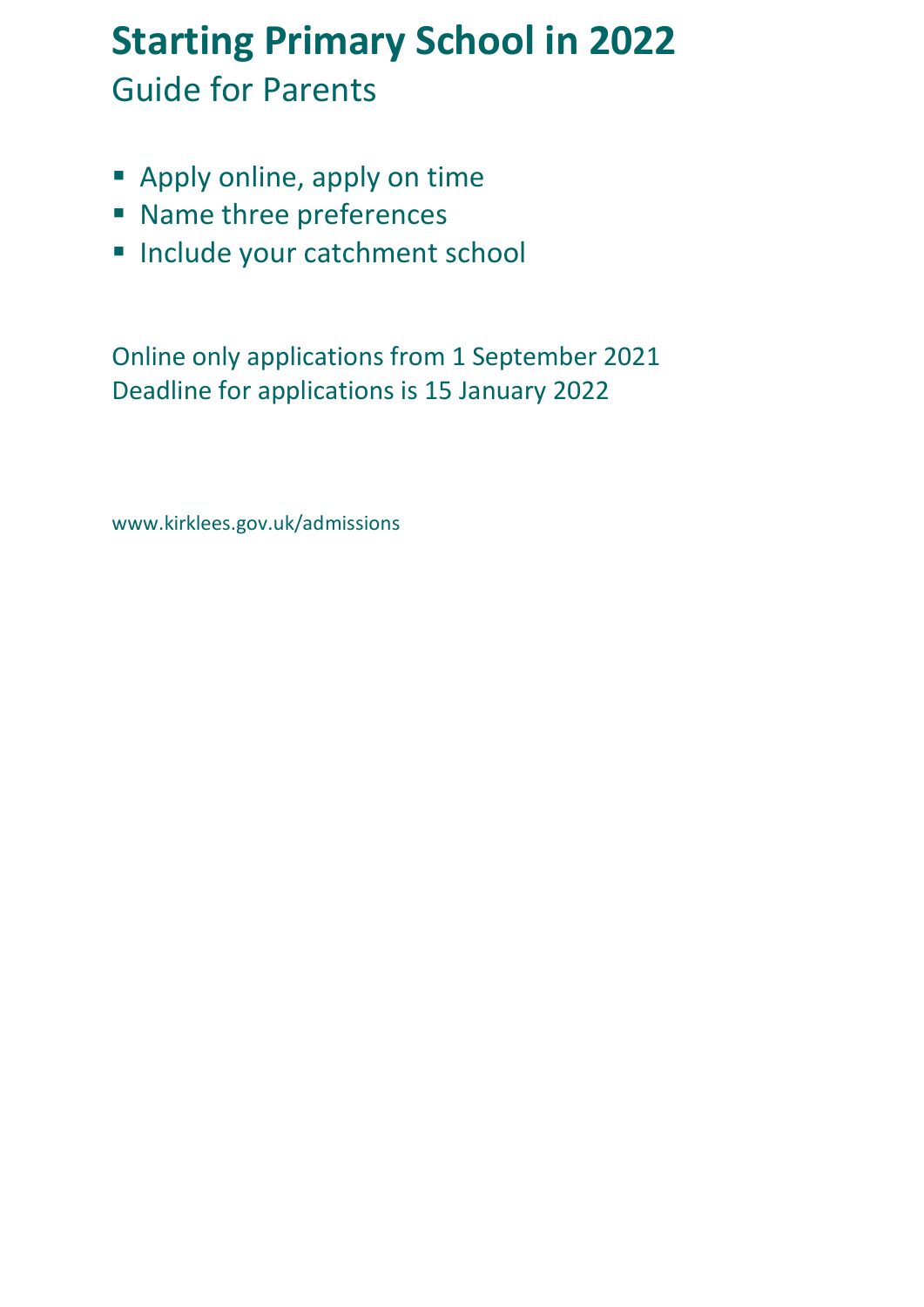# Starting Primary School in 2022

## Guide for Parents

- Apply online, apply on time
- Name three preferences
- Include your catchment school

Online only applications from 1 September 2021
Deadline for applications is 15 January 2022

www.kirklees.gov.uk/admissions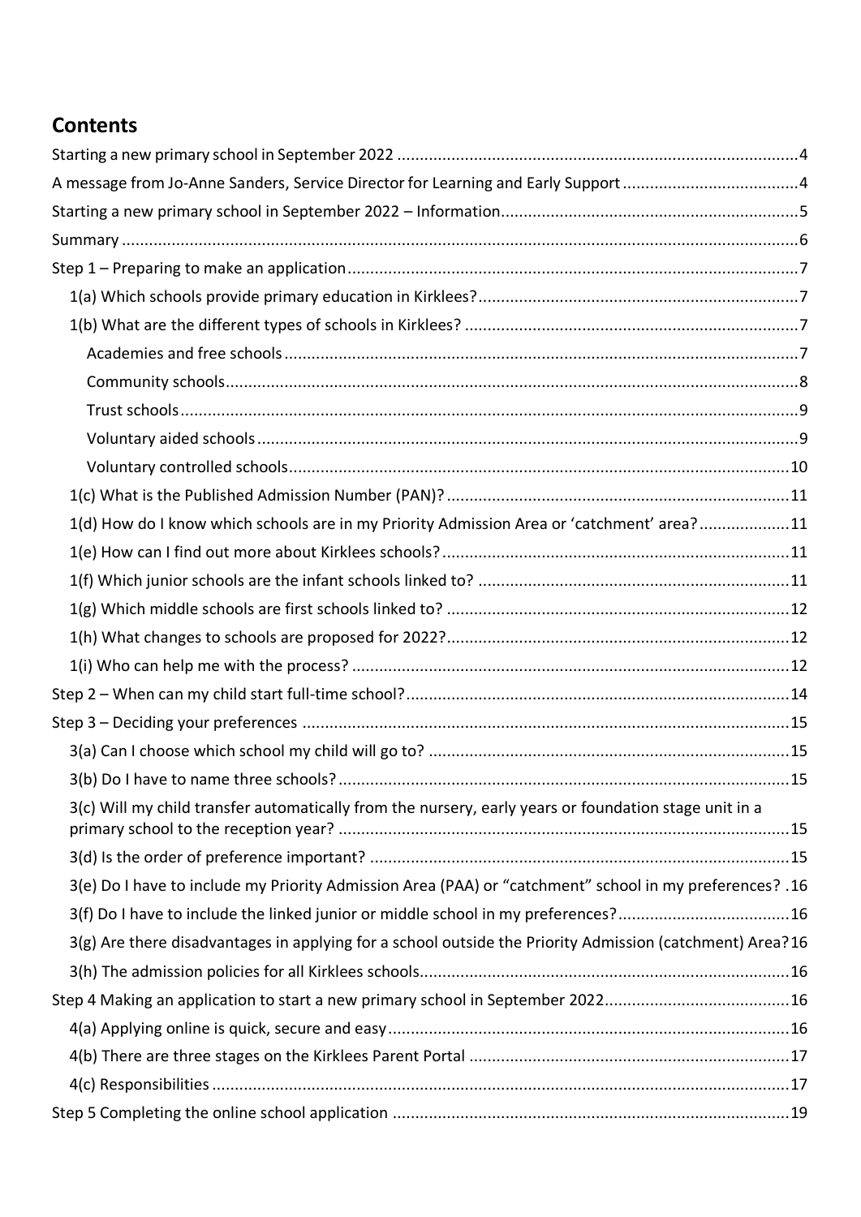## Contents

Starting a new primary school in September 2022 ....................................................................................... 4

A message from Jo-Anne Sanders, Service Director for Learning and Early Support ..................................... 4

Starting a new primary school in September 2022 – Information................................................................. 5

Summary ........................................................................................................................................................ 6

Step 1 – Preparing to make an application .................................................................................................. 7

- 1(a) Which schools provide primary education in Kirklees? ...................................................................... 7
- 1(b) What are the different types of schools in Kirklees? ......................................................................... 7
  - Academies and free schools ................................................................................................................ 7
  - Community schools .............................................................................................................................. 8
  - Trust schools ........................................................................................................................................ 9
  - Voluntary aided schools ....................................................................................................................... 9
  - Voluntary controlled schools ............................................................................................................. 10
- 1(c) What is the Published Admission Number (PAN)? ........................................................................... 11
- 1(d) How do I know which schools are in my Priority Admission Area or 'catchment' area? .................... 11
- 1(e) How can I find out more about Kirklees schools? ............................................................................ 11
- 1(f) Which junior schools are the infant schools linked to? .................................................................... 11
- 1(g) Which middle schools are first schools linked to? ........................................................................... 12
- 1(h) What changes to schools are proposed for 2022? ........................................................................... 12
- 1(i) Who can help me with the process? ................................................................................................ 12

Step 2 – When can my child start full-time school? .................................................................................... 14

Step 3 – Deciding your preferences ........................................................................................................... 15

- 3(a) Can I choose which school my child will go to? ............................................................................... 15
- 3(b) Do I have to name three schools? ................................................................................................... 15
- 3(c) Will my child transfer automatically from the nursery, early years or foundation stage unit in a primary school to the reception year? .................................................................................................. 15
- 3(d) Is the order of preference important? ............................................................................................. 15
- 3(e) Do I have to include my Priority Admission Area (PAA) or "catchment" school in my preferences? . 16
- 3(f) Do I have to include the linked junior or middle school in my preferences? ..................................... 16
- 3(g) Are there disadvantages in applying for a school outside the Priority Admission (catchment) Area? 16
- 3(h) The admission policies for all Kirklees schools ................................................................................ 16

Step 4 Making an application to start a new primary school in September 2022 ........................................ 16

- 4(a) Applying online is quick, secure and easy ........................................................................................ 16
- 4(b) There are three stages on the Kirklees Parent Portal ...................................................................... 17
- 4(c) Responsibilities ............................................................................................................................... 17

Step 5 Completing the online school application ....................................................................................... 19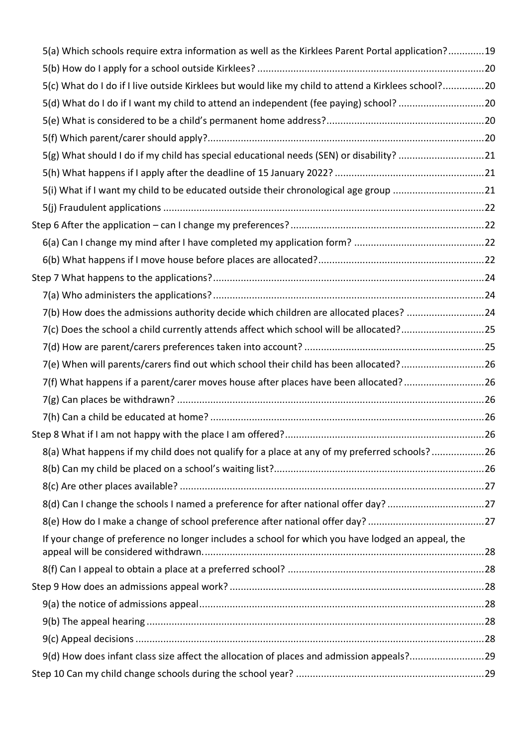5(a) Which schools require extra information as well as the Kirklees Parent Portal application? ............ 19

5(b) How do I apply for a school outside Kirklees? ............ 20

5(c) What do I do if I live outside Kirklees but would like my child to attend a Kirklees school? ............ 20

5(d) What do I do if I want my child to attend an independent (fee paying) school? ............ 20

5(e) What is considered to be a child's permanent home address? ............ 20

5(f) Which parent/carer should apply? ............ 20

5(g) What should I do if my child has special educational needs (SEN) or disability? ............ 21

5(h) What happens if I apply after the deadline of 15 January 2022? ............ 21

5(i) What if I want my child to be educated outside their chronological age group ............ 21

5(j) Fraudulent applications ............ 22

Step 6 After the application – can I change my preferences? ............ 22

6(a) Can I change my mind after I have completed my application form? ............ 22

6(b) What happens if I move house before places are allocated? ............ 22

Step 7 What happens to the applications? ............ 24

7(a) Who administers the applications? ............ 24

7(b) How does the admissions authority decide which children are allocated places? ............ 24

7(c) Does the school a child currently attends affect which school will be allocated? ............ 25

7(d) How are parent/carers preferences taken into account? ............ 25

7(e) When will parents/carers find out which school their child has been allocated? ............ 26

7(f) What happens if a parent/carer moves house after places have been allocated? ............ 26

7(g) Can places be withdrawn? ............ 26

7(h) Can a child be educated at home? ............ 26

Step 8 What if I am not happy with the place I am offered? ............ 26

8(a) What happens if my child does not qualify for a place at any of my preferred schools? ............ 26

8(b) Can my child be placed on a school's waiting list? ............ 26

8(c) Are other places available? ............ 27

8(d) Can I change the schools I named a preference for after national offer day? ............ 27

8(e) How do I make a change of school preference after national offer day? ............ 27

If your change of preference no longer includes a school for which you have lodged an appeal, the appeal will be considered withdrawn. ............ 28

8(f) Can I appeal to obtain a place at a preferred school? ............ 28

Step 9 How does an admissions appeal work? ............ 28

9(a) the notice of admissions appeal ............ 28

9(b) The appeal hearing ............ 28

9(c) Appeal decisions ............ 28

9(d) How does infant class size affect the allocation of places and admission appeals? ............ 29

Step 10 Can my child change schools during the school year? ............ 29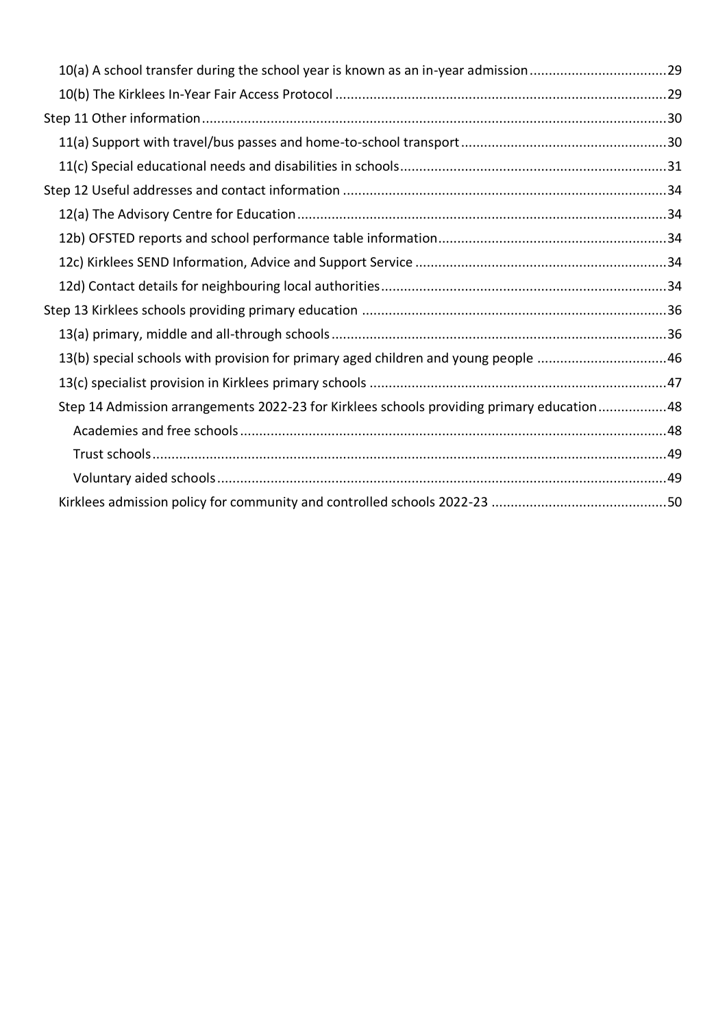10(a) A school transfer during the school year is known as an in-year admission....................................29

10(b) The Kirklees In-Year Fair Access Protocol ......................................................................................29

Step 11 Other information.........................................................................................................................30

11(a) Support with travel/bus passes and home-to-school transport......................................................30

11(c) Special educational needs and disabilities in schools.....................................................................31

Step 12 Useful addresses and contact information ....................................................................................34

12(a) The Advisory Centre for Education.................................................................................................34

12b) OFSTED reports and school performance table information...........................................................34

12c) Kirklees SEND Information, Advice and Support Service .................................................................34

12d) Contact details for neighbouring local authorities..........................................................................34

Step 13 Kirklees schools providing primary education ...............................................................................36

13(a) primary, middle and all-through schools .......................................................................................36

13(b) special schools with provision for primary aged children and young people ..................................46

13(c) specialist provision in Kirklees primary schools ..............................................................................47

Step 14 Admission arrangements 2022-23 for Kirklees schools providing primary education..................48

Academies and free schools ...............................................................................................................48

Trust schools......................................................................................................................................49

Voluntary aided schools.....................................................................................................................49

Kirklees admission policy for community and controlled schools 2022-23 .............................................50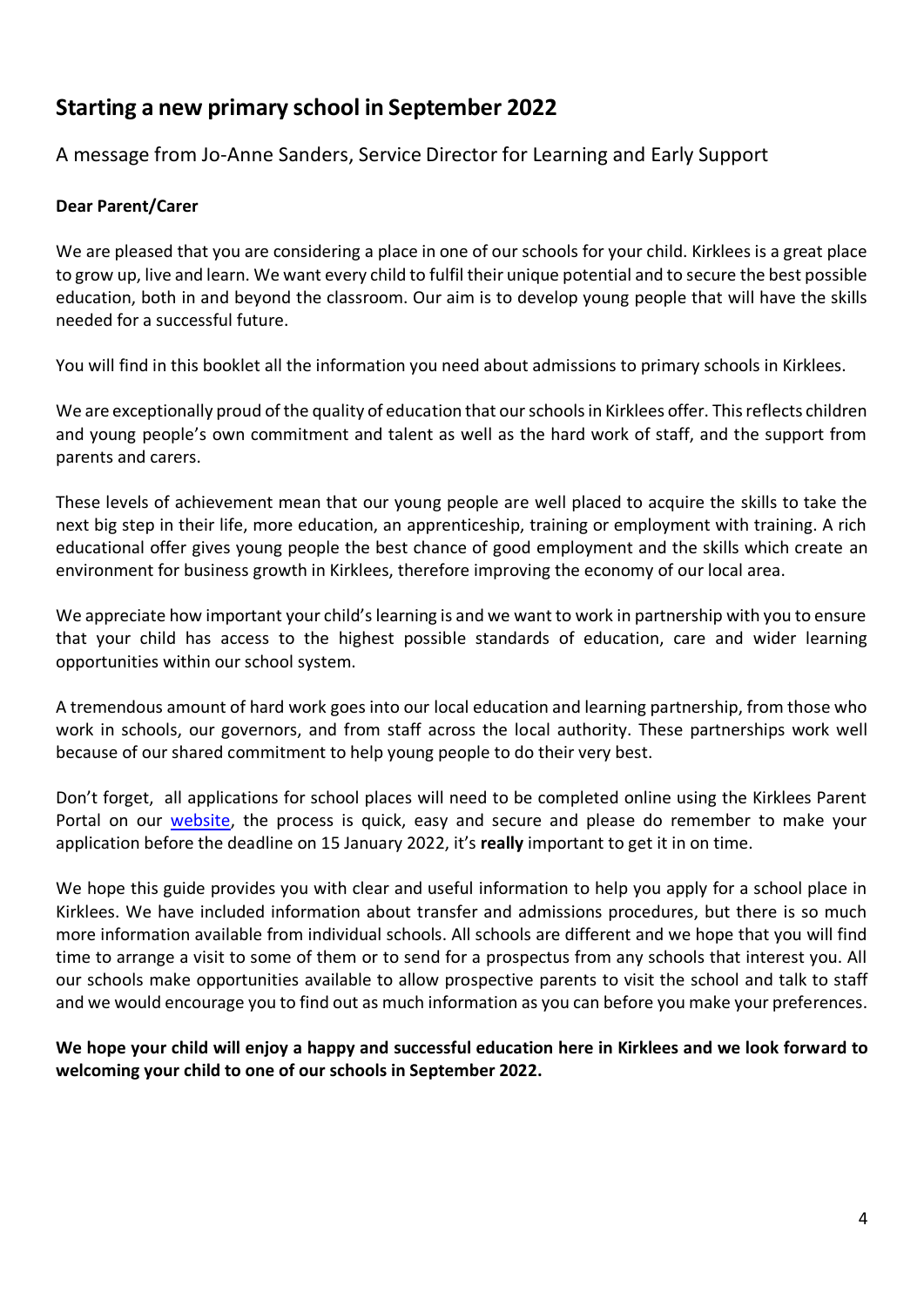## Starting a new primary school in September 2022

A message from Jo-Anne Sanders, Service Director for Learning and Early Support

**Dear Parent/Carer**

We are pleased that you are considering a place in one of our schools for your child. Kirklees is a great place to grow up, live and learn. We want every child to fulfil their unique potential and to secure the best possible education, both in and beyond the classroom. Our aim is to develop young people that will have the skills needed for a successful future.

You will find in this booklet all the information you need about admissions to primary schools in Kirklees.

We are exceptionally proud of the quality of education that our schools in Kirklees offer. This reflects children and young people's own commitment and talent as well as the hard work of staff, and the support from parents and carers.

These levels of achievement mean that our young people are well placed to acquire the skills to take the next big step in their life, more education, an apprenticeship, training or employment with training. A rich educational offer gives young people the best chance of good employment and the skills which create an environment for business growth in Kirklees, therefore improving the economy of our local area.

We appreciate how important your child's learning is and we want to work in partnership with you to ensure that your child has access to the highest possible standards of education, care and wider learning opportunities within our school system.

A tremendous amount of hard work goes into our local education and learning partnership, from those who work in schools, our governors, and from staff across the local authority. These partnerships work well because of our shared commitment to help young people to do their very best.

Don't forget, all applications for school places will need to be completed online using the Kirklees Parent Portal on our website, the process is quick, easy and secure and please do remember to make your application before the deadline on 15 January 2022, it's **really** important to get it in on time.

We hope this guide provides you with clear and useful information to help you apply for a school place in Kirklees. We have included information about transfer and admissions procedures, but there is so much more information available from individual schools. All schools are different and we hope that you will find time to arrange a visit to some of them or to send for a prospectus from any schools that interest you. All our schools make opportunities available to allow prospective parents to visit the school and talk to staff and we would encourage you to find out as much information as you can before you make your preferences.

**We hope your child will enjoy a happy and successful education here in Kirklees and we look forward to welcoming your child to one of our schools in September 2022.**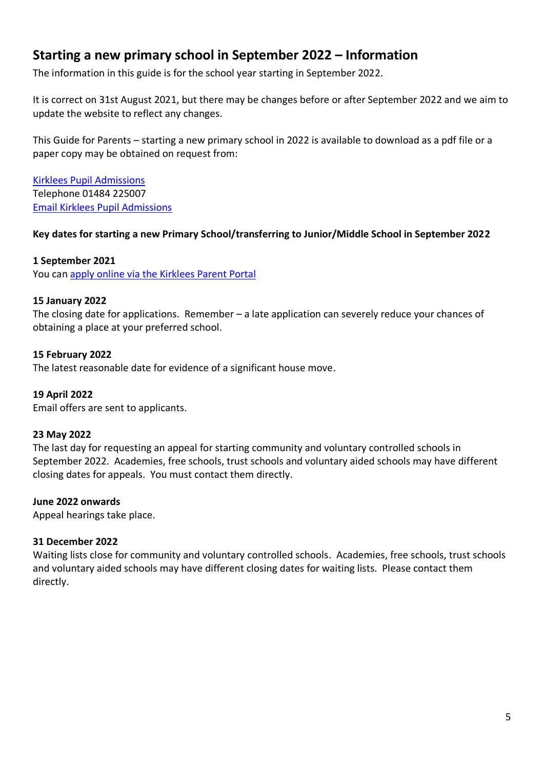## Starting a new primary school in September 2022 – Information

The information in this guide is for the school year starting in September 2022.

It is correct on 31st August 2021, but there may be changes before or after September 2022 and we aim to update the website to reflect any changes.

This Guide for Parents – starting a new primary school in 2022 is available to download as a pdf file or a paper copy may be obtained on request from:

Kirklees Pupil Admissions
Telephone 01484 225007
Email Kirklees Pupil Admissions

**Key dates for starting a new Primary School/transferring to Junior/Middle School in September 2022**

**1 September 2021**
You can apply online via the Kirklees Parent Portal

**15 January 2022**
The closing date for applications. Remember – a late application can severely reduce your chances of obtaining a place at your preferred school.

**15 February 2022**
The latest reasonable date for evidence of a significant house move.

**19 April 2022**
Email offers are sent to applicants.

**23 May 2022**
The last day for requesting an appeal for starting community and voluntary controlled schools in September 2022. Academies, free schools, trust schools and voluntary aided schools may have different closing dates for appeals. You must contact them directly.

**June 2022 onwards**
Appeal hearings take place.

**31 December 2022**
Waiting lists close for community and voluntary controlled schools. Academies, free schools, trust schools and voluntary aided schools may have different closing dates for waiting lists. Please contact them directly.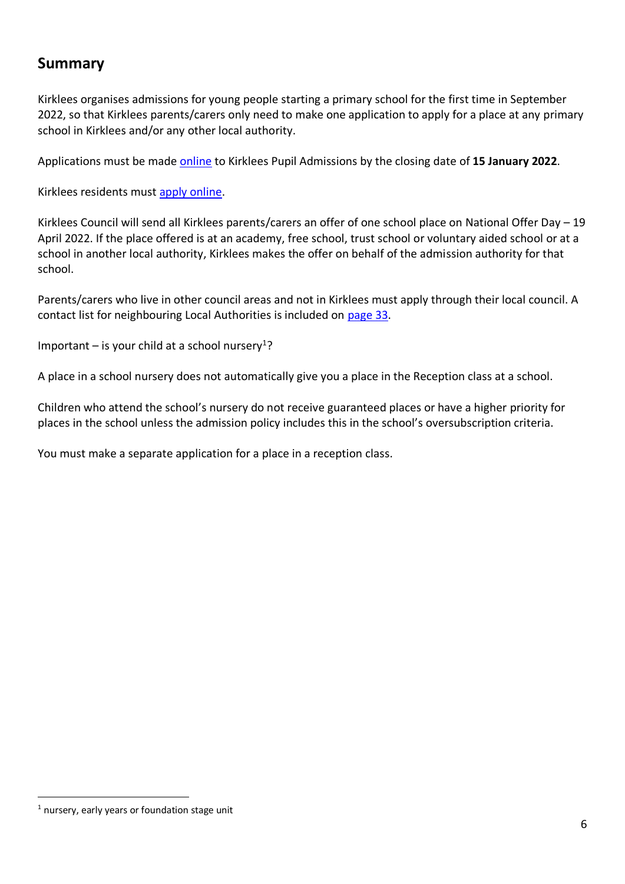## Summary

Kirklees organises admissions for young people starting a primary school for the first time in September 2022, so that Kirklees parents/carers only need to make one application to apply for a place at any primary school in Kirklees and/or any other local authority.

Applications must be made online to Kirklees Pupil Admissions by the closing date of **15 January 2022**.

Kirklees residents must apply online.

Kirklees Council will send all Kirklees parents/carers an offer of one school place on National Offer Day – 19 April 2022. If the place offered is at an academy, free school, trust school or voluntary aided school or at a school in another local authority, Kirklees makes the offer on behalf of the admission authority for that school.

Parents/carers who live in other council areas and not in Kirklees must apply through their local council. A contact list for neighbouring Local Authorities is included on page 33.

Important – is your child at a school nursery[1]?

A place in a school nursery does not automatically give you a place in the Reception class at a school.

Children who attend the school's nursery do not receive guaranteed places or have a higher priority for places in the school unless the admission policy includes this in the school's oversubscription criteria.

You must make a separate application for a place in a reception class.

[1] nursery, early years or foundation stage unit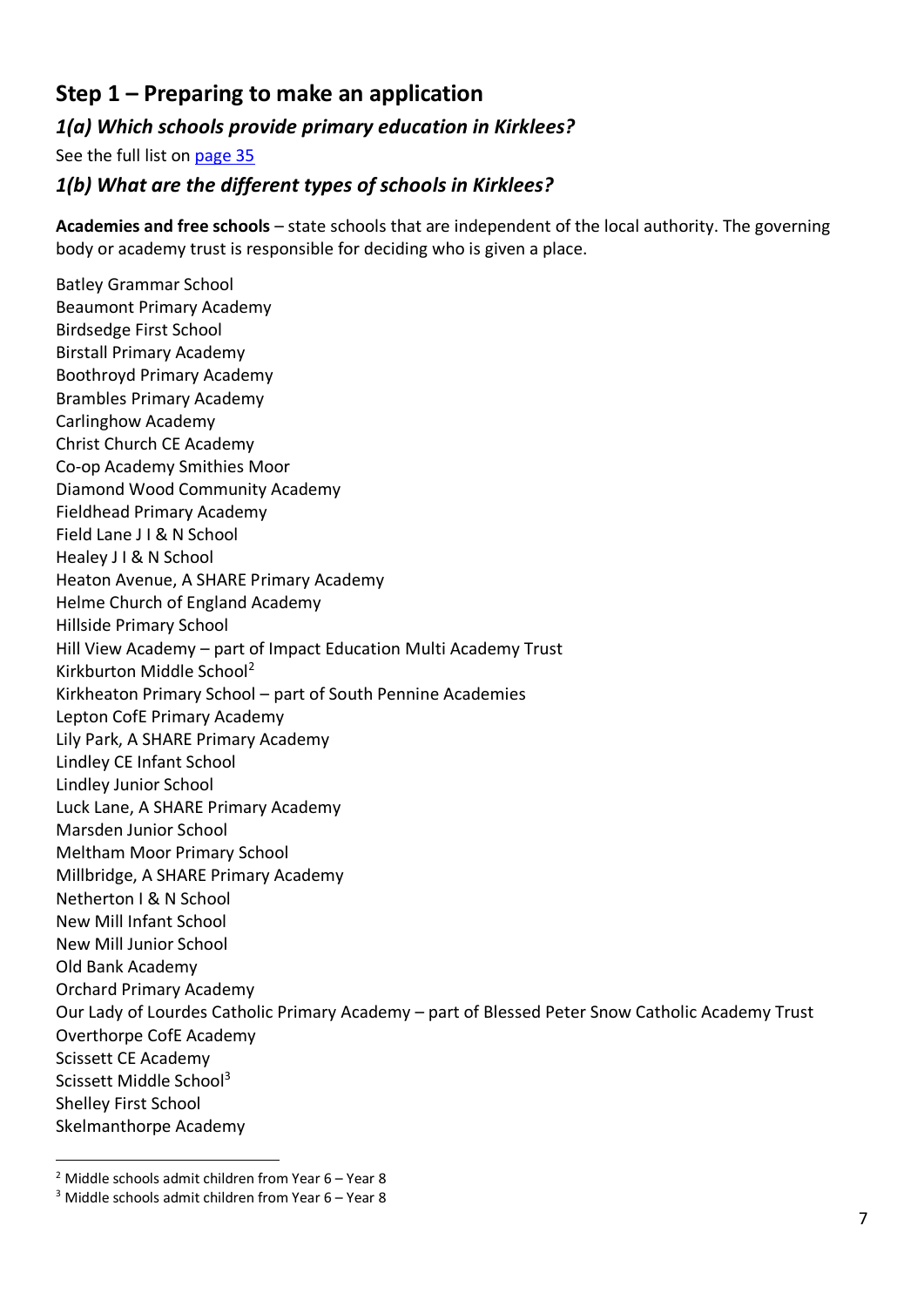## Step 1 – Preparing to make an application

### *1(a) Which schools provide primary education in Kirklees?*

See the full list on [page 35]

### *1(b) What are the different types of schools in Kirklees?*

**Academies and free schools** – state schools that are independent of the local authority. The governing body or academy trust is responsible for deciding who is given a place.

Batley Grammar School
Beaumont Primary Academy
Birdsedge First School
Birstall Primary Academy
Boothroyd Primary Academy
Brambles Primary Academy
Carlinghow Academy
Christ Church CE Academy
Co-op Academy Smithies Moor
Diamond Wood Community Academy
Fieldhead Primary Academy
Field Lane J I & N School
Healey J I & N School
Heaton Avenue, A SHARE Primary Academy
Helme Church of England Academy
Hillside Primary School
Hill View Academy – part of Impact Education Multi Academy Trust
Kirkburton Middle School[2]
Kirkheaton Primary School – part of South Pennine Academies
Lepton CofE Primary Academy
Lily Park, A SHARE Primary Academy
Lindley CE Infant School
Lindley Junior School
Luck Lane, A SHARE Primary Academy
Marsden Junior School
Meltham Moor Primary School
Millbridge, A SHARE Primary Academy
Netherton I & N School
New Mill Infant School
New Mill Junior School
Old Bank Academy
Orchard Primary Academy
Our Lady of Lourdes Catholic Primary Academy – part of Blessed Peter Snow Catholic Academy Trust
Overthorpe CofE Academy
Scissett CE Academy
Scissett Middle School[3]
Shelley First School
Skelmanthorpe Academy

---

[2] Middle schools admit children from Year 6 – Year 8

[3] Middle schools admit children from Year 6 – Year 8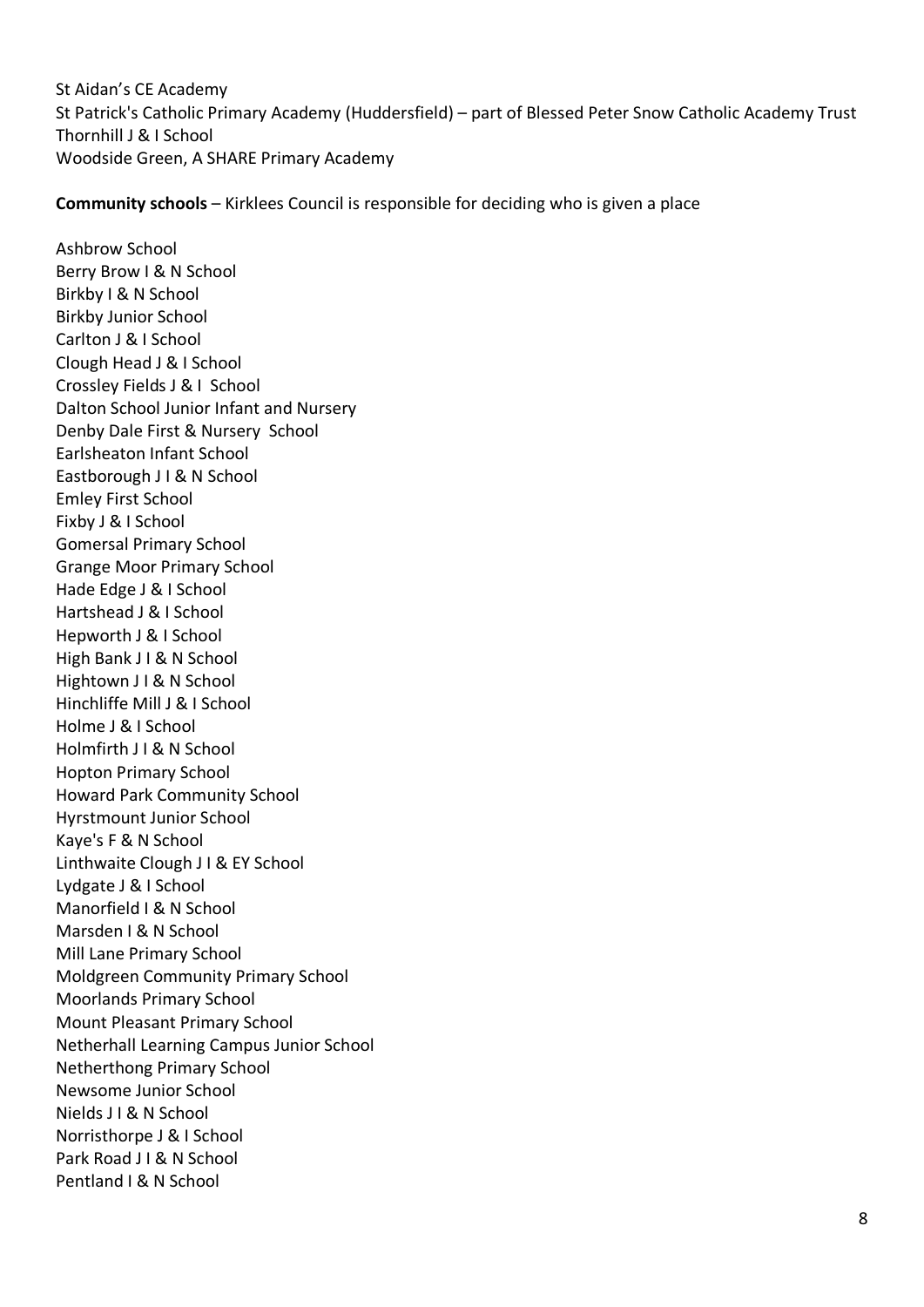St Aidan's CE Academy
St Patrick's Catholic Primary Academy (Huddersfield) – part of Blessed Peter Snow Catholic Academy Trust
Thornhill J & I School
Woodside Green, A SHARE Primary Academy

**Community schools** – Kirklees Council is responsible for deciding who is given a place

Ashbrow School
Berry Brow I & N School
Birkby I & N School
Birkby Junior School
Carlton J & I School
Clough Head J & I School
Crossley Fields J & I School
Dalton School Junior Infant and Nursery
Denby Dale First & Nursery School
Earlsheaton Infant School
Eastborough J I & N School
Emley First School
Fixby J & I School
Gomersal Primary School
Grange Moor Primary School
Hade Edge J & I School
Hartshead J & I School
Hepworth J & I School
High Bank J I & N School
Hightown J I & N School
Hinchliffe Mill J & I School
Holme J & I School
Holmfirth J I & N School
Hopton Primary School
Howard Park Community School
Hyrstmount Junior School
Kaye's F & N School
Linthwaite Clough J I & EY School
Lydgate J & I School
Manorfield I & N School
Marsden I & N School
Mill Lane Primary School
Moldgreen Community Primary School
Moorlands Primary School
Mount Pleasant Primary School
Netherhall Learning Campus Junior School
Netherthong Primary School
Newsome Junior School
Nields J I & N School
Norristhorpe J & I School
Park Road J I & N School
Pentland I & N School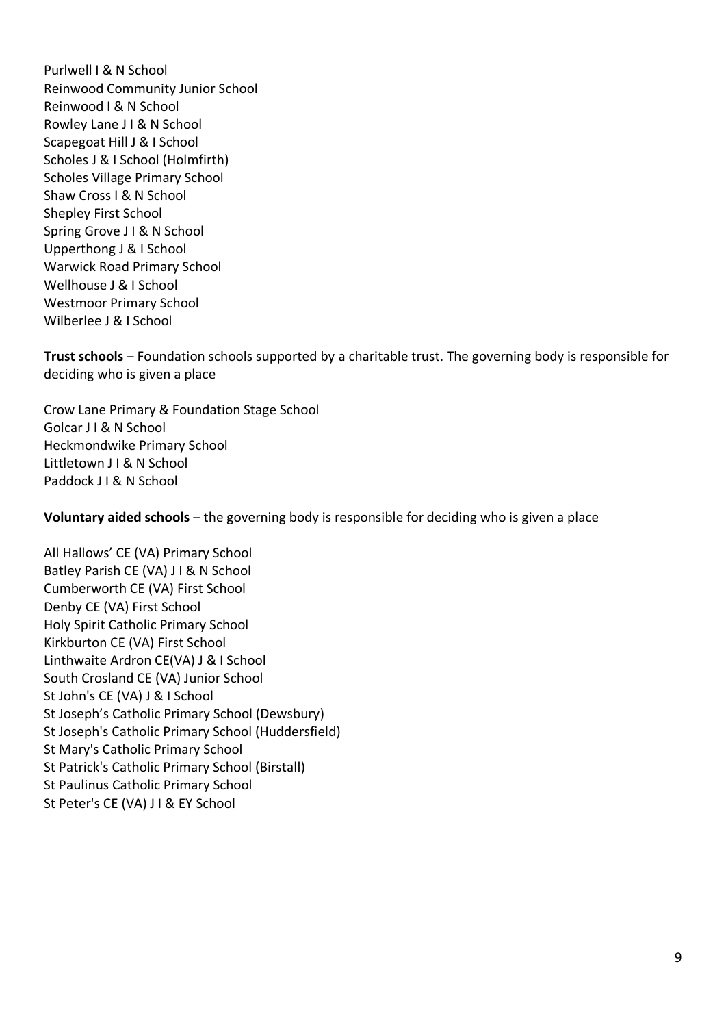Purlwell I & N School
Reinwood Community Junior School
Reinwood I & N School
Rowley Lane J I & N School
Scapegoat Hill J & I School
Scholes J & I School (Holmfirth)
Scholes Village Primary School
Shaw Cross I & N School
Shepley First School
Spring Grove J I & N School
Upperthong J & I School
Warwick Road Primary School
Wellhouse J & I School
Westmoor Primary School
Wilberlee J & I School

**Trust schools** – Foundation schools supported by a charitable trust. The governing body is responsible for deciding who is given a place

Crow Lane Primary & Foundation Stage School
Golcar J I & N School
Heckmondwike Primary School
Littletown J I & N School
Paddock J I & N School

**Voluntary aided schools** – the governing body is responsible for deciding who is given a place

All Hallows' CE (VA) Primary School
Batley Parish CE (VA) J I & N School
Cumberworth CE (VA) First School
Denby CE (VA) First School
Holy Spirit Catholic Primary School
Kirkburton CE (VA) First School
Linthwaite Ardron CE(VA) J & I School
South Crosland CE (VA) Junior School
St John's CE (VA) J & I School
St Joseph's Catholic Primary School (Dewsbury)
St Joseph's Catholic Primary School (Huddersfield)
St Mary's Catholic Primary School
St Patrick's Catholic Primary School (Birstall)
St Paulinus Catholic Primary School
St Peter's CE (VA) J I & EY School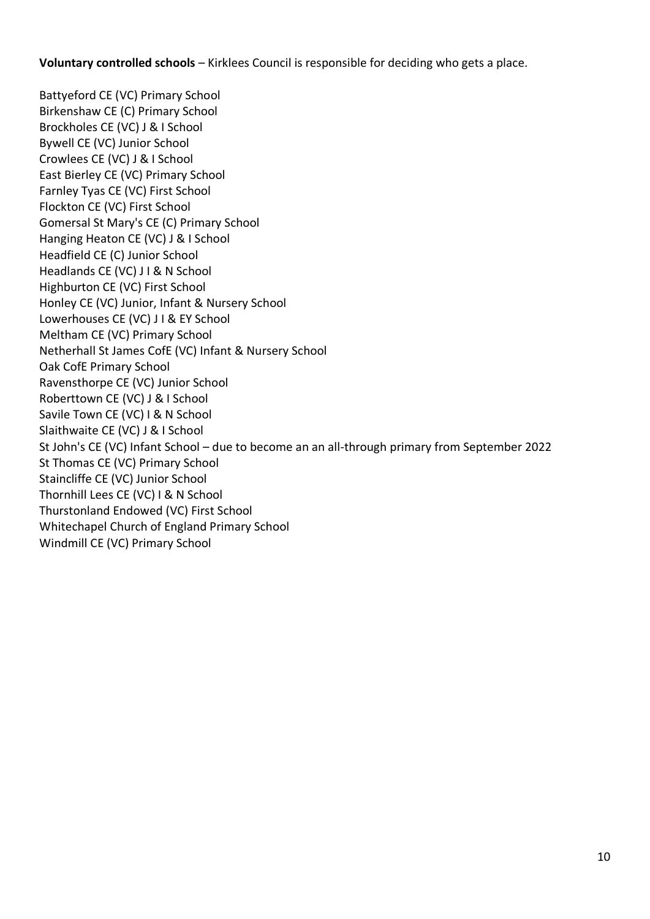**Voluntary controlled schools** – Kirklees Council is responsible for deciding who gets a place.

Battyeford CE (VC) Primary School
Birkenshaw CE (C) Primary School
Brockholes CE (VC) J & I School
Bywell CE (VC) Junior School
Crowlees CE (VC) J & I School
East Bierley CE (VC) Primary School
Farnley Tyas CE (VC) First School
Flockton CE (VC) First School
Gomersal St Mary's CE (C) Primary School
Hanging Heaton CE (VC) J & I School
Headfield CE (C) Junior School
Headlands CE (VC) J I & N School
Highburton CE (VC) First School
Honley CE (VC) Junior, Infant & Nursery School
Lowerhouses CE (VC) J I & EY School
Meltham CE (VC) Primary School
Netherhall St James CofE (VC) Infant & Nursery School
Oak CofE Primary School
Ravensthorpe CE (VC) Junior School
Roberttown CE (VC) J & I School
Savile Town CE (VC) I & N School
Slaithwaite CE (VC) J & I School
St John's CE (VC) Infant School – due to become an an all-through primary from September 2022
St Thomas CE (VC) Primary School
Staincliffe CE (VC) Junior School
Thornhill Lees CE (VC) I & N School
Thurstonland Endowed (VC) First School
Whitechapel Church of England Primary School
Windmill CE (VC) Primary School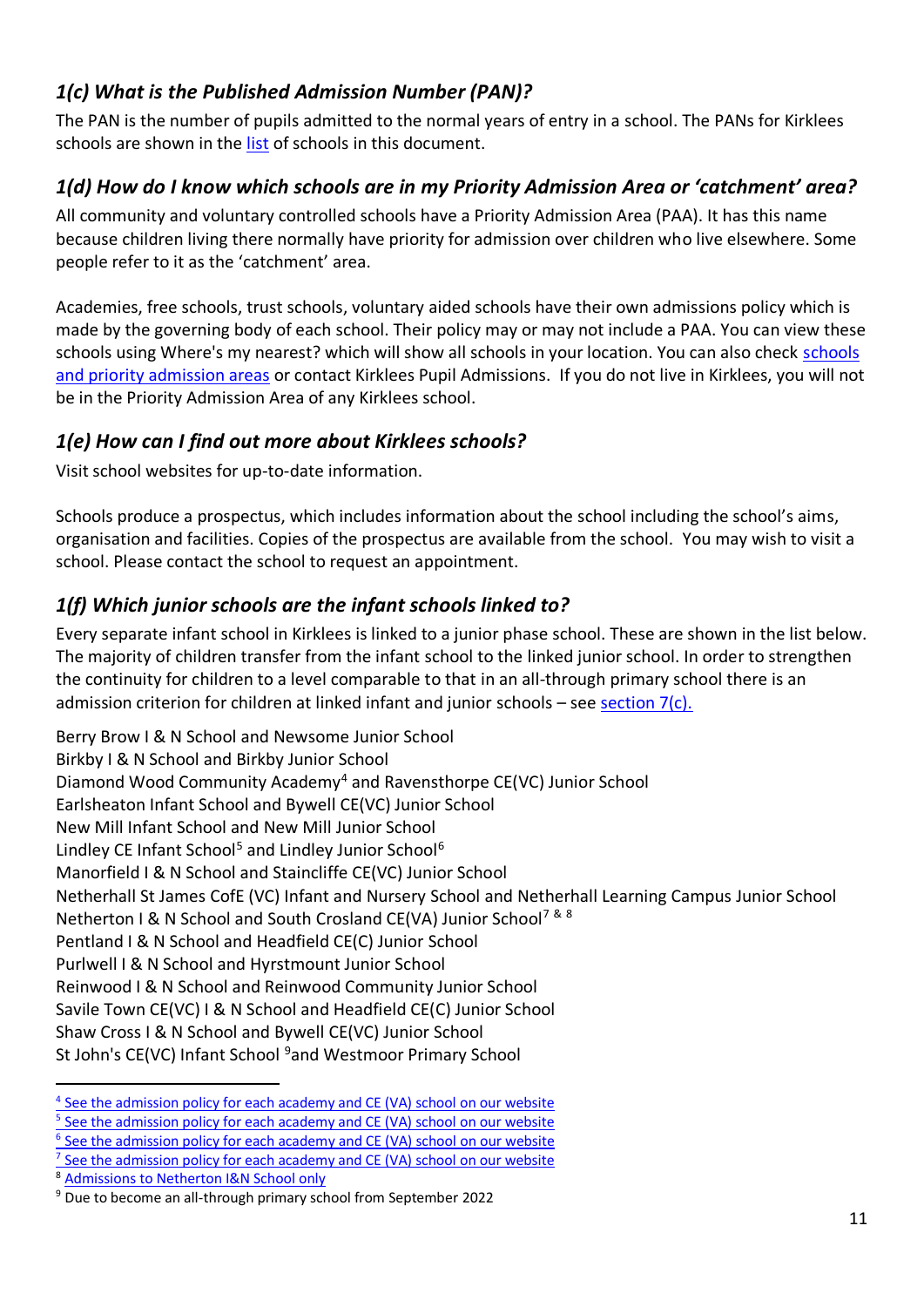### *1(c) What is the Published Admission Number (PAN)?*

The PAN is the number of pupils admitted to the normal years of entry in a school. The PANs for Kirklees schools are shown in the list of schools in this document.

### *1(d) How do I know which schools are in my Priority Admission Area or 'catchment' area?*

All community and voluntary controlled schools have a Priority Admission Area (PAA). It has this name because children living there normally have priority for admission over children who live elsewhere. Some people refer to it as the 'catchment' area.

Academies, free schools, trust schools, voluntary aided schools have their own admissions policy which is made by the governing body of each school. Their policy may or may not include a PAA. You can view these schools using Where's my nearest? which will show all schools in your location. You can also check schools and priority admission areas or contact Kirklees Pupil Admissions. If you do not live in Kirklees, you will not be in the Priority Admission Area of any Kirklees school.

### *1(e) How can I find out more about Kirklees schools?*

Visit school websites for up-to-date information.

Schools produce a prospectus, which includes information about the school including the school's aims, organisation and facilities. Copies of the prospectus are available from the school. You may wish to visit a school. Please contact the school to request an appointment.

### *1(f) Which junior schools are the infant schools linked to?*

Every separate infant school in Kirklees is linked to a junior phase school. These are shown in the list below. The majority of children transfer from the infant school to the linked junior school. In order to strengthen the continuity for children to a level comparable to that in an all-through primary school there is an admission criterion for children at linked infant and junior schools – see section 7(c).

Berry Brow I & N School and Newsome Junior School
Birkby I & N School and Birkby Junior School
Diamond Wood Community Academy[4] and Ravensthorpe CE(VC) Junior School
Earlsheaton Infant School and Bywell CE(VC) Junior School
New Mill Infant School and New Mill Junior School
Lindley CE Infant School[5] and Lindley Junior School[6]
Manorfield I & N School and Staincliffe CE(VC) Junior School
Netherhall St James CofE (VC) Infant and Nursery School and Netherhall Learning Campus Junior School
Netherton I & N School and South Crosland CE(VA) Junior School[7 & 8]
Pentland I & N School and Headfield CE(C) Junior School
Purlwell I & N School and Hyrstmount Junior School
Reinwood I & N School and Reinwood Community Junior School
Savile Town CE(VC) I & N School and Headfield CE(C) Junior School
Shaw Cross I & N School and Bywell CE(VC) Junior School
St John's CE(VC) Infant School [9]and Westmoor Primary School

---

[4] See the admission policy for each academy and CE (VA) school on our website
[5] See the admission policy for each academy and CE (VA) school on our website
[6] See the admission policy for each academy and CE (VA) school on our website
[7] See the admission policy for each academy and CE (VA) school on our website
[8] Admissions to Netherton I&N School only
[9] Due to become an all-through primary school from September 2022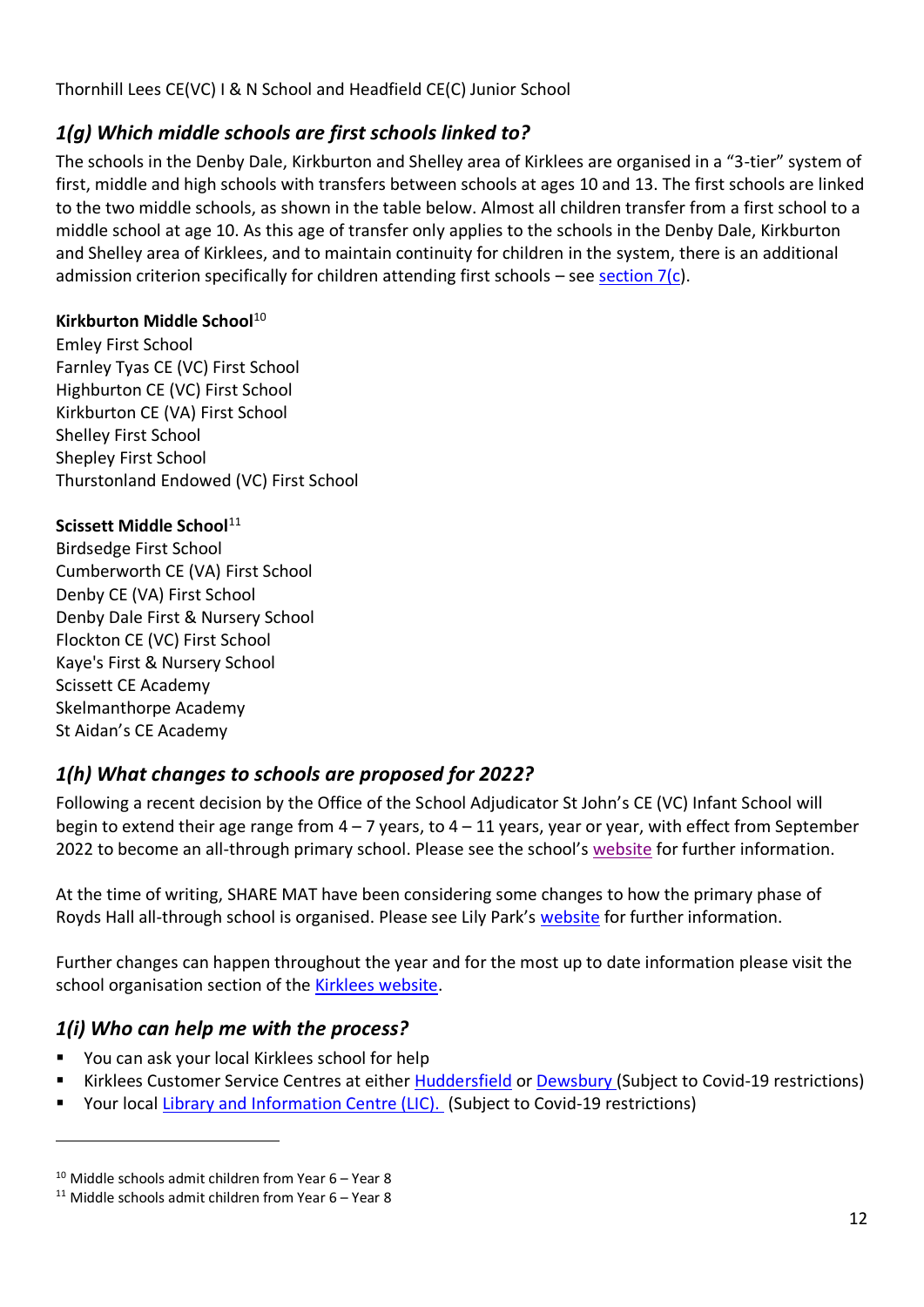Thornhill Lees CE(VC) I & N School and Headfield CE(C) Junior School

## *1(g) Which middle schools are first schools linked to?*

The schools in the Denby Dale, Kirkburton and Shelley area of Kirklees are organised in a "3-tier" system of first, middle and high schools with transfers between schools at ages 10 and 13. The first schools are linked to the two middle schools, as shown in the table below. Almost all children transfer from a first school to a middle school at age 10. As this age of transfer only applies to the schools in the Denby Dale, Kirkburton and Shelley area of Kirklees, and to maintain continuity for children in the system, there is an additional admission criterion specifically for children attending first schools – see section 7(c).

**Kirkburton Middle School**[10]
Emley First School
Farnley Tyas CE (VC) First School
Highburton CE (VC) First School
Kirkburton CE (VA) First School
Shelley First School
Shepley First School
Thurstonland Endowed (VC) First School

**Scissett Middle School**[11]
Birdsedge First School
Cumberworth CE (VA) First School
Denby CE (VA) First School
Denby Dale First & Nursery School
Flockton CE (VC) First School
Kaye's First & Nursery School
Scissett CE Academy
Skelmanthorpe Academy
St Aidan's CE Academy

## *1(h) What changes to schools are proposed for 2022?*

Following a recent decision by the Office of the School Adjudicator St John's CE (VC) Infant School will begin to extend their age range from 4 – 7 years, to 4 – 11 years, year or year, with effect from September 2022 to become an all-through primary school. Please see the school's website for further information.

At the time of writing, SHARE MAT have been considering some changes to how the primary phase of Royds Hall all-through school is organised. Please see Lily Park's website for further information.

Further changes can happen throughout the year and for the most up to date information please visit the school organisation section of the Kirklees website.

## *1(i) Who can help me with the process?*

- You can ask your local Kirklees school for help
- Kirklees Customer Service Centres at either Huddersfield or Dewsbury (Subject to Covid-19 restrictions)
- Your local Library and Information Centre (LIC). (Subject to Covid-19 restrictions)

[10] Middle schools admit children from Year 6 – Year 8
[11] Middle schools admit children from Year 6 – Year 8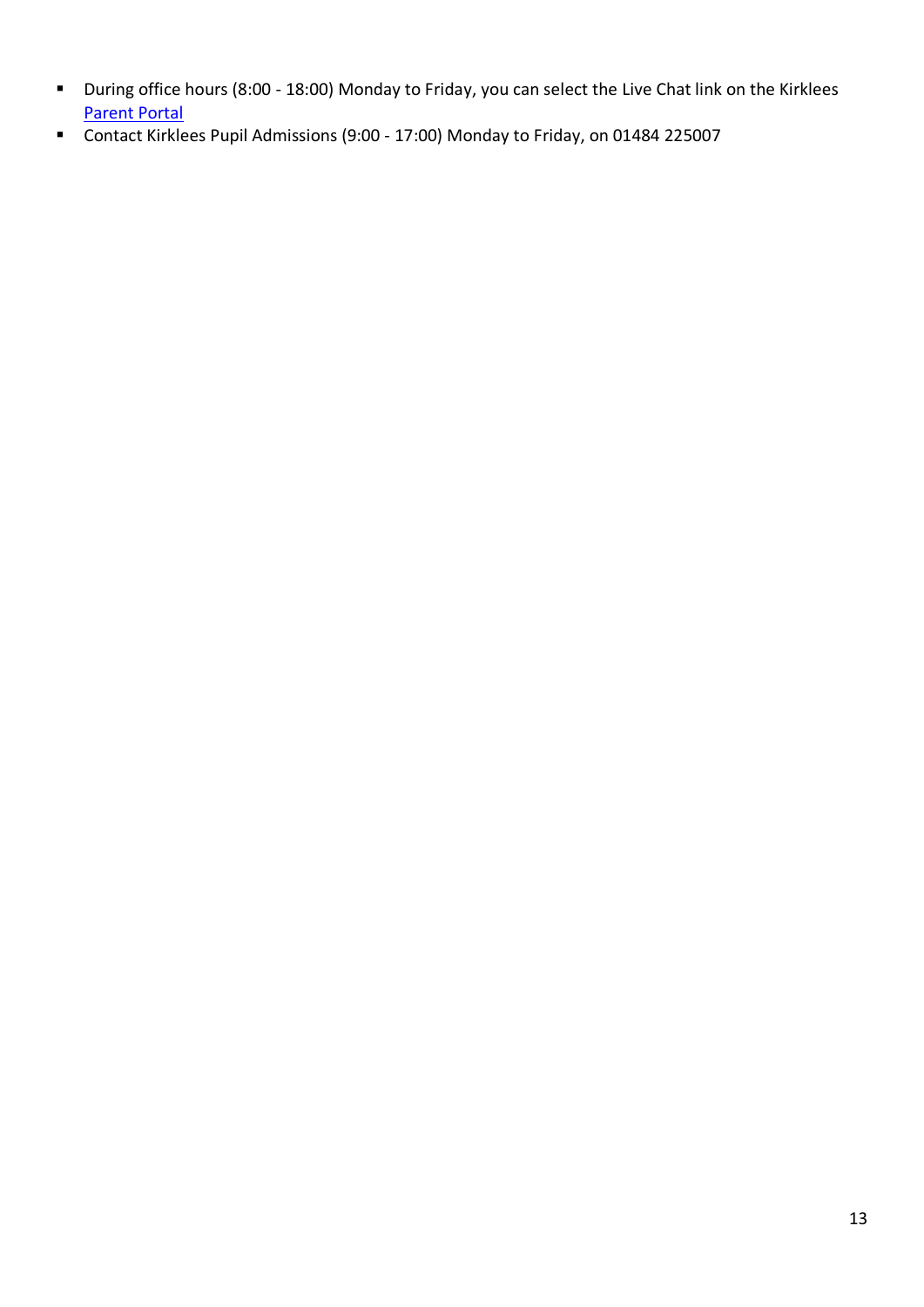- During office hours (8:00 - 18:00) Monday to Friday, you can select the Live Chat link on the Kirklees Parent Portal
- Contact Kirklees Pupil Admissions (9:00 - 17:00) Monday to Friday, on 01484 225007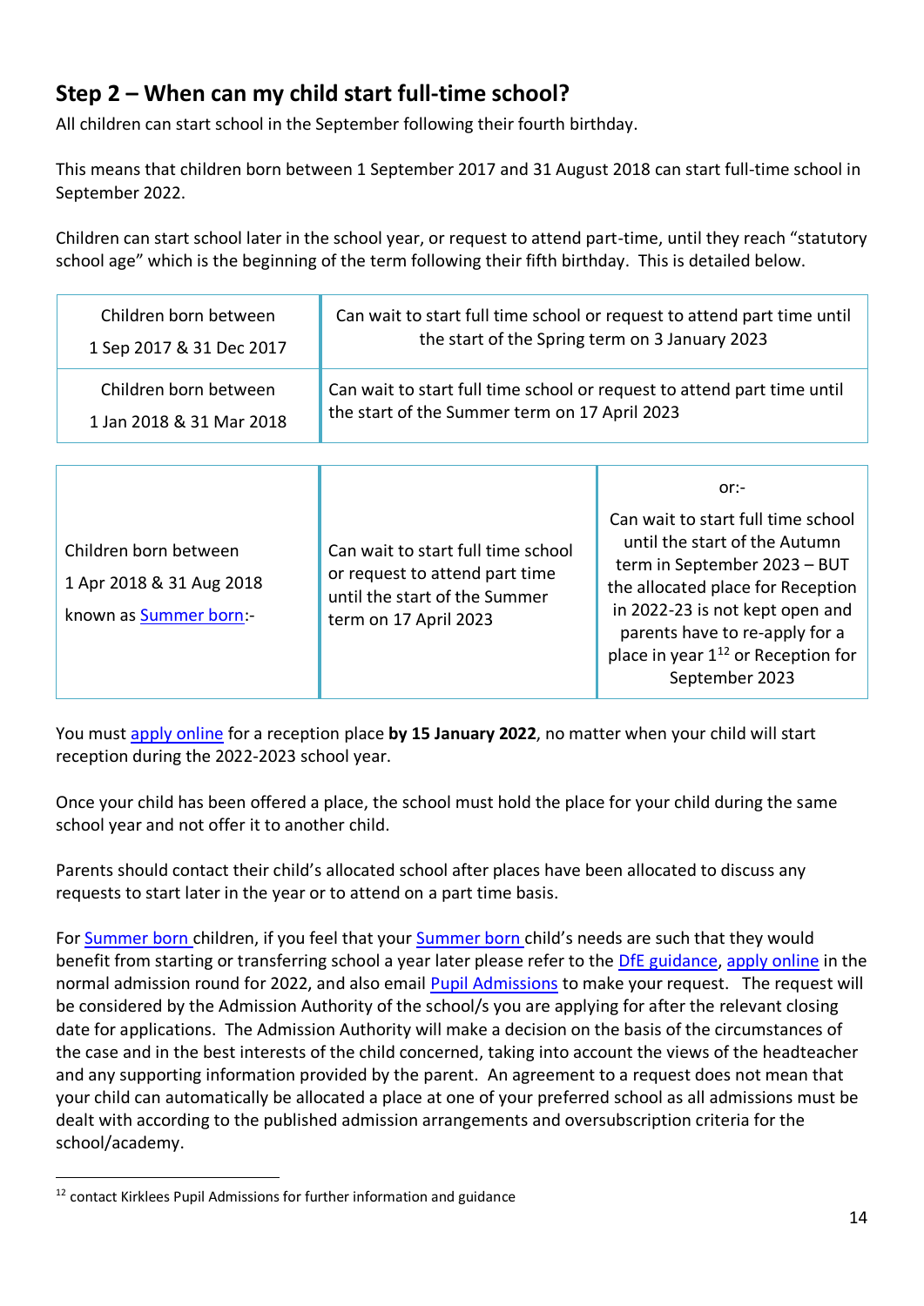## Step 2 – When can my child start full-time school?

All children can start school in the September following their fourth birthday.

This means that children born between 1 September 2017 and 31 August 2018 can start full-time school in September 2022.

Children can start school later in the school year, or request to attend part-time, until they reach "statutory school age" which is the beginning of the term following their fifth birthday. This is detailed below.

| | |
|---|---|
| Children born between<br>1 Sep 2017 & 31 Dec 2017 | Can wait to start full time school or request to attend part time until the start of the Spring term on 3 January 2023 |
| Children born between<br>1 Jan 2018 & 31 Mar 2018 | Can wait to start full time school or request to attend part time until the start of the Summer term on 17 April 2023 |

| | | |
|---|---|---|
| Children born between<br>1 Apr 2018 & 31 Aug 2018<br>known as Summer born:- | Can wait to start full time school or request to attend part time until the start of the Summer term on 17 April 2023 | or:-<br>Can wait to start full time school until the start of the Autumn term in September 2023 – BUT the allocated place for Reception in 2022-23 is not kept open and parents have to re-apply for a place in year 1[12] or Reception for September 2023 |

You must apply online for a reception place **by 15 January 2022**, no matter when your child will start reception during the 2022-2023 school year.

Once your child has been offered a place, the school must hold the place for your child during the same school year and not offer it to another child.

Parents should contact their child's allocated school after places have been allocated to discuss any requests to start later in the year or to attend on a part time basis.

For Summer born children, if you feel that your Summer born child's needs are such that they would benefit from starting or transferring school a year later please refer to the DfE guidance, apply online in the normal admission round for 2022, and also email Pupil Admissions to make your request. The request will be considered by the Admission Authority of the school/s you are applying for after the relevant closing date for applications. The Admission Authority will make a decision on the basis of the circumstances of the case and in the best interests of the child concerned, taking into account the views of the headteacher and any supporting information provided by the parent. An agreement to a request does not mean that your child can automatically be allocated a place at one of your preferred school as all admissions must be dealt with according to the published admission arrangements and oversubscription criteria for the school/academy.

[12] contact Kirklees Pupil Admissions for further information and guidance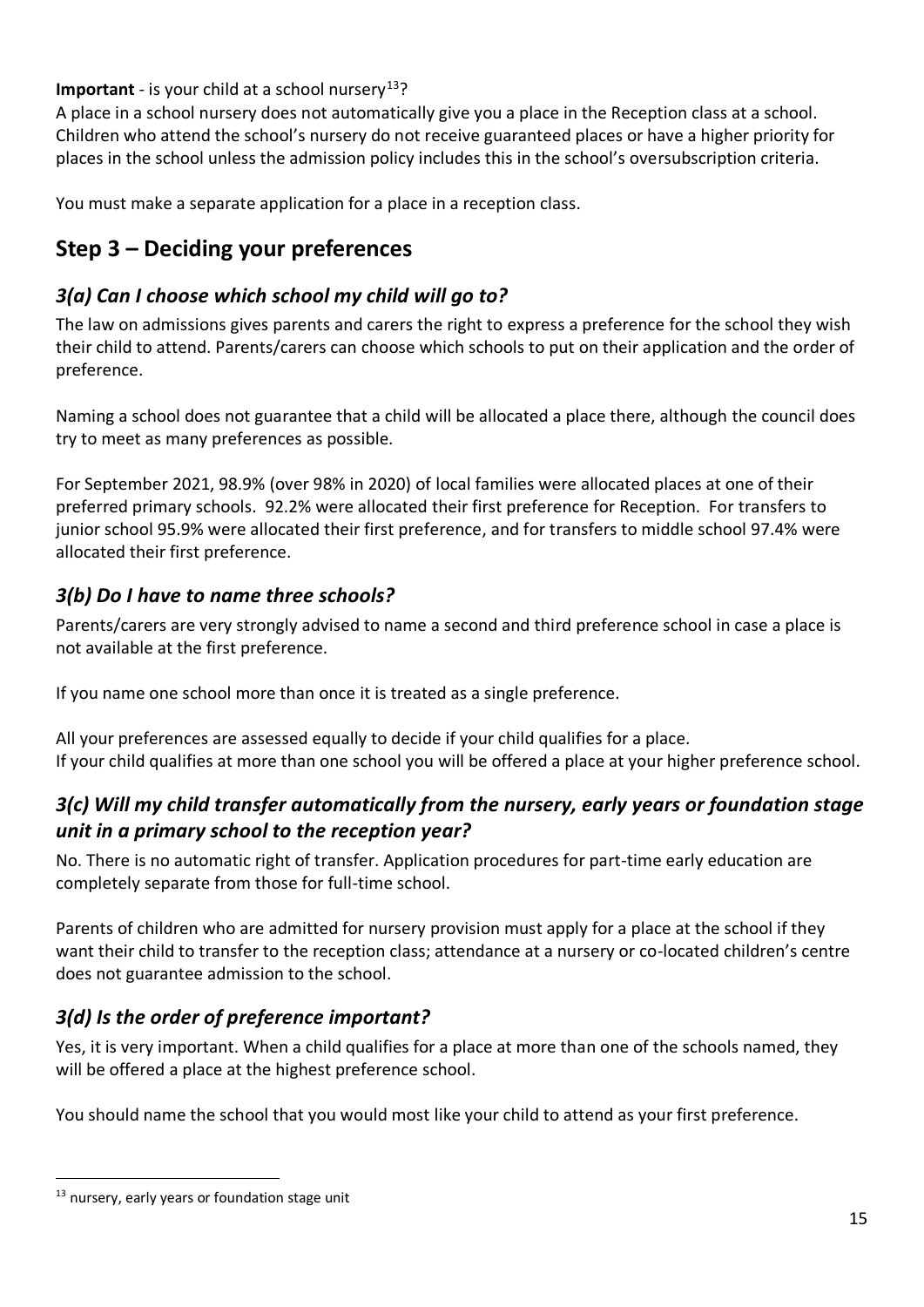**Important** - is your child at a school nursery[13]?

A place in a school nursery does not automatically give you a place in the Reception class at a school. Children who attend the school's nursery do not receive guaranteed places or have a higher priority for places in the school unless the admission policy includes this in the school's oversubscription criteria.

You must make a separate application for a place in a reception class.

## Step 3 – Deciding your preferences

### *3(a) Can I choose which school my child will go to?*

The law on admissions gives parents and carers the right to express a preference for the school they wish their child to attend. Parents/carers can choose which schools to put on their application and the order of preference.

Naming a school does not guarantee that a child will be allocated a place there, although the council does try to meet as many preferences as possible.

For September 2021, 98.9% (over 98% in 2020) of local families were allocated places at one of their preferred primary schools. 92.2% were allocated their first preference for Reception. For transfers to junior school 95.9% were allocated their first preference, and for transfers to middle school 97.4% were allocated their first preference.

### *3(b) Do I have to name three schools?*

Parents/carers are very strongly advised to name a second and third preference school in case a place is not available at the first preference.

If you name one school more than once it is treated as a single preference.

All your preferences are assessed equally to decide if your child qualifies for a place.
If your child qualifies at more than one school you will be offered a place at your higher preference school.

### *3(c) Will my child transfer automatically from the nursery, early years or foundation stage unit in a primary school to the reception year?*

No. There is no automatic right of transfer. Application procedures for part-time early education are completely separate from those for full-time school.

Parents of children who are admitted for nursery provision must apply for a place at the school if they want their child to transfer to the reception class; attendance at a nursery or co-located children's centre does not guarantee admission to the school.

### *3(d) Is the order of preference important?*

Yes, it is very important. When a child qualifies for a place at more than one of the schools named, they will be offered a place at the highest preference school.

You should name the school that you would most like your child to attend as your first preference.

[13] nursery, early years or foundation stage unit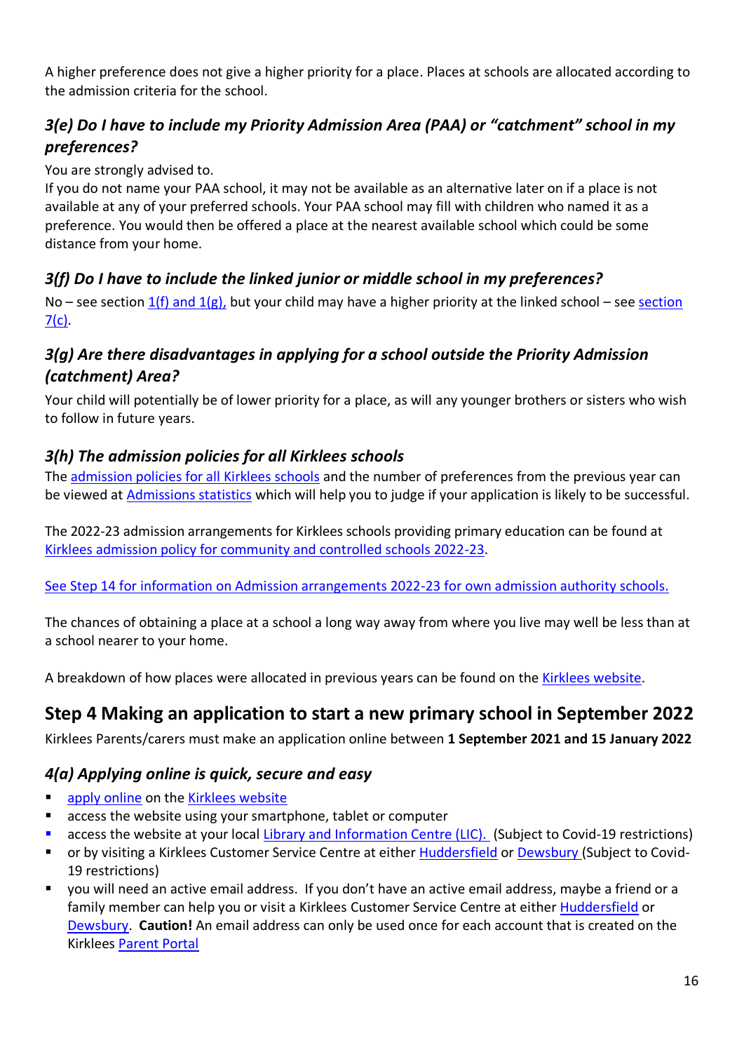A higher preference does not give a higher priority for a place. Places at schools are allocated according to the admission criteria for the school.

### *3(e) Do I have to include my Priority Admission Area (PAA) or "catchment" school in my preferences?*

You are strongly advised to.

If you do not name your PAA school, it may not be available as an alternative later on if a place is not available at any of your preferred schools. Your PAA school may fill with children who named it as a preference. You would then be offered a place at the nearest available school which could be some distance from your home.

### *3(f) Do I have to include the linked junior or middle school in my preferences?*

No – see section 1(f) and 1(g), but your child may have a higher priority at the linked school – see section 7(c).

### *3(g) Are there disadvantages in applying for a school outside the Priority Admission (catchment) Area?*

Your child will potentially be of lower priority for a place, as will any younger brothers or sisters who wish to follow in future years.

### *3(h) The admission policies for all Kirklees schools*

The admission policies for all Kirklees schools and the number of preferences from the previous year can be viewed at Admissions statistics which will help you to judge if your application is likely to be successful.

The 2022-23 admission arrangements for Kirklees schools providing primary education can be found at Kirklees admission policy for community and controlled schools 2022-23.

See Step 14 for information on Admission arrangements 2022-23 for own admission authority schools.

The chances of obtaining a place at a school a long way away from where you live may well be less than at a school nearer to your home.

A breakdown of how places were allocated in previous years can be found on the Kirklees website.

## Step 4 Making an application to start a new primary school in September 2022

Kirklees Parents/carers must make an application online between **1 September 2021 and 15 January 2022**

### *4(a) Applying online is quick, secure and easy*

- apply online on the Kirklees website
- access the website using your smartphone, tablet or computer
- access the website at your local Library and Information Centre (LIC). (Subject to Covid-19 restrictions)
- or by visiting a Kirklees Customer Service Centre at either Huddersfield or Dewsbury (Subject to Covid-19 restrictions)
- you will need an active email address. If you don't have an active email address, maybe a friend or a family member can help you or visit a Kirklees Customer Service Centre at either Huddersfield or Dewsbury. **Caution!** An email address can only be used once for each account that is created on the Kirklees Parent Portal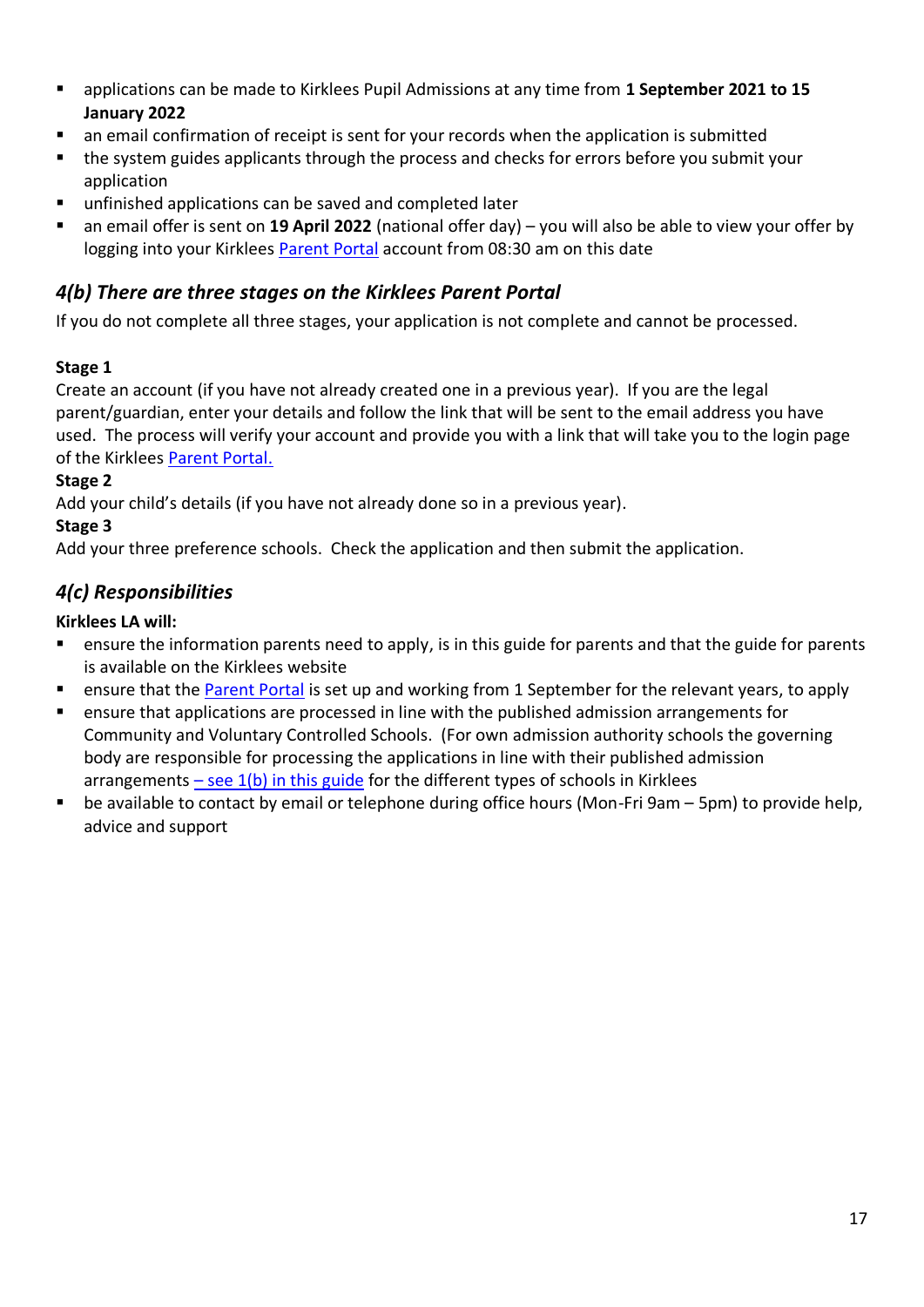- applications can be made to Kirklees Pupil Admissions at any time from **1 September 2021 to 15 January 2022**
- an email confirmation of receipt is sent for your records when the application is submitted
- the system guides applicants through the process and checks for errors before you submit your application
- unfinished applications can be saved and completed later
- an email offer is sent on **19 April 2022** (national offer day) – you will also be able to view your offer by logging into your Kirklees Parent Portal account from 08:30 am on this date

## *4(b) There are three stages on the Kirklees Parent Portal*

If you do not complete all three stages, your application is not complete and cannot be processed.

**Stage 1**
Create an account (if you have not already created one in a previous year). If you are the legal parent/guardian, enter your details and follow the link that will be sent to the email address you have used. The process will verify your account and provide you with a link that will take you to the login page of the Kirklees Parent Portal.

**Stage 2**
Add your child's details (if you have not already done so in a previous year).

**Stage 3**
Add your three preference schools. Check the application and then submit the application.

## *4(c) Responsibilities*

**Kirklees LA will:**

- ensure the information parents need to apply, is in this guide for parents and that the guide for parents is available on the Kirklees website
- ensure that the Parent Portal is set up and working from 1 September for the relevant years, to apply
- ensure that applications are processed in line with the published admission arrangements for Community and Voluntary Controlled Schools. (For own admission authority schools the governing body are responsible for processing the applications in line with their published admission arrangements – see 1(b) in this guide for the different types of schools in Kirklees
- be available to contact by email or telephone during office hours (Mon-Fri 9am – 5pm) to provide help, advice and support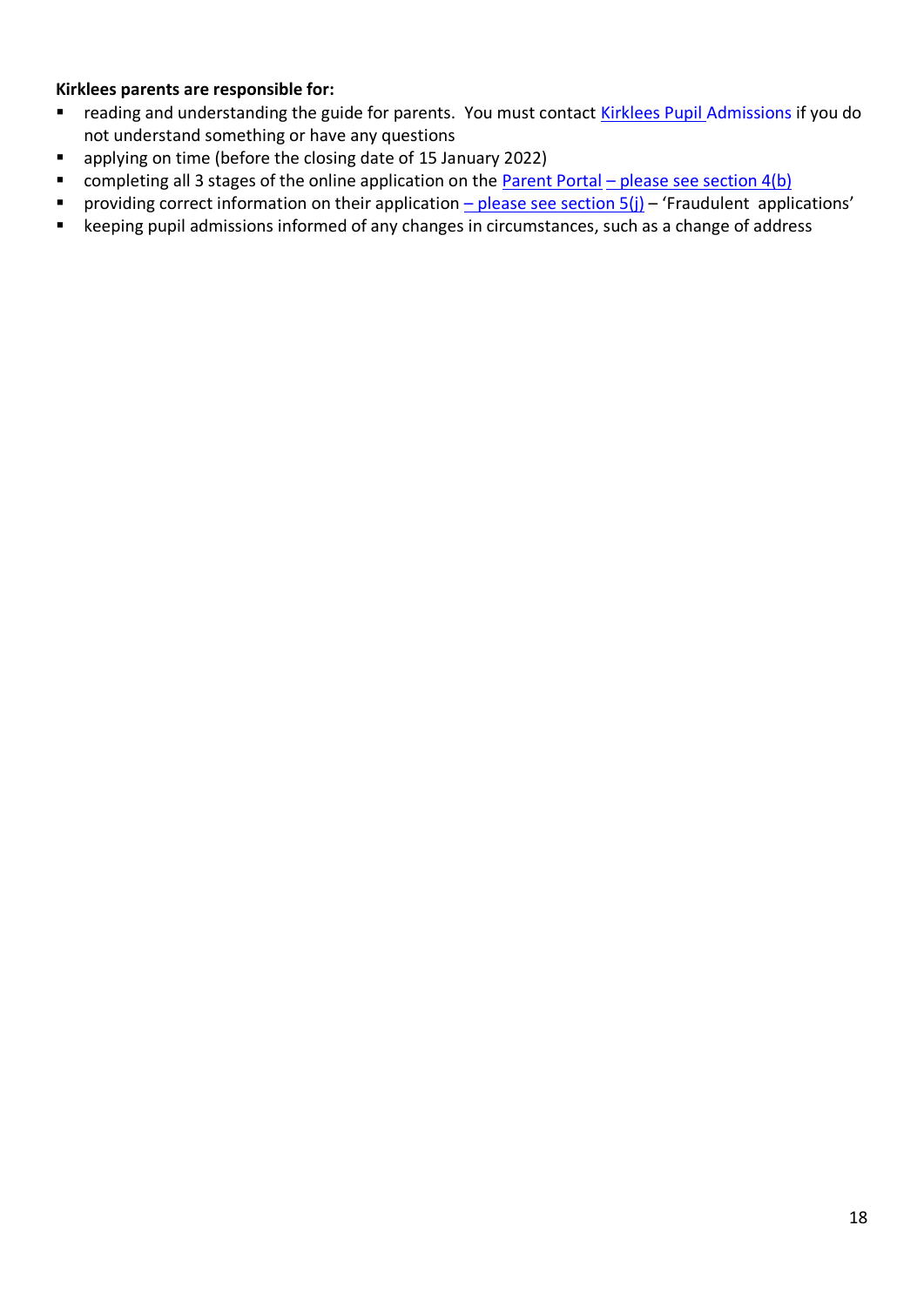**Kirklees parents are responsible for:**

- reading and understanding the guide for parents. You must contact Kirklees Pupil Admissions if you do not understand something or have any questions
- applying on time (before the closing date of 15 January 2022)
- completing all 3 stages of the online application on the Parent Portal – please see section 4(b)
- providing correct information on their application – please see section 5(j) – 'Fraudulent applications'
- keeping pupil admissions informed of any changes in circumstances, such as a change of address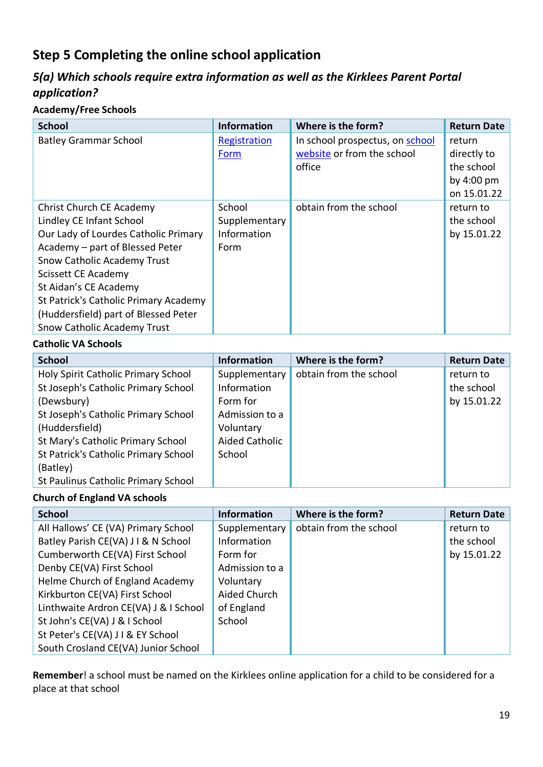## Step 5 Completing the online school application

### *5(a) Which schools require extra information as well as the Kirklees Parent Portal application?*

**Academy/Free Schools**

| School | Information | Where is the form? | Return Date |
|---|---|---|---|
| Batley Grammar School | Registration Form | In school prospectus, on school website or from the school office | return directly to the school by 4:00 pm on 15.01.22 |
| Christ Church CE Academy<br>Lindley CE Infant School<br>Our Lady of Lourdes Catholic Primary Academy – part of Blessed Peter Snow Catholic Academy Trust<br>Scissett CE Academy<br>St Aidan's CE Academy<br>St Patrick's Catholic Primary Academy (Huddersfield) part of Blessed Peter Snow Catholic Academy Trust | School Supplementary Information Form | obtain from the school | return to the school by 15.01.22 |

**Catholic VA Schools**

| School | Information | Where is the form? | Return Date |
|---|---|---|---|
| Holy Spirit Catholic Primary School<br>St Joseph's Catholic Primary School (Dewsbury)<br>St Joseph's Catholic Primary School (Huddersfield)<br>St Mary's Catholic Primary School<br>St Patrick's Catholic Primary School (Batley)<br>St Paulinus Catholic Primary School | Supplementary Information Form for Admission to a Voluntary Aided Catholic School | obtain from the school | return to the school by 15.01.22 |

**Church of England VA schools**

| School | Information | Where is the form? | Return Date |
|---|---|---|---|
| All Hallows' CE (VA) Primary School<br>Batley Parish CE(VA) J I & N School<br>Cumberworth CE(VA) First School<br>Denby CE(VA) First School<br>Helme Church of England Academy<br>Kirkburton CE(VA) First School<br>Linthwaite Ardron CE(VA) J & I School<br>St John's CE(VA) J & I School<br>St Peter's CE(VA) J I & EY School<br>South Crosland CE(VA) Junior School | Supplementary Information Form for Admission to a Voluntary Aided Church of England School | obtain from the school | return to the school by 15.01.22 |

**Remember**! a school must be named on the Kirklees online application for a child to be considered for a place at that school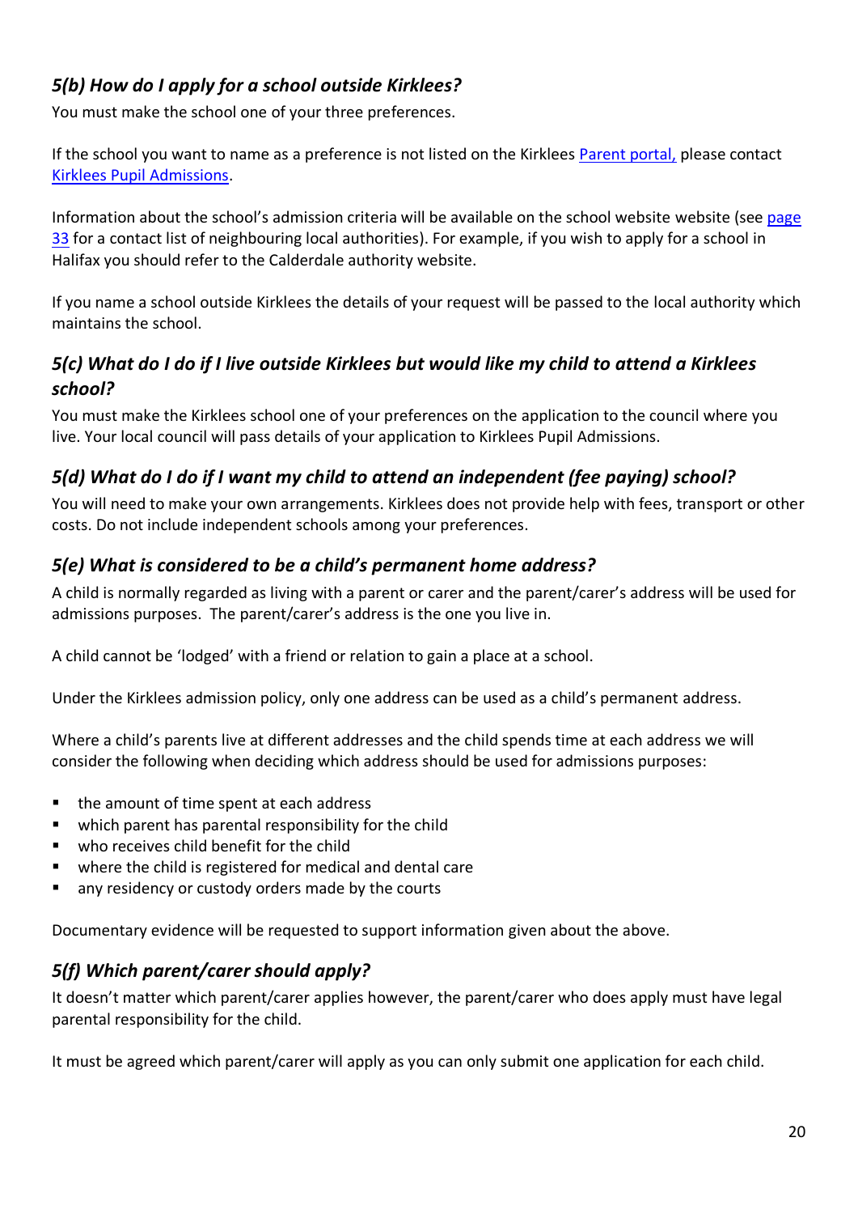### *5(b) How do I apply for a school outside Kirklees?*

You must make the school one of your three preferences.

If the school you want to name as a preference is not listed on the Kirklees Parent portal, please contact Kirklees Pupil Admissions.

Information about the school's admission criteria will be available on the school website website (see page 33 for a contact list of neighbouring local authorities). For example, if you wish to apply for a school in Halifax you should refer to the Calderdale authority website.

If you name a school outside Kirklees the details of your request will be passed to the local authority which maintains the school.

### *5(c) What do I do if I live outside Kirklees but would like my child to attend a Kirklees school?*

You must make the Kirklees school one of your preferences on the application to the council where you live. Your local council will pass details of your application to Kirklees Pupil Admissions.

### *5(d) What do I do if I want my child to attend an independent (fee paying) school?*

You will need to make your own arrangements. Kirklees does not provide help with fees, transport or other costs. Do not include independent schools among your preferences.

### *5(e) What is considered to be a child's permanent home address?*

A child is normally regarded as living with a parent or carer and the parent/carer's address will be used for admissions purposes. The parent/carer's address is the one you live in.

A child cannot be 'lodged' with a friend or relation to gain a place at a school.

Under the Kirklees admission policy, only one address can be used as a child's permanent address.

Where a child's parents live at different addresses and the child spends time at each address we will consider the following when deciding which address should be used for admissions purposes:

- the amount of time spent at each address
- which parent has parental responsibility for the child
- who receives child benefit for the child
- where the child is registered for medical and dental care
- any residency or custody orders made by the courts

Documentary evidence will be requested to support information given about the above.

### *5(f) Which parent/carer should apply?*

It doesn't matter which parent/carer applies however, the parent/carer who does apply must have legal parental responsibility for the child.

It must be agreed which parent/carer will apply as you can only submit one application for each child.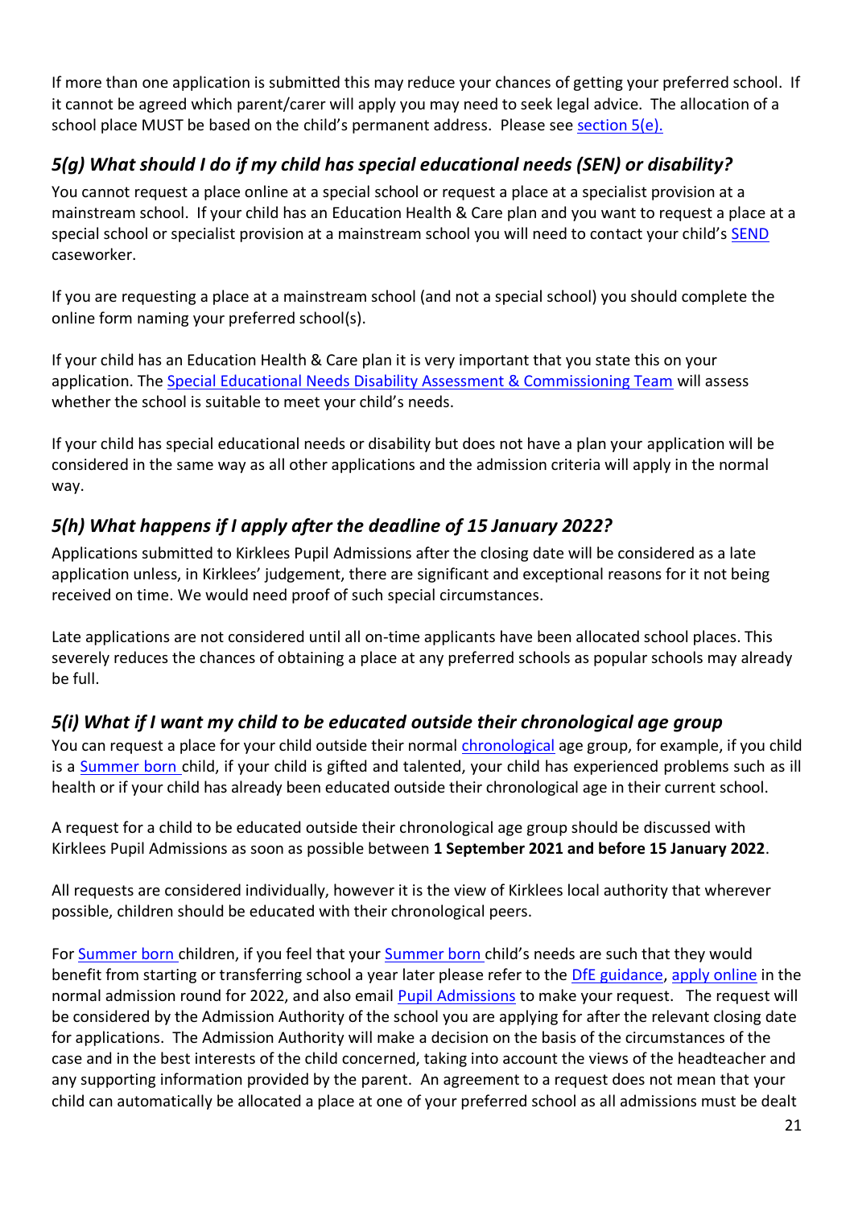If more than one application is submitted this may reduce your chances of getting your preferred school. If it cannot be agreed which parent/carer will apply you may need to seek legal advice. The allocation of a school place MUST be based on the child's permanent address. Please see section 5(e).

### *5(g) What should I do if my child has special educational needs (SEN) or disability?*

You cannot request a place online at a special school or request a place at a specialist provision at a mainstream school. If your child has an Education Health & Care plan and you want to request a place at a special school or specialist provision at a mainstream school you will need to contact your child's SEND caseworker.

If you are requesting a place at a mainstream school (and not a special school) you should complete the online form naming your preferred school(s).

If your child has an Education Health & Care plan it is very important that you state this on your application. The Special Educational Needs Disability Assessment & Commissioning Team will assess whether the school is suitable to meet your child's needs.

If your child has special educational needs or disability but does not have a plan your application will be considered in the same way as all other applications and the admission criteria will apply in the normal way.

### *5(h) What happens if I apply after the deadline of 15 January 2022?*

Applications submitted to Kirklees Pupil Admissions after the closing date will be considered as a late application unless, in Kirklees' judgement, there are significant and exceptional reasons for it not being received on time. We would need proof of such special circumstances.

Late applications are not considered until all on-time applicants have been allocated school places. This severely reduces the chances of obtaining a place at any preferred schools as popular schools may already be full.

### *5(i) What if I want my child to be educated outside their chronological age group*

You can request a place for your child outside their normal chronological age group, for example, if you child is a Summer born child, if your child is gifted and talented, your child has experienced problems such as ill health or if your child has already been educated outside their chronological age in their current school.

A request for a child to be educated outside their chronological age group should be discussed with Kirklees Pupil Admissions as soon as possible between **1 September 2021 and before 15 January 2022**.

All requests are considered individually, however it is the view of Kirklees local authority that wherever possible, children should be educated with their chronological peers.

For Summer born children, if you feel that your Summer born child's needs are such that they would benefit from starting or transferring school a year later please refer to the DfE guidance, apply online in the normal admission round for 2022, and also email Pupil Admissions to make your request. The request will be considered by the Admission Authority of the school you are applying for after the relevant closing date for applications. The Admission Authority will make a decision on the basis of the circumstances of the case and in the best interests of the child concerned, taking into account the views of the headteacher and any supporting information provided by the parent. An agreement to a request does not mean that your child can automatically be allocated a place at one of your preferred school as all admissions must be dealt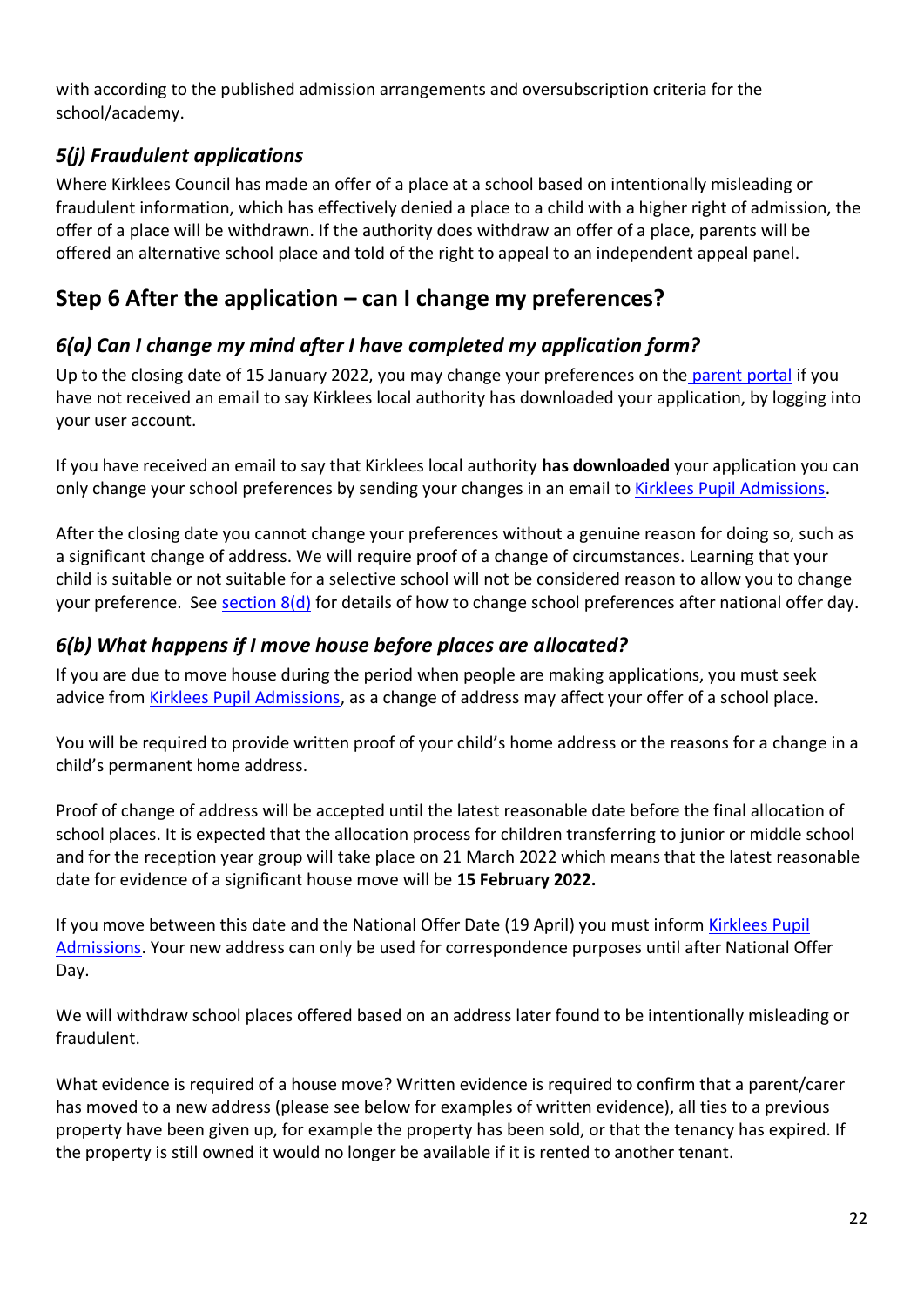with according to the published admission arrangements and oversubscription criteria for the school/academy.

### *5(j) Fraudulent applications*

Where Kirklees Council has made an offer of a place at a school based on intentionally misleading or fraudulent information, which has effectively denied a place to a child with a higher right of admission, the offer of a place will be withdrawn. If the authority does withdraw an offer of a place, parents will be offered an alternative school place and told of the right to appeal to an independent appeal panel.

## Step 6 After the application – can I change my preferences?

### *6(a) Can I change my mind after I have completed my application form?*

Up to the closing date of 15 January 2022, you may change your preferences on the parent portal if you have not received an email to say Kirklees local authority has downloaded your application, by logging into your user account.

If you have received an email to say that Kirklees local authority **has downloaded** your application you can only change your school preferences by sending your changes in an email to Kirklees Pupil Admissions.

After the closing date you cannot change your preferences without a genuine reason for doing so, such as a significant change of address. We will require proof of a change of circumstances. Learning that your child is suitable or not suitable for a selective school will not be considered reason to allow you to change your preference. See section 8(d) for details of how to change school preferences after national offer day.

### *6(b) What happens if I move house before places are allocated?*

If you are due to move house during the period when people are making applications, you must seek advice from Kirklees Pupil Admissions, as a change of address may affect your offer of a school place.

You will be required to provide written proof of your child's home address or the reasons for a change in a child's permanent home address.

Proof of change of address will be accepted until the latest reasonable date before the final allocation of school places. It is expected that the allocation process for children transferring to junior or middle school and for the reception year group will take place on 21 March 2022 which means that the latest reasonable date for evidence of a significant house move will be **15 February 2022.**

If you move between this date and the National Offer Date (19 April) you must inform Kirklees Pupil Admissions. Your new address can only be used for correspondence purposes until after National Offer Day.

We will withdraw school places offered based on an address later found to be intentionally misleading or fraudulent.

What evidence is required of a house move? Written evidence is required to confirm that a parent/carer has moved to a new address (please see below for examples of written evidence), all ties to a previous property have been given up, for example the property has been sold, or that the tenancy has expired. If the property is still owned it would no longer be available if it is rented to another tenant.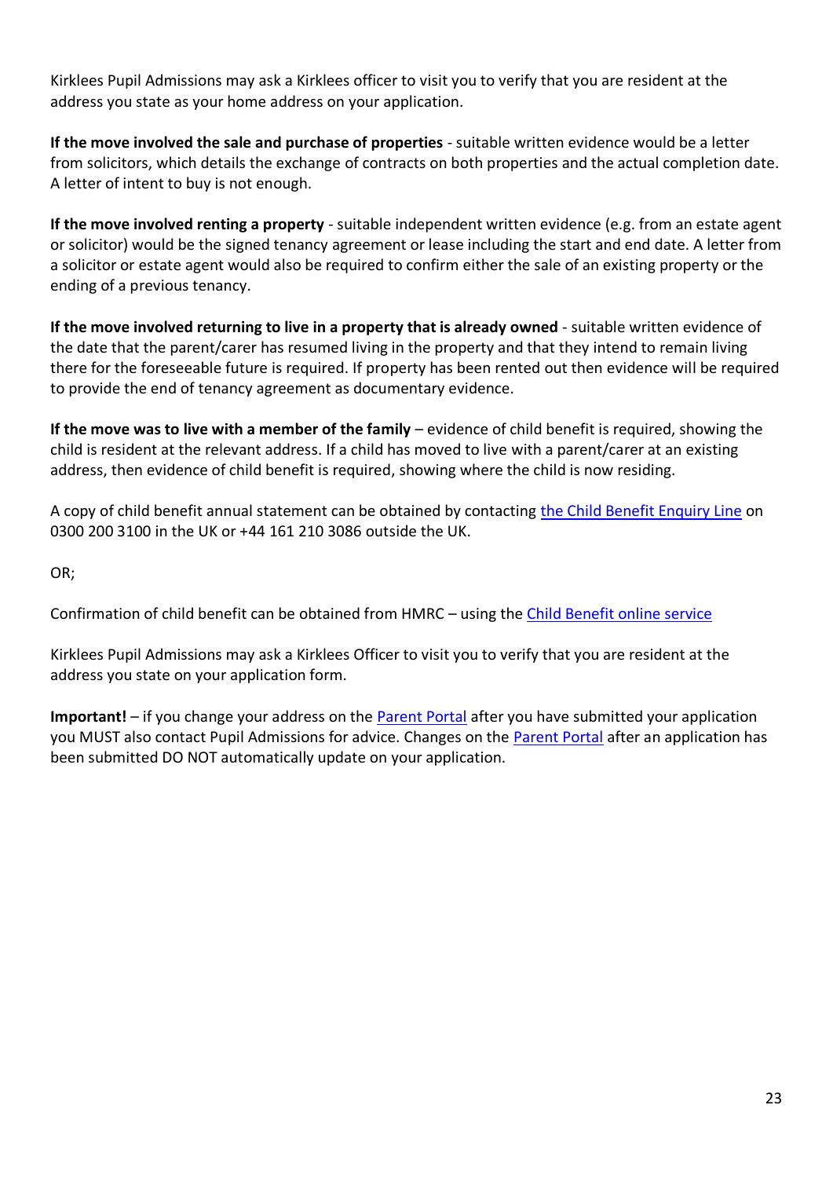Kirklees Pupil Admissions may ask a Kirklees officer to visit you to verify that you are resident at the address you state as your home address on your application.

**If the move involved the sale and purchase of properties** - suitable written evidence would be a letter from solicitors, which details the exchange of contracts on both properties and the actual completion date. A letter of intent to buy is not enough.

**If the move involved renting a property** - suitable independent written evidence (e.g. from an estate agent or solicitor) would be the signed tenancy agreement or lease including the start and end date. A letter from a solicitor or estate agent would also be required to confirm either the sale of an existing property or the ending of a previous tenancy.

**If the move involved returning to live in a property that is already owned** - suitable written evidence of the date that the parent/carer has resumed living in the property and that they intend to remain living there for the foreseeable future is required. If property has been rented out then evidence will be required to provide the end of tenancy agreement as documentary evidence.

**If the move was to live with a member of the family** – evidence of child benefit is required, showing the child is resident at the relevant address. If a child has moved to live with a parent/carer at an existing address, then evidence of child benefit is required, showing where the child is now residing.

A copy of child benefit annual statement can be obtained by contacting [the Child Benefit Enquiry Line] on 0300 200 3100 in the UK or +44 161 210 3086 outside the UK.

OR;

Confirmation of child benefit can be obtained from HMRC – using the [Child Benefit online service]

Kirklees Pupil Admissions may ask a Kirklees Officer to visit you to verify that you are resident at the address you state on your application form.

**Important!** – if you change your address on the [Parent Portal] after you have submitted your application you MUST also contact Pupil Admissions for advice. Changes on the [Parent Portal] after an application has been submitted DO NOT automatically update on your application.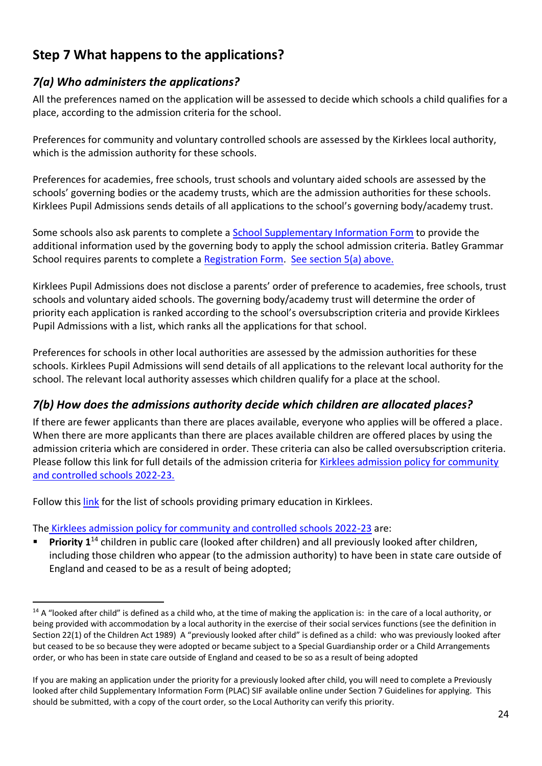## Step 7 What happens to the applications?

### *7(a) Who administers the applications?*

All the preferences named on the application will be assessed to decide which schools a child qualifies for a place, according to the admission criteria for the school.

Preferences for community and voluntary controlled schools are assessed by the Kirklees local authority, which is the admission authority for these schools.

Preferences for academies, free schools, trust schools and voluntary aided schools are assessed by the schools' governing bodies or the academy trusts, which are the admission authorities for these schools. Kirklees Pupil Admissions sends details of all applications to the school's governing body/academy trust.

Some schools also ask parents to complete a School Supplementary Information Form to provide the additional information used by the governing body to apply the school admission criteria. Batley Grammar School requires parents to complete a Registration Form. See section 5(a) above.

Kirklees Pupil Admissions does not disclose a parents' order of preference to academies, free schools, trust schools and voluntary aided schools. The governing body/academy trust will determine the order of priority each application is ranked according to the school's oversubscription criteria and provide Kirklees Pupil Admissions with a list, which ranks all the applications for that school.

Preferences for schools in other local authorities are assessed by the admission authorities for these schools. Kirklees Pupil Admissions will send details of all applications to the relevant local authority for the school. The relevant local authority assesses which children qualify for a place at the school.

### *7(b) How does the admissions authority decide which children are allocated places?*

If there are fewer applicants than there are places available, everyone who applies will be offered a place. When there are more applicants than there are places available children are offered places by using the admission criteria which are considered in order. These criteria can also be called oversubscription criteria. Please follow this link for full details of the admission criteria for Kirklees admission policy for community and controlled schools 2022-23.

Follow this link for the list of schools providing primary education in Kirklees.

The Kirklees admission policy for community and controlled schools 2022-23 are:

- **Priority 1**[14] children in public care (looked after children) and all previously looked after children, including those children who appear (to the admission authority) to have been in state care outside of England and ceased to be as a result of being adopted;

[14] A "looked after child" is defined as a child who, at the time of making the application is: in the care of a local authority, or being provided with accommodation by a local authority in the exercise of their social services functions (see the definition in Section 22(1) of the Children Act 1989) A "previously looked after child" is defined as a child: who was previously looked after but ceased to be so because they were adopted or became subject to a Special Guardianship order or a Child Arrangements order, or who has been in state care outside of England and ceased to be so as a result of being adopted

If you are making an application under the priority for a previously looked after child, you will need to complete a Previously looked after child Supplementary Information Form (PLAC) SIF available online under Section 7 Guidelines for applying. This should be submitted, with a copy of the court order, so the Local Authority can verify this priority.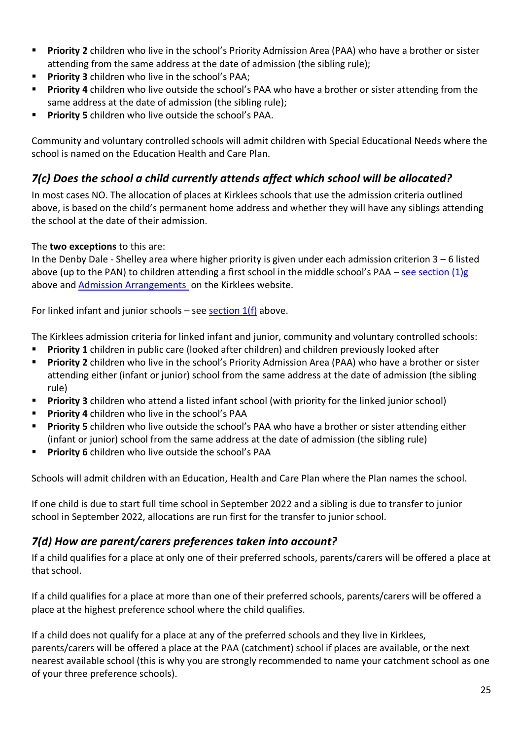- **Priority 2** children who live in the school's Priority Admission Area (PAA) who have a brother or sister attending from the same address at the date of admission (the sibling rule);
- **Priority 3** children who live in the school's PAA;
- **Priority 4** children who live outside the school's PAA who have a brother or sister attending from the same address at the date of admission (the sibling rule);
- **Priority 5** children who live outside the school's PAA.

Community and voluntary controlled schools will admit children with Special Educational Needs where the school is named on the Education Health and Care Plan.

### *7(c) Does the school a child currently attends affect which school will be allocated?*

In most cases NO. The allocation of places at Kirklees schools that use the admission criteria outlined above, is based on the child's permanent home address and whether they will have any siblings attending the school at the date of their admission.

The **two exceptions** to this are:
In the Denby Dale - Shelley area where higher priority is given under each admission criterion 3 – 6 listed above (up to the PAN) to children attending a first school in the middle school's PAA – see section (1)g above and Admission Arrangements on the Kirklees website.

For linked infant and junior schools – see section 1(f) above.

The Kirklees admission criteria for linked infant and junior, community and voluntary controlled schools:

- **Priority 1** children in public care (looked after children) and children previously looked after
- **Priority 2** children who live in the school's Priority Admission Area (PAA) who have a brother or sister attending either (infant or junior) school from the same address at the date of admission (the sibling rule)
- **Priority 3** children who attend a listed infant school (with priority for the linked junior school)
- **Priority 4** children who live in the school's PAA
- **Priority 5** children who live outside the school's PAA who have a brother or sister attending either (infant or junior) school from the same address at the date of admission (the sibling rule)
- **Priority 6** children who live outside the school's PAA

Schools will admit children with an Education, Health and Care Plan where the Plan names the school.

If one child is due to start full time school in September 2022 and a sibling is due to transfer to junior school in September 2022, allocations are run first for the transfer to junior school.

### *7(d) How are parent/carers preferences taken into account?*

If a child qualifies for a place at only one of their preferred schools, parents/carers will be offered a place at that school.

If a child qualifies for a place at more than one of their preferred schools, parents/carers will be offered a place at the highest preference school where the child qualifies.

If a child does not qualify for a place at any of the preferred schools and they live in Kirklees, parents/carers will be offered a place at the PAA (catchment) school if places are available, or the next nearest available school (this is why you are strongly recommended to name your catchment school as one of your three preference schools).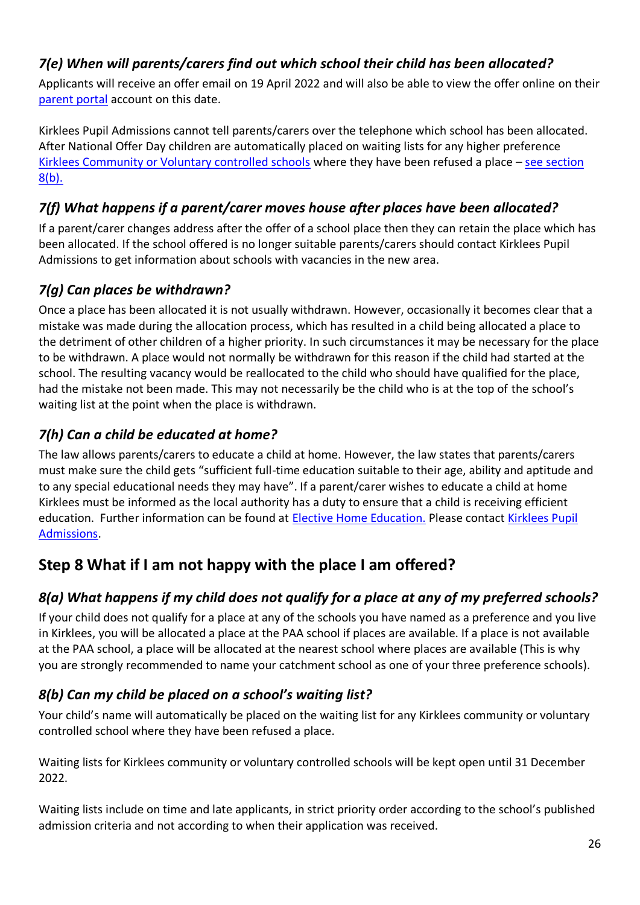### *7(e) When will parents/carers find out which school their child has been allocated?*

Applicants will receive an offer email on 19 April 2022 and will also be able to view the offer online on their parent portal account on this date.

Kirklees Pupil Admissions cannot tell parents/carers over the telephone which school has been allocated. After National Offer Day children are automatically placed on waiting lists for any higher preference Kirklees Community or Voluntary controlled schools where they have been refused a place – see section 8(b).

### *7(f) What happens if a parent/carer moves house after places have been allocated?*

If a parent/carer changes address after the offer of a school place then they can retain the place which has been allocated. If the school offered is no longer suitable parents/carers should contact Kirklees Pupil Admissions to get information about schools with vacancies in the new area.

### *7(g) Can places be withdrawn?*

Once a place has been allocated it is not usually withdrawn. However, occasionally it becomes clear that a mistake was made during the allocation process, which has resulted in a child being allocated a place to the detriment of other children of a higher priority. In such circumstances it may be necessary for the place to be withdrawn. A place would not normally be withdrawn for this reason if the child had started at the school. The resulting vacancy would be reallocated to the child who should have qualified for the place, had the mistake not been made. This may not necessarily be the child who is at the top of the school's waiting list at the point when the place is withdrawn.

### *7(h) Can a child be educated at home?*

The law allows parents/carers to educate a child at home. However, the law states that parents/carers must make sure the child gets "sufficient full-time education suitable to their age, ability and aptitude and to any special educational needs they may have". If a parent/carer wishes to educate a child at home Kirklees must be informed as the local authority has a duty to ensure that a child is receiving efficient education. Further information can be found at Elective Home Education. Please contact Kirklees Pupil Admissions.

## Step 8 What if I am not happy with the place I am offered?

### *8(a) What happens if my child does not qualify for a place at any of my preferred schools?*

If your child does not qualify for a place at any of the schools you have named as a preference and you live in Kirklees, you will be allocated a place at the PAA school if places are available. If a place is not available at the PAA school, a place will be allocated at the nearest school where places are available (This is why you are strongly recommended to name your catchment school as one of your three preference schools).

### *8(b) Can my child be placed on a school's waiting list?*

Your child's name will automatically be placed on the waiting list for any Kirklees community or voluntary controlled school where they have been refused a place.

Waiting lists for Kirklees community or voluntary controlled schools will be kept open until 31 December 2022.

Waiting lists include on time and late applicants, in strict priority order according to the school's published admission criteria and not according to when their application was received.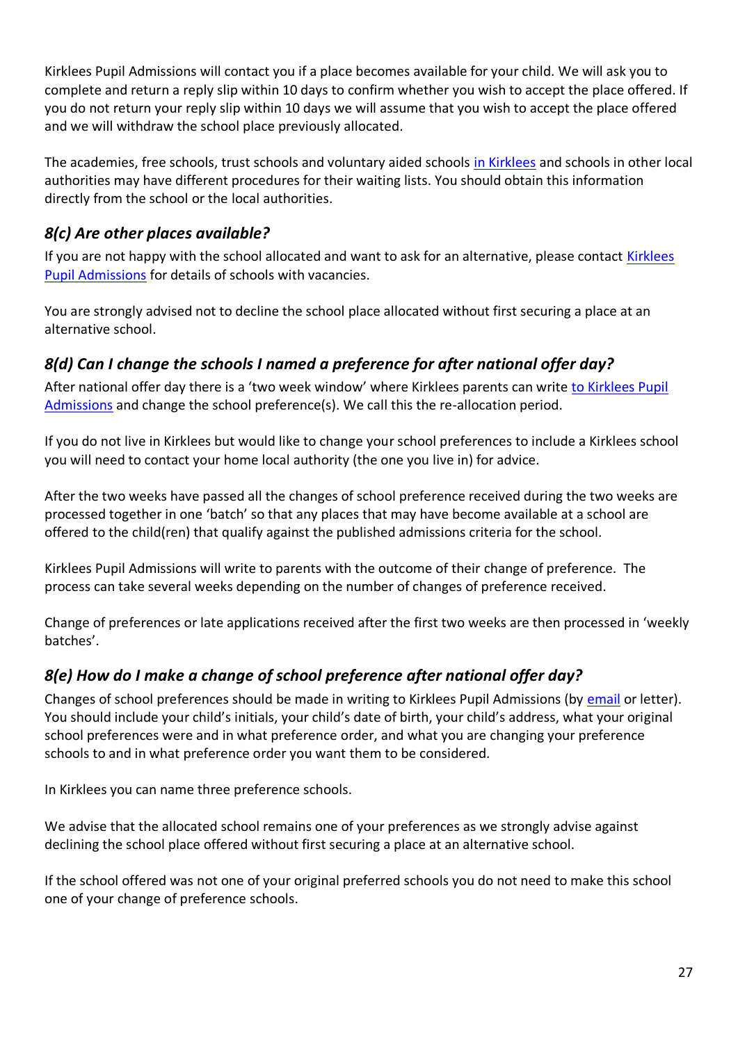Kirklees Pupil Admissions will contact you if a place becomes available for your child. We will ask you to complete and return a reply slip within 10 days to confirm whether you wish to accept the place offered. If you do not return your reply slip within 10 days we will assume that you wish to accept the place offered and we will withdraw the school place previously allocated.

The academies, free schools, trust schools and voluntary aided schools [in Kirklees] and schools in other local authorities may have different procedures for their waiting lists. You should obtain this information directly from the school or the local authorities.

### *8(c) Are other places available?*

If you are not happy with the school allocated and want to ask for an alternative, please contact [Kirklees Pupil Admissions] for details of schools with vacancies.

You are strongly advised not to decline the school place allocated without first securing a place at an alternative school.

### *8(d) Can I change the schools I named a preference for after national offer day?*

After national offer day there is a 'two week window' where Kirklees parents can write [to Kirklees Pupil Admissions] and change the school preference(s). We call this the re-allocation period.

If you do not live in Kirklees but would like to change your school preferences to include a Kirklees school you will need to contact your home local authority (the one you live in) for advice.

After the two weeks have passed all the changes of school preference received during the two weeks are processed together in one 'batch' so that any places that may have become available at a school are offered to the child(ren) that qualify against the published admissions criteria for the school.

Kirklees Pupil Admissions will write to parents with the outcome of their change of preference. The process can take several weeks depending on the number of changes of preference received.

Change of preferences or late applications received after the first two weeks are then processed in 'weekly batches'.

### *8(e) How do I make a change of school preference after national offer day?*

Changes of school preferences should be made in writing to Kirklees Pupil Admissions (by [email] or letter). You should include your child's initials, your child's date of birth, your child's address, what your original school preferences were and in what preference order, and what you are changing your preference schools to and in what preference order you want them to be considered.

In Kirklees you can name three preference schools.

We advise that the allocated school remains one of your preferences as we strongly advise against declining the school place offered without first securing a place at an alternative school.

If the school offered was not one of your original preferred schools you do not need to make this school one of your change of preference schools.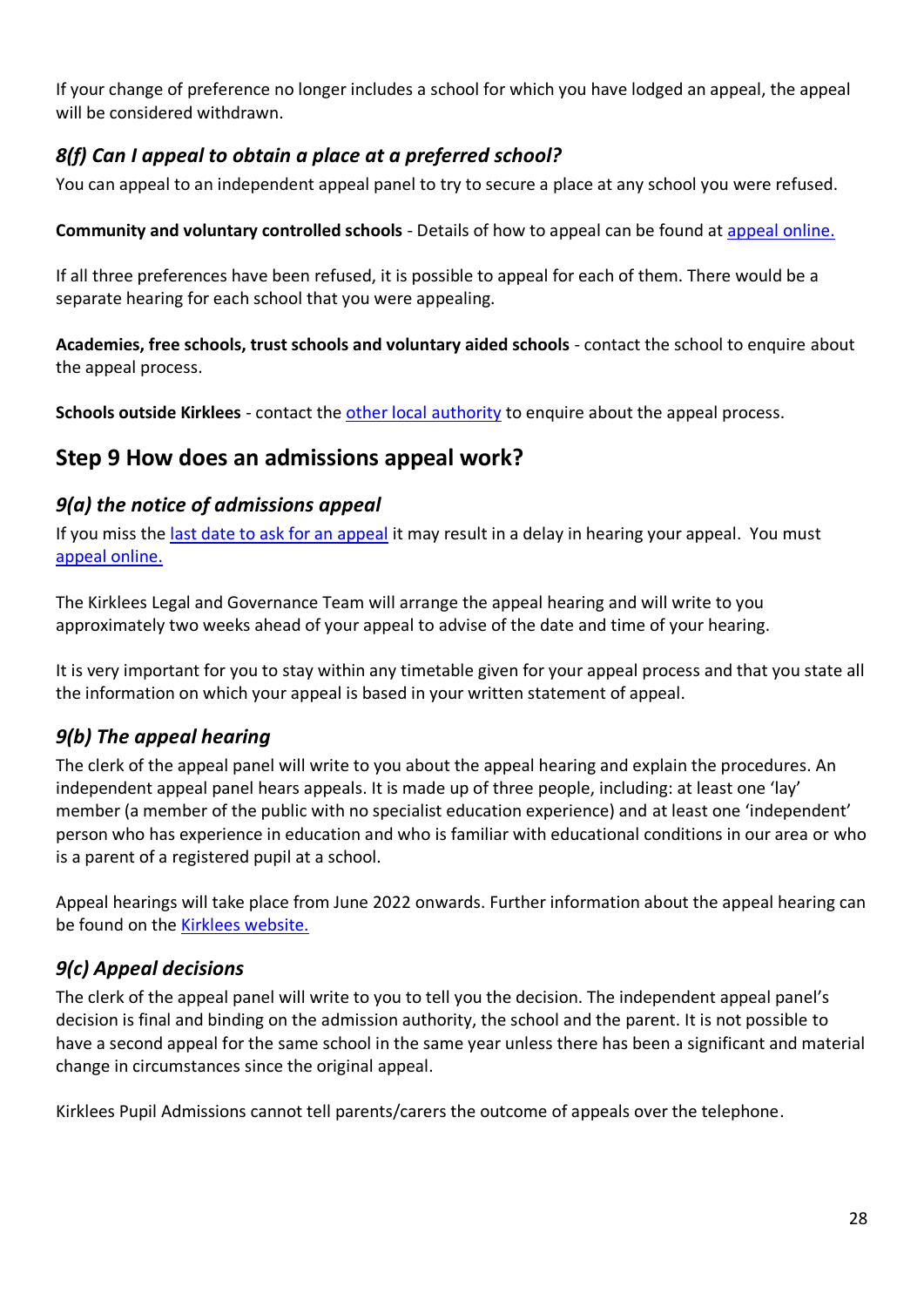If your change of preference no longer includes a school for which you have lodged an appeal, the appeal will be considered withdrawn.

### *8(f) Can I appeal to obtain a place at a preferred school?*

You can appeal to an independent appeal panel to try to secure a place at any school you were refused.

**Community and voluntary controlled schools** - Details of how to appeal can be found at appeal online.

If all three preferences have been refused, it is possible to appeal for each of them. There would be a separate hearing for each school that you were appealing.

**Academies, free schools, trust schools and voluntary aided schools** - contact the school to enquire about the appeal process.

**Schools outside Kirklees** - contact the other local authority to enquire about the appeal process.

## Step 9 How does an admissions appeal work?

### *9(a) the notice of admissions appeal*

If you miss the last date to ask for an appeal it may result in a delay in hearing your appeal. You must appeal online.

The Kirklees Legal and Governance Team will arrange the appeal hearing and will write to you approximately two weeks ahead of your appeal to advise of the date and time of your hearing.

It is very important for you to stay within any timetable given for your appeal process and that you state all the information on which your appeal is based in your written statement of appeal.

### *9(b) The appeal hearing*

The clerk of the appeal panel will write to you about the appeal hearing and explain the procedures. An independent appeal panel hears appeals. It is made up of three people, including: at least one 'lay' member (a member of the public with no specialist education experience) and at least one 'independent' person who has experience in education and who is familiar with educational conditions in our area or who is a parent of a registered pupil at a school.

Appeal hearings will take place from June 2022 onwards. Further information about the appeal hearing can be found on the Kirklees website.

### *9(c) Appeal decisions*

The clerk of the appeal panel will write to you to tell you the decision. The independent appeal panel's decision is final and binding on the admission authority, the school and the parent. It is not possible to have a second appeal for the same school in the same year unless there has been a significant and material change in circumstances since the original appeal.

Kirklees Pupil Admissions cannot tell parents/carers the outcome of appeals over the telephone.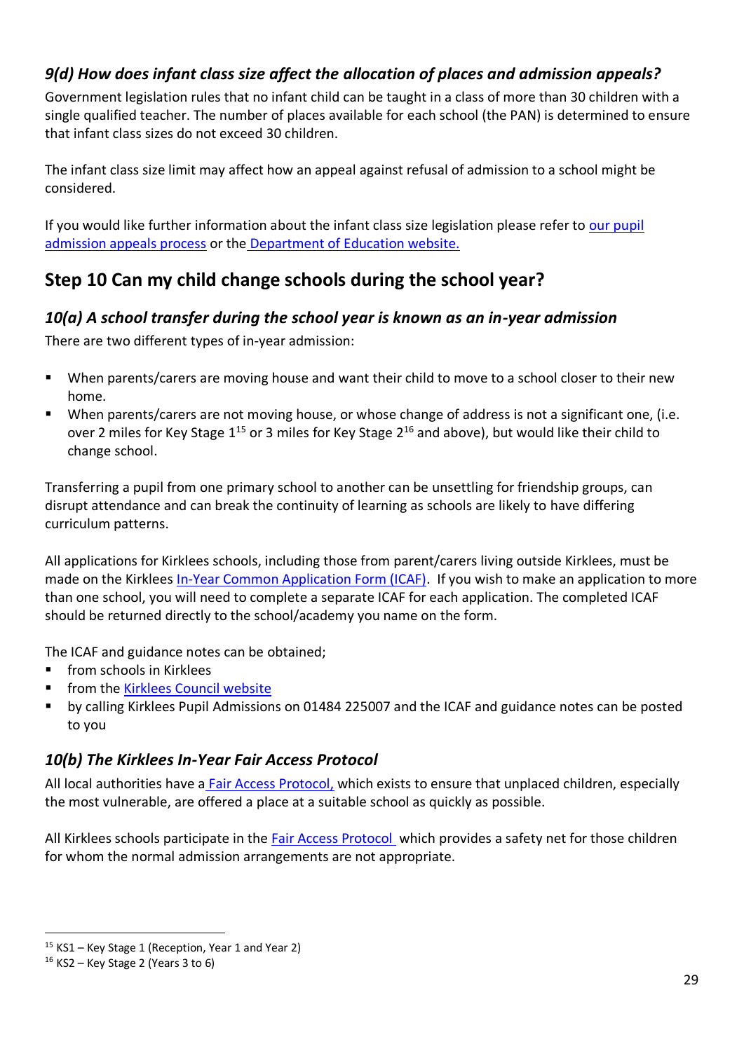### *9(d) How does infant class size affect the allocation of places and admission appeals?*

Government legislation rules that no infant child can be taught in a class of more than 30 children with a single qualified teacher. The number of places available for each school (the PAN) is determined to ensure that infant class sizes do not exceed 30 children.

The infant class size limit may affect how an appeal against refusal of admission to a school might be considered.

If you would like further information about the infant class size legislation please refer to our pupil admission appeals process or the Department of Education website.

## Step 10 Can my child change schools during the school year?

### *10(a) A school transfer during the school year is known as an in-year admission*

There are two different types of in-year admission:

- When parents/carers are moving house and want their child to move to a school closer to their new home.
- When parents/carers are not moving house, or whose change of address is not a significant one, (i.e. over 2 miles for Key Stage 1[15] or 3 miles for Key Stage 2[16] and above), but would like their child to change school.

Transferring a pupil from one primary school to another can be unsettling for friendship groups, can disrupt attendance and can break the continuity of learning as schools are likely to have differing curriculum patterns.

All applications for Kirklees schools, including those from parent/carers living outside Kirklees, must be made on the Kirklees In-Year Common Application Form (ICAF). If you wish to make an application to more than one school, you will need to complete a separate ICAF for each application. The completed ICAF should be returned directly to the school/academy you name on the form.

The ICAF and guidance notes can be obtained;

- from schools in Kirklees
- from the Kirklees Council website
- by calling Kirklees Pupil Admissions on 01484 225007 and the ICAF and guidance notes can be posted to you

### *10(b) The Kirklees In-Year Fair Access Protocol*

All local authorities have a Fair Access Protocol, which exists to ensure that unplaced children, especially the most vulnerable, are offered a place at a suitable school as quickly as possible.

All Kirklees schools participate in the Fair Access Protocol which provides a safety net for those children for whom the normal admission arrangements are not appropriate.

---

[15] KS1 – Key Stage 1 (Reception, Year 1 and Year 2)

[16] KS2 – Key Stage 2 (Years 3 to 6)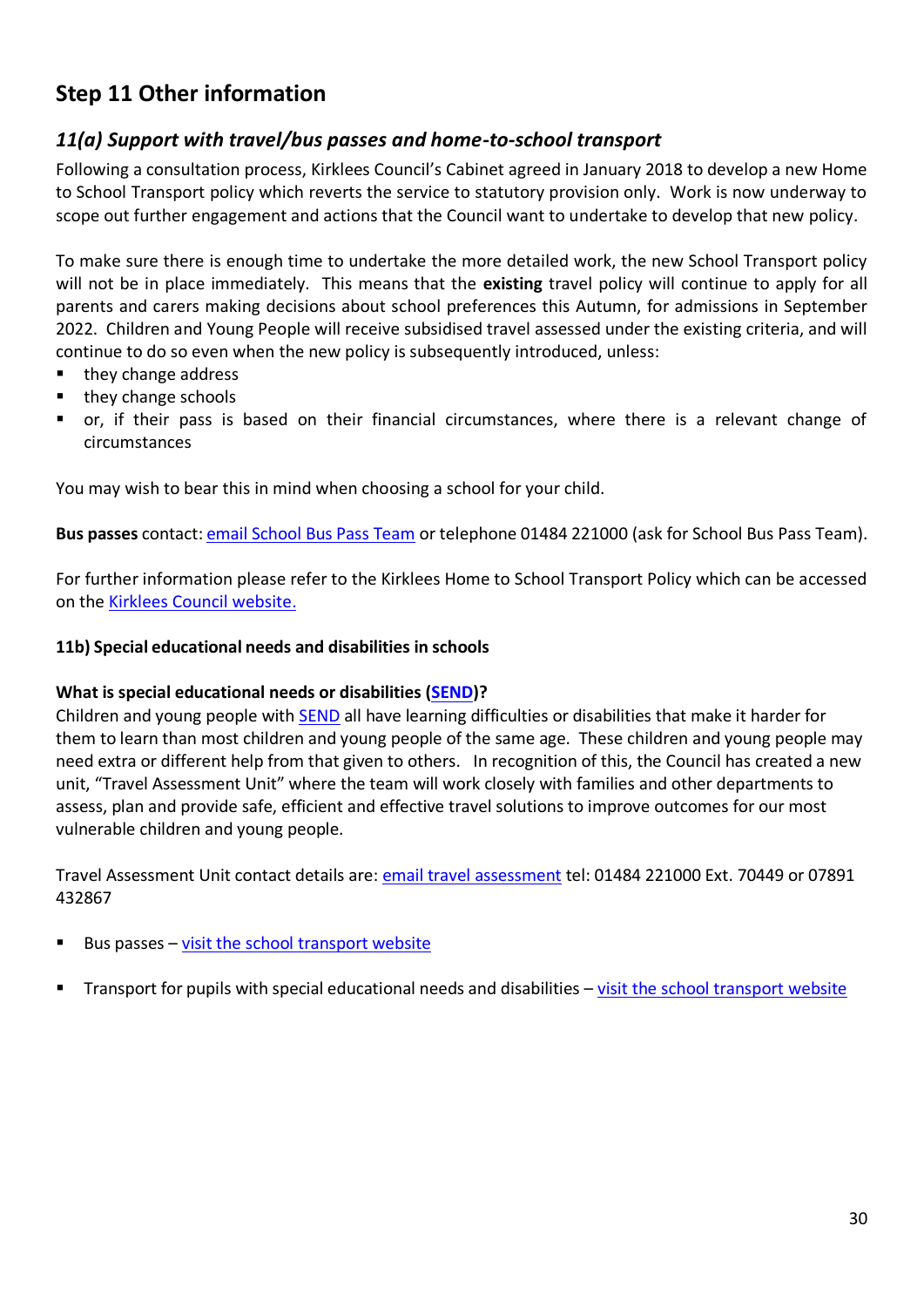## Step 11 Other information

### *11(a) Support with travel/bus passes and home-to-school transport*

Following a consultation process, Kirklees Council's Cabinet agreed in January 2018 to develop a new Home to School Transport policy which reverts the service to statutory provision only. Work is now underway to scope out further engagement and actions that the Council want to undertake to develop that new policy.

To make sure there is enough time to undertake the more detailed work, the new School Transport policy will not be in place immediately. This means that the **existing** travel policy will continue to apply for all parents and carers making decisions about school preferences this Autumn, for admissions in September 2022. Children and Young People will receive subsidised travel assessed under the existing criteria, and will continue to do so even when the new policy is subsequently introduced, unless:

- they change address
- they change schools
- or, if their pass is based on their financial circumstances, where there is a relevant change of circumstances

You may wish to bear this in mind when choosing a school for your child.

**Bus passes** contact: email School Bus Pass Team or telephone 01484 221000 (ask for School Bus Pass Team).

For further information please refer to the Kirklees Home to School Transport Policy which can be accessed on the Kirklees Council website.

**11b) Special educational needs and disabilities in schools**

**What is special educational needs or disabilities (SEND)?**

Children and young people with SEND all have learning difficulties or disabilities that make it harder for them to learn than most children and young people of the same age. These children and young people may need extra or different help from that given to others. In recognition of this, the Council has created a new unit, "Travel Assessment Unit" where the team will work closely with families and other departments to assess, plan and provide safe, efficient and effective travel solutions to improve outcomes for our most vulnerable children and young people.

Travel Assessment Unit contact details are: email travel assessment tel: 01484 221000 Ext. 70449 or 07891 432867

- Bus passes – visit the school transport website
- Transport for pupils with special educational needs and disabilities – visit the school transport website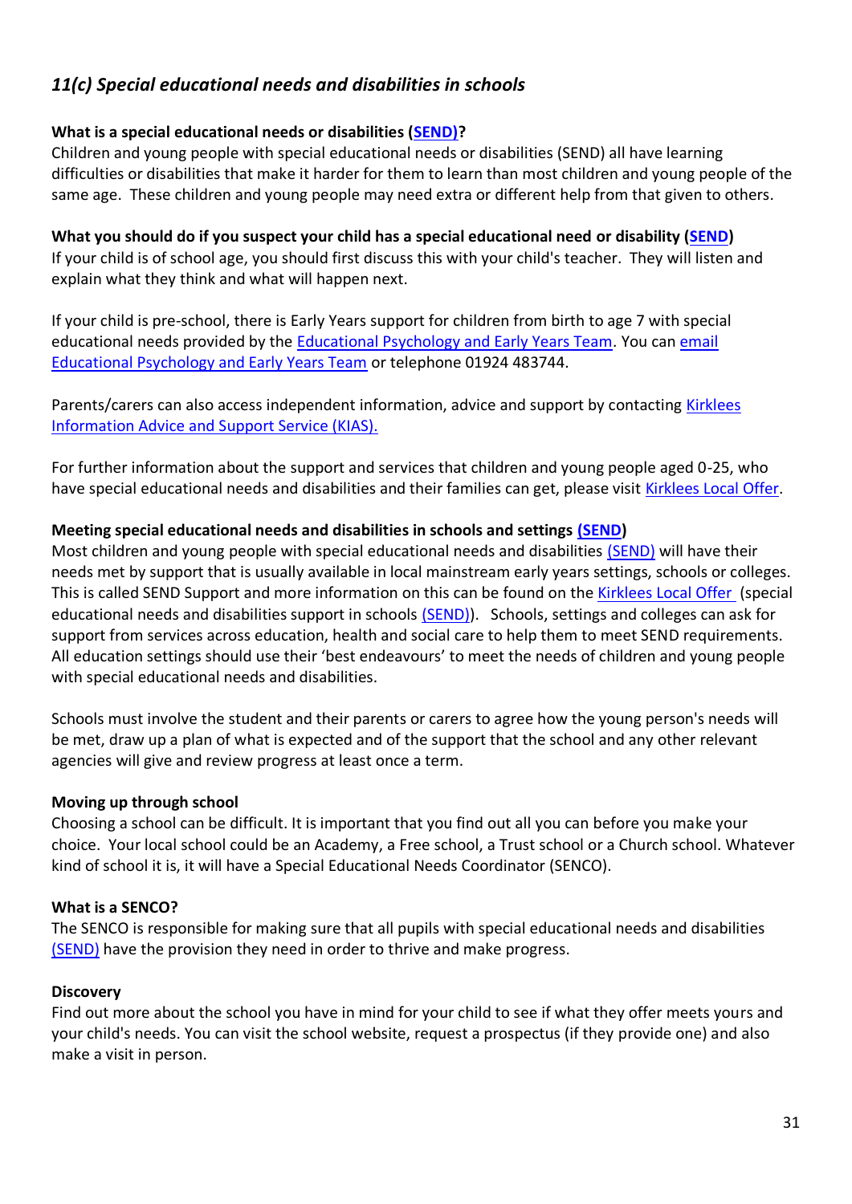## *11(c) Special educational needs and disabilities in schools*

**What is a special educational needs or disabilities (SEND)?**
Children and young people with special educational needs or disabilities (SEND) all have learning difficulties or disabilities that make it harder for them to learn than most children and young people of the same age. These children and young people may need extra or different help from that given to others.

**What you should do if you suspect your child has a special educational need or disability (SEND)**
If your child is of school age, you should first discuss this with your child's teacher. They will listen and explain what they think and what will happen next.

If your child is pre-school, there is Early Years support for children from birth to age 7 with special educational needs provided by the Educational Psychology and Early Years Team. You can email Educational Psychology and Early Years Team or telephone 01924 483744.

Parents/carers can also access independent information, advice and support by contacting Kirklees Information Advice and Support Service (KIAS).

For further information about the support and services that children and young people aged 0-25, who have special educational needs and disabilities and their families can get, please visit Kirklees Local Offer.

**Meeting special educational needs and disabilities in schools and settings (SEND)**
Most children and young people with special educational needs and disabilities (SEND) will have their needs met by support that is usually available in local mainstream early years settings, schools or colleges. This is called SEND Support and more information on this can be found on the Kirklees Local Offer (special educational needs and disabilities support in schools (SEND)). Schools, settings and colleges can ask for support from services across education, health and social care to help them to meet SEND requirements. All education settings should use their 'best endeavours' to meet the needs of children and young people with special educational needs and disabilities.

Schools must involve the student and their parents or carers to agree how the young person's needs will be met, draw up a plan of what is expected and of the support that the school and any other relevant agencies will give and review progress at least once a term.

**Moving up through school**
Choosing a school can be difficult. It is important that you find out all you can before you make your choice. Your local school could be an Academy, a Free school, a Trust school or a Church school. Whatever kind of school it is, it will have a Special Educational Needs Coordinator (SENCO).

**What is a SENCO?**
The SENCO is responsible for making sure that all pupils with special educational needs and disabilities (SEND) have the provision they need in order to thrive and make progress.

**Discovery**
Find out more about the school you have in mind for your child to see if what they offer meets yours and your child's needs. You can visit the school website, request a prospectus (if they provide one) and also make a visit in person.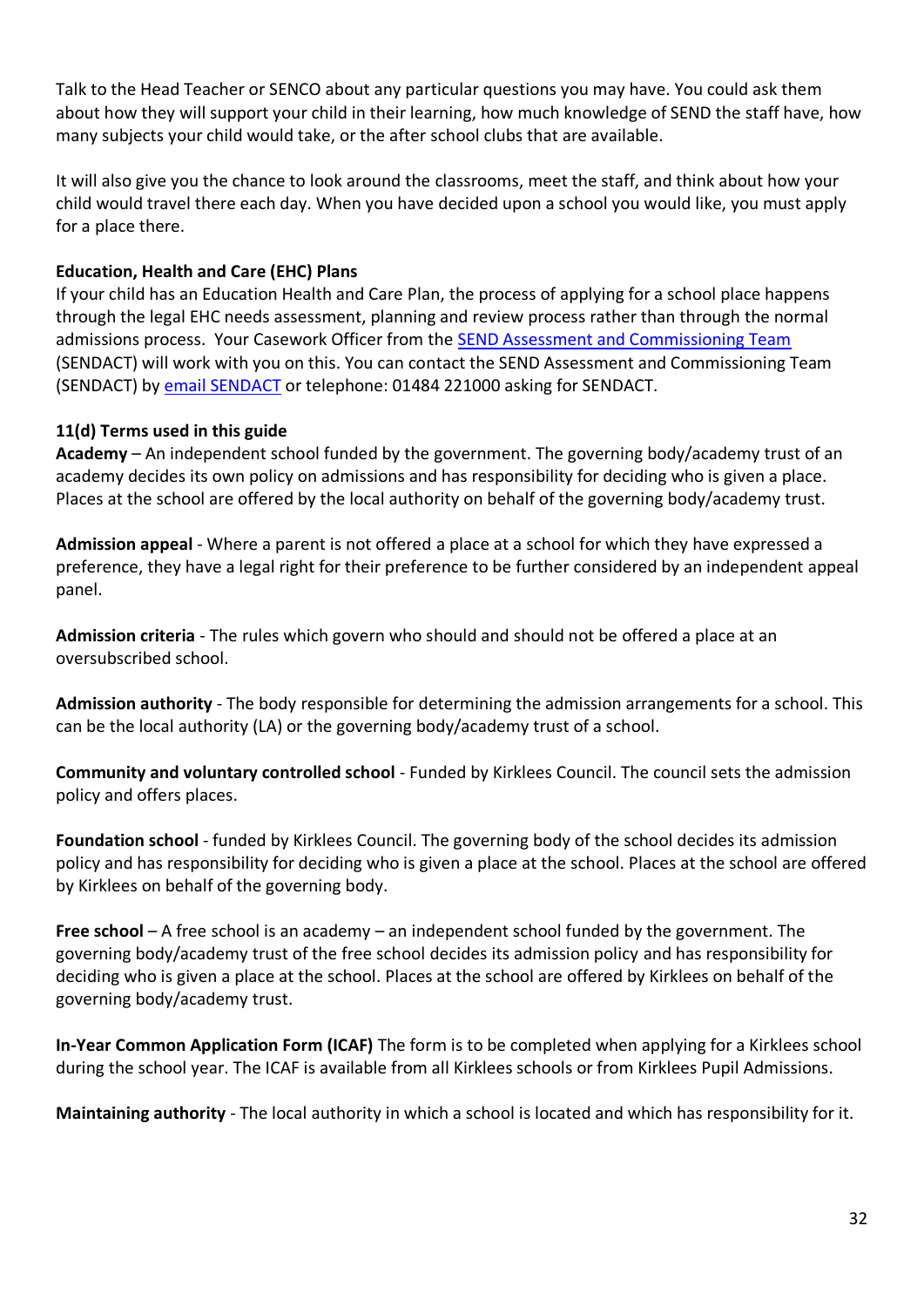Talk to the Head Teacher or SENCO about any particular questions you may have. You could ask them about how they will support your child in their learning, how much knowledge of SEND the staff have, how many subjects your child would take, or the after school clubs that are available.

It will also give you the chance to look around the classrooms, meet the staff, and think about how your child would travel there each day. When you have decided upon a school you would like, you must apply for a place there.

**Education, Health and Care (EHC) Plans**

If your child has an Education Health and Care Plan, the process of applying for a school place happens through the legal EHC needs assessment, planning and review process rather than through the normal admissions process. Your Casework Officer from the SEND Assessment and Commissioning Team (SENDACT) will work with you on this. You can contact the SEND Assessment and Commissioning Team (SENDACT) by email SENDACT or telephone: 01484 221000 asking for SENDACT.

**11(d) Terms used in this guide**

**Academy** – An independent school funded by the government. The governing body/academy trust of an academy decides its own policy on admissions and has responsibility for deciding who is given a place. Places at the school are offered by the local authority on behalf of the governing body/academy trust.

**Admission appeal** - Where a parent is not offered a place at a school for which they have expressed a preference, they have a legal right for their preference to be further considered by an independent appeal panel.

**Admission criteria** - The rules which govern who should and should not be offered a place at an oversubscribed school.

**Admission authority** - The body responsible for determining the admission arrangements for a school. This can be the local authority (LA) or the governing body/academy trust of a school.

**Community and voluntary controlled school** - Funded by Kirklees Council. The council sets the admission policy and offers places.

**Foundation school** - funded by Kirklees Council. The governing body of the school decides its admission policy and has responsibility for deciding who is given a place at the school. Places at the school are offered by Kirklees on behalf of the governing body.

**Free school** – A free school is an academy – an independent school funded by the government. The governing body/academy trust of the free school decides its admission policy and has responsibility for deciding who is given a place at the school. Places at the school are offered by Kirklees on behalf of the governing body/academy trust.

**In-Year Common Application Form (ICAF)** The form is to be completed when applying for a Kirklees school during the school year. The ICAF is available from all Kirklees schools or from Kirklees Pupil Admissions.

**Maintaining authority** - The local authority in which a school is located and which has responsibility for it.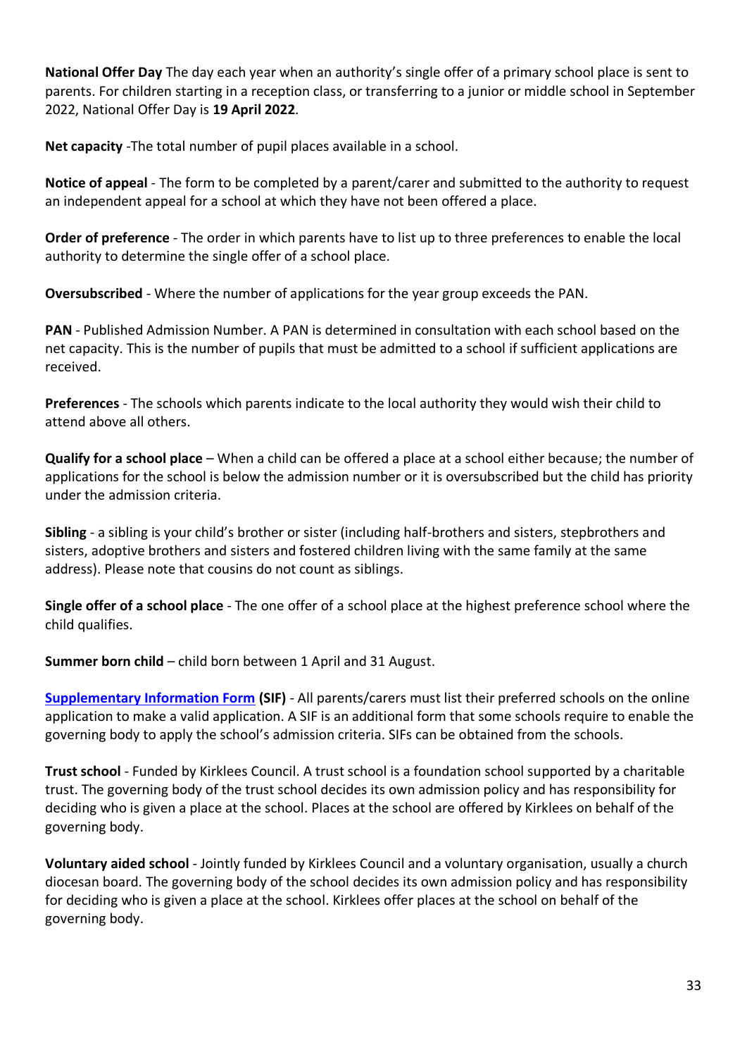**National Offer Day** The day each year when an authority's single offer of a primary school place is sent to parents. For children starting in a reception class, or transferring to a junior or middle school in September 2022, National Offer Day is **19 April 2022**.

**Net capacity** -The total number of pupil places available in a school.

**Notice of appeal** - The form to be completed by a parent/carer and submitted to the authority to request an independent appeal for a school at which they have not been offered a place.

**Order of preference** - The order in which parents have to list up to three preferences to enable the local authority to determine the single offer of a school place.

**Oversubscribed** - Where the number of applications for the year group exceeds the PAN.

**PAN** - Published Admission Number. A PAN is determined in consultation with each school based on the net capacity. This is the number of pupils that must be admitted to a school if sufficient applications are received.

**Preferences** - The schools which parents indicate to the local authority they would wish their child to attend above all others.

**Qualify for a school place** – When a child can be offered a place at a school either because; the number of applications for the school is below the admission number or it is oversubscribed but the child has priority under the admission criteria.

**Sibling** - a sibling is your child's brother or sister (including half-brothers and sisters, stepbrothers and sisters, adoptive brothers and sisters and fostered children living with the same family at the same address). Please note that cousins do not count as siblings.

**Single offer of a school place** - The one offer of a school place at the highest preference school where the child qualifies.

**Summer born child** – child born between 1 April and 31 August.

**Supplementary Information Form (SIF)** - All parents/carers must list their preferred schools on the online application to make a valid application. A SIF is an additional form that some schools require to enable the governing body to apply the school's admission criteria. SIFs can be obtained from the schools.

**Trust school** - Funded by Kirklees Council. A trust school is a foundation school supported by a charitable trust. The governing body of the trust school decides its own admission policy and has responsibility for deciding who is given a place at the school. Places at the school are offered by Kirklees on behalf of the governing body.

**Voluntary aided school** - Jointly funded by Kirklees Council and a voluntary organisation, usually a church diocesan board. The governing body of the school decides its own admission policy and has responsibility for deciding who is given a place at the school. Kirklees offer places at the school on behalf of the governing body.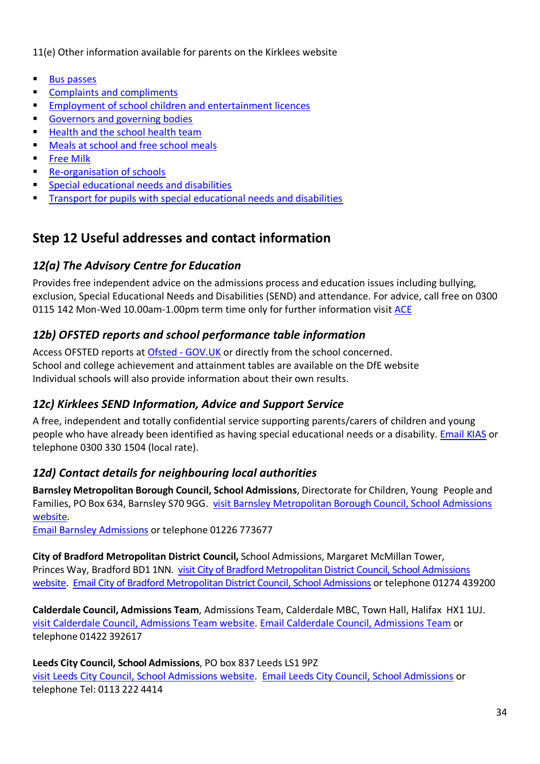11(e) Other information available for parents on the Kirklees website

- Bus passes
- Complaints and compliments
- Employment of school children and entertainment licences
- Governors and governing bodies
- Health and the school health team
- Meals at school and free school meals
- Free Milk
- Re-organisation of schools
- Special educational needs and disabilities
- Transport for pupils with special educational needs and disabilities

## Step 12 Useful addresses and contact information

### *12(a) The Advisory Centre for Education*

Provides free independent advice on the admissions process and education issues including bullying, exclusion, Special Educational Needs and Disabilities (SEND) and attendance. For advice, call free on 0300 0115 142 Mon-Wed 10.00am-1.00pm term time only for further information visit ACE

### *12b) OFSTED reports and school performance table information*

Access OFSTED reports at Ofsted - GOV.UK or directly from the school concerned.
School and college achievement and attainment tables are available on the DfE website
Individual schools will also provide information about their own results.

### *12c) Kirklees SEND Information, Advice and Support Service*

A free, independent and totally confidential service supporting parents/carers of children and young people who have already been identified as having special educational needs or a disability. Email KIAS or telephone 0300 330 1504 (local rate).

### *12d) Contact details for neighbouring local authorities*

**Barnsley Metropolitan Borough Council, School Admissions**, Directorate for Children, Young People and Families, PO Box 634, Barnsley S70 9GG. visit Barnsley Metropolitan Borough Council, School Admissions website.
Email Barnsley Admissions or telephone 01226 773677

**City of Bradford Metropolitan District Council,** School Admissions, Margaret McMillan Tower, Princes Way, Bradford BD1 1NN. visit City of Bradford Metropolitan District Council, School Admissions website. Email City of Bradford Metropolitan District Council, School Admissions or telephone 01274 439200

**Calderdale Council, Admissions Team**, Admissions Team, Calderdale MBC, Town Hall, Halifax HX1 1UJ. visit Calderdale Council, Admissions Team website. Email Calderdale Council, Admissions Team or telephone 01422 392617

**Leeds City Council, School Admissions**, PO box 837 Leeds LS1 9PZ
visit Leeds City Council, School Admissions website. Email Leeds City Council, School Admissions or telephone Tel: 0113 222 4414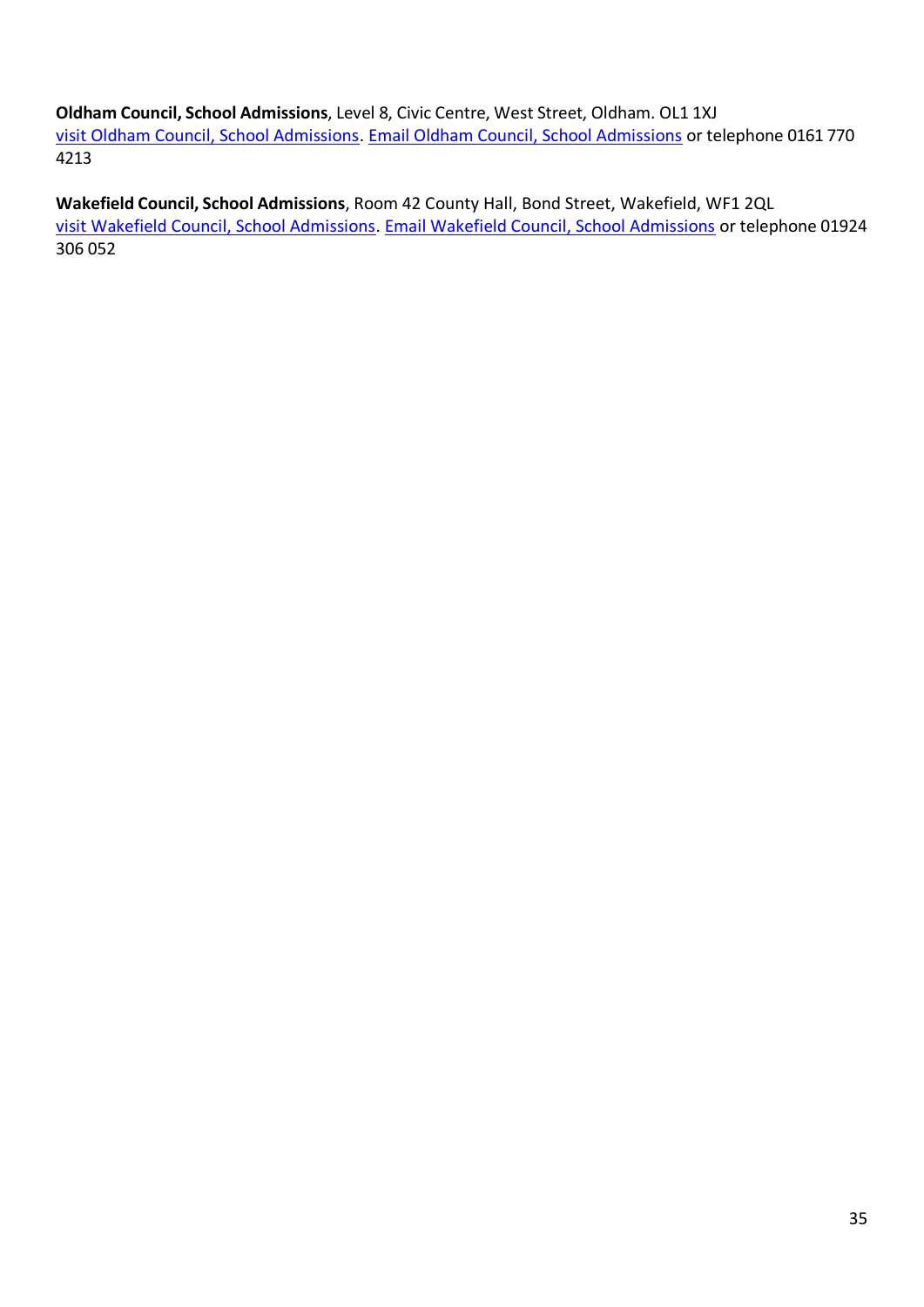**Oldham Council, School Admissions**, Level 8, Civic Centre, West Street, Oldham. OL1 1XJ
visit Oldham Council, School Admissions. Email Oldham Council, School Admissions or telephone 0161 770 4213

**Wakefield Council, School Admissions**, Room 42 County Hall, Bond Street, Wakefield, WF1 2QL
visit Wakefield Council, School Admissions. Email Wakefield Council, School Admissions or telephone 01924 306 052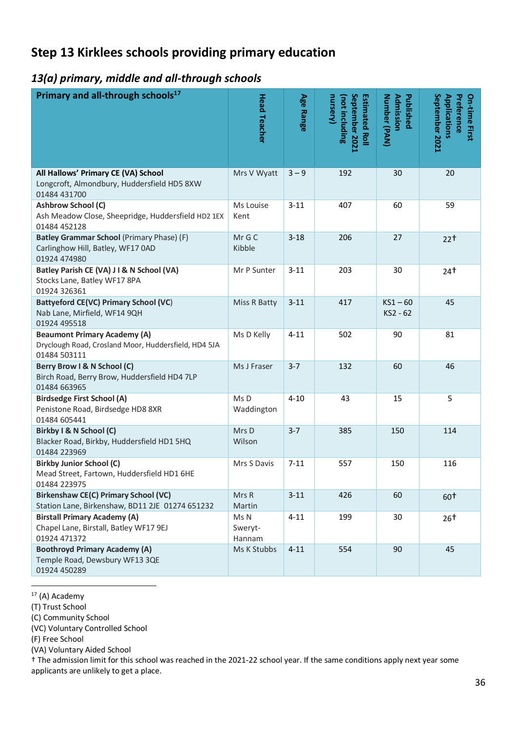# Step 13 Kirklees schools providing primary education

## *13(a) primary, middle and all-through schools*

| Primary and all-through schools[17] | Head Teacher | Age Range | Estimated Roll September 2021 (not including nursery) | Published Admission Number (PAN) | On-time First Preference Applications September 2021 |
|---|---|---|---|---|---|
| **All Hallows' Primary CE (VA) School** Longcroft, Almondbury, Huddersfield HD5 8XW 01484 431700 | Mrs V Wyatt | 3 – 9 | 192 | 30 | 20 |
| **Ashbrow School (C)** Ash Meadow Close, Sheepridge, Huddersfield HD2 1EX 01484 452128 | Ms Louise Kent | 3-11 | 407 | 60 | 59 |
| **Batley Grammar School** (Primary Phase) (F) Carlinghow Hill, Batley, WF17 0AD 01924 474980 | Mr G C Kibble | 3-18 | 206 | 27 | 22† |
| **Batley Parish CE (VA) J I & N School (VA)** Stocks Lane, Batley WF17 8PA 01924 326361 | Mr P Sunter | 3-11 | 203 | 30 | 24† |
| **Battyeford CE(VC) Primary School (VC)** Nab Lane, Mirfield, WF14 9QH 01924 495518 | Miss R Batty | 3-11 | 417 | KS1 – 60 KS2 - 62 | 45 |
| **Beaumont Primary Academy (A)** Dryclough Road, Crosland Moor, Huddersfield, HD4 5JA 01484 503111 | Ms D Kelly | 4-11 | 502 | 90 | 81 |
| **Berry Brow I & N School (C)** Birch Road, Berry Brow, Huddersfield HD4 7LP 01484 663965 | Ms J Fraser | 3-7 | 132 | 60 | 46 |
| **Birdsedge First School (A)** Penistone Road, Birdsedge HD8 8XR 01484 605441 | Ms D Waddington | 4-10 | 43 | 15 | 5 |
| **Birkby I & N School (C)** Blacker Road, Birkby, Huddersfield HD1 5HQ 01484 223969 | Mrs D Wilson | 3-7 | 385 | 150 | 114 |
| **Birkby Junior School (C)** Mead Street, Fartown, Huddersfield HD1 6HE 01484 223975 | Mrs S Davis | 7-11 | 557 | 150 | 116 |
| **Birkenshaw CE(C) Primary School (VC)** Station Lane, Birkenshaw, BD11 2JE 01274 651232 | Mrs R Martin | 3-11 | 426 | 60 | 60† |
| **Birstall Primary Academy (A)** Chapel Lane, Birstall, Batley WF17 9EJ 01924 471372 | Ms N Sweryt-Hannam | 4-11 | 199 | 30 | 26† |
| **Boothroyd Primary Academy (A)** Temple Road, Dewsbury WF13 3QE 01924 450289 | Ms K Stubbs | 4-11 | 554 | 90 | 45 |

[17] (A) Academy
(T) Trust School
(C) Community School
(VC) Voluntary Controlled School
(F) Free School
(VA) Voluntary Aided School
† The admission limit for this school was reached in the 2021-22 school year. If the same conditions apply next year some applicants are unlikely to get a place.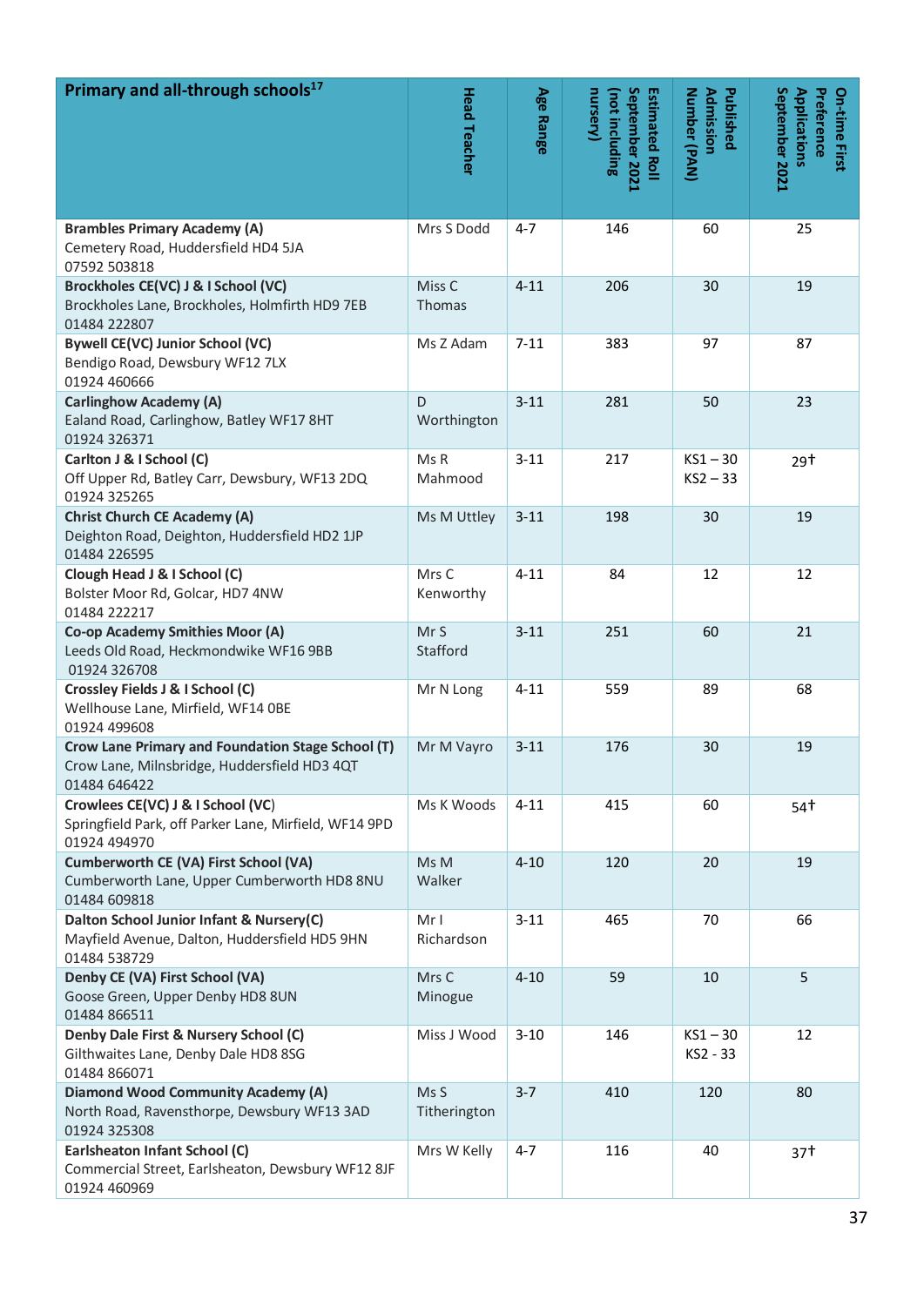| Primary and all-through schools[17] | Head Teacher | Age Range | Estimated Roll September 2021 (not including nursery) | Published Admission Number (PAN) | On-time First Preference Applications September 2021 |
|---|---|---|---|---|---|
| **Brambles Primary Academy (A)** Cemetery Road, Huddersfield HD4 5JA 07592 503818 | Mrs S Dodd | 4-7 | 146 | 60 | 25 |
| **Brockholes CE(VC) J & I School (VC)** Brockholes Lane, Brockholes, Holmfirth HD9 7EB 01484 222807 | Miss C Thomas | 4-11 | 206 | 30 | 19 |
| **Bywell CE(VC) Junior School (VC)** Bendigo Road, Dewsbury WF12 7LX 01924 460666 | Ms Z Adam | 7-11 | 383 | 97 | 87 |
| **Carlinghow Academy (A)** Ealand Road, Carlinghow, Batley WF17 8HT 01924 326371 | D Worthington | 3-11 | 281 | 50 | 23 |
| **Carlton J & I School (C)** Off Upper Rd, Batley Carr, Dewsbury, WF13 2DQ 01924 325265 | Ms R Mahmood | 3-11 | 217 | KS1 – 30 KS2 – 33 | 29† |
| **Christ Church CE Academy (A)** Deighton Road, Deighton, Huddersfield HD2 1JP 01484 226595 | Ms M Uttley | 3-11 | 198 | 30 | 19 |
| **Clough Head J & I School (C)** Bolster Moor Rd, Golcar, HD7 4NW 01484 222217 | Mrs C Kenworthy | 4-11 | 84 | 12 | 12 |
| **Co-op Academy Smithies Moor (A)** Leeds Old Road, Heckmondwike WF16 9BB 01924 326708 | Mr S Stafford | 3-11 | 251 | 60 | 21 |
| **Crossley Fields J & I School (C)** Wellhouse Lane, Mirfield, WF14 0BE 01924 499608 | Mr N Long | 4-11 | 559 | 89 | 68 |
| **Crow Lane Primary and Foundation Stage School (T)** Crow Lane, Milnsbridge, Huddersfield HD3 4QT 01484 646422 | Mr M Vayro | 3-11 | 176 | 30 | 19 |
| **Crowlees CE(VC) J & I School (VC)** Springfield Park, off Parker Lane, Mirfield, WF14 9PD 01924 494970 | Ms K Woods | 4-11 | 415 | 60 | 54† |
| **Cumberworth CE (VA) First School (VA)** Cumberworth Lane, Upper Cumberworth HD8 8NU 01484 609818 | Ms M Walker | 4-10 | 120 | 20 | 19 |
| **Dalton School Junior Infant & Nursery(C)** Mayfield Avenue, Dalton, Huddersfield HD5 9HN 01484 538729 | Mr I Richardson | 3-11 | 465 | 70 | 66 |
| **Denby CE (VA) First School (VA)** Goose Green, Upper Denby HD8 8UN 01484 866511 | Mrs C Minogue | 4-10 | 59 | 10 | 5 |
| **Denby Dale First & Nursery School (C)** Gilthwaites Lane, Denby Dale HD8 8SG 01484 866071 | Miss J Wood | 3-10 | 146 | KS1 – 30 KS2 - 33 | 12 |
| **Diamond Wood Community Academy (A)** North Road, Ravensthorpe, Dewsbury WF13 3AD 01924 325308 | Ms S Titherington | 3-7 | 410 | 120 | 80 |
| **Earlsheaton Infant School (C)** Commercial Street, Earlsheaton, Dewsbury WF12 8JF 01924 460969 | Mrs W Kelly | 4-7 | 116 | 40 | 37† |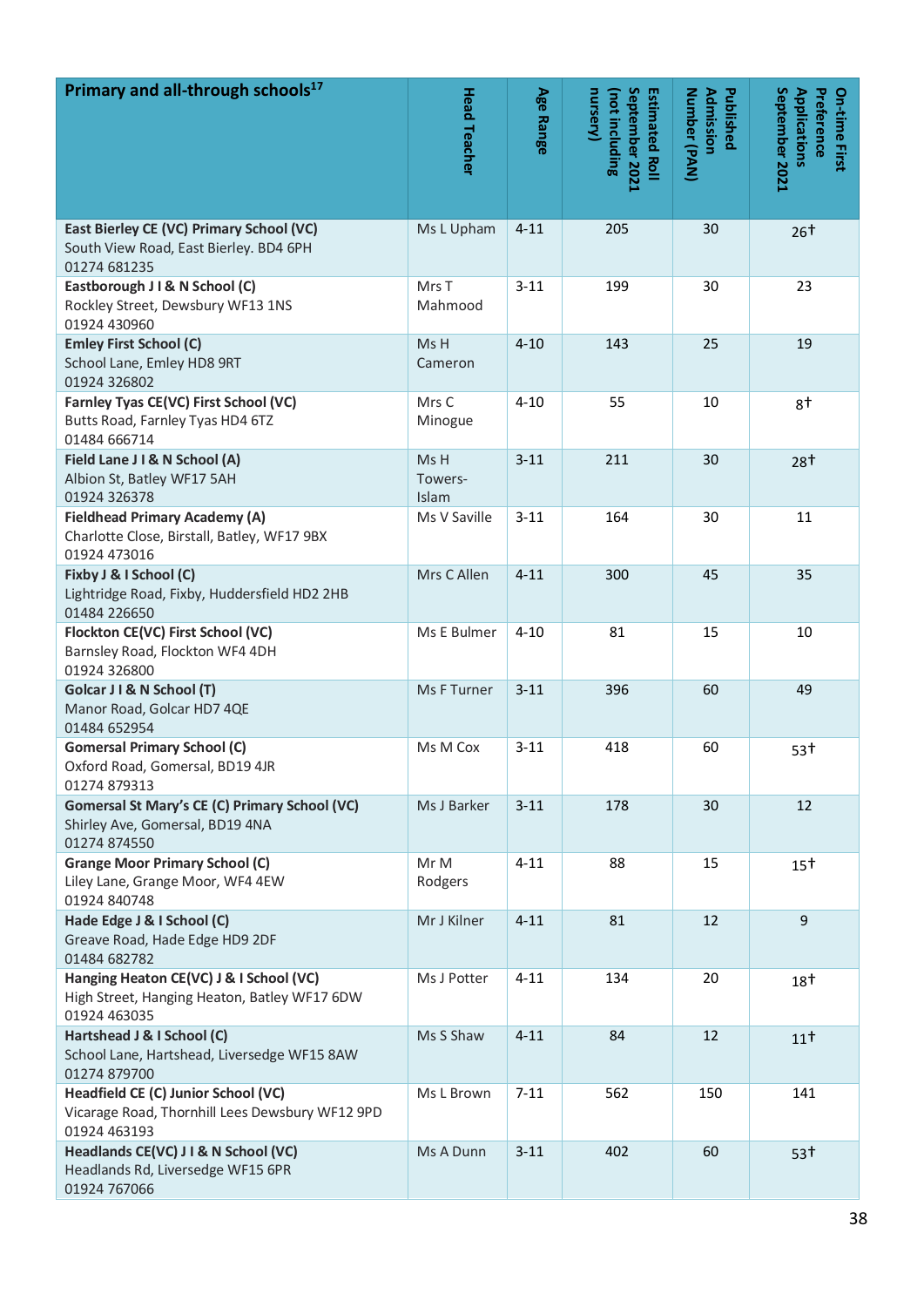| Primary and all-through schools[17] | Head Teacher | Age Range | Estimated Roll September 2021 (not including nursery) | Published Admission Number (PAN) | On-time First Preference Applications September 2021 |
|---|---|---|---|---|---|
| **East Bierley CE (VC) Primary School (VC)**<br>South View Road, East Bierley. BD4 6PH<br>01274 681235 | Ms L Upham | 4-11 | 205 | 30 | 26† |
| **Eastborough J I & N School (C)**<br>Rockley Street, Dewsbury WF13 1NS<br>01924 430960 | Mrs T Mahmood | 3-11 | 199 | 30 | 23 |
| **Emley First School (C)**<br>School Lane, Emley HD8 9RT<br>01924 326802 | Ms H Cameron | 4-10 | 143 | 25 | 19 |
| **Farnley Tyas CE(VC) First School (VC)**<br>Butts Road, Farnley Tyas HD4 6TZ<br>01484 666714 | Mrs C Minogue | 4-10 | 55 | 10 | 8† |
| **Field Lane J I & N School (A)**<br>Albion St, Batley WF17 5AH<br>01924 326378 | Ms H Towers-Islam | 3-11 | 211 | 30 | 28† |
| **Fieldhead Primary Academy (A)**<br>Charlotte Close, Birstall, Batley, WF17 9BX<br>01924 473016 | Ms V Saville | 3-11 | 164 | 30 | 11 |
| **Fixby J & I School (C)**<br>Lightridge Road, Fixby, Huddersfield HD2 2HB<br>01484 226650 | Mrs C Allen | 4-11 | 300 | 45 | 35 |
| **Flockton CE(VC) First School (VC)**<br>Barnsley Road, Flockton WF4 4DH<br>01924 326800 | Ms E Bulmer | 4-10 | 81 | 15 | 10 |
| **Golcar J I & N School (T)**<br>Manor Road, Golcar HD7 4QE<br>01484 652954 | Ms F Turner | 3-11 | 396 | 60 | 49 |
| **Gomersal Primary School (C)**<br>Oxford Road, Gomersal, BD19 4JR<br>01274 879313 | Ms M Cox | 3-11 | 418 | 60 | 53† |
| **Gomersal St Mary's CE (C) Primary School (VC)**<br>Shirley Ave, Gomersal, BD19 4NA<br>01274 874550 | Ms J Barker | 3-11 | 178 | 30 | 12 |
| **Grange Moor Primary School (C)**<br>Liley Lane, Grange Moor, WF4 4EW<br>01924 840748 | Mr M Rodgers | 4-11 | 88 | 15 | 15† |
| **Hade Edge J & I School (C)**<br>Greave Road, Hade Edge HD9 2DF<br>01484 682782 | Mr J Kilner | 4-11 | 81 | 12 | 9 |
| **Hanging Heaton CE(VC) J & I School (VC)**<br>High Street, Hanging Heaton, Batley WF17 6DW<br>01924 463035 | Ms J Potter | 4-11 | 134 | 20 | 18† |
| **Hartshead J & I School (C)**<br>School Lane, Hartshead, Liversedge WF15 8AW<br>01274 879700 | Ms S Shaw | 4-11 | 84 | 12 | 11† |
| **Headfield CE (C) Junior School (VC)**<br>Vicarage Road, Thornhill Lees Dewsbury WF12 9PD<br>01924 463193 | Ms L Brown | 7-11 | 562 | 150 | 141 |
| **Headlands CE(VC) J I & N School (VC)**<br>Headlands Rd, Liversedge WF15 6PR<br>01924 767066 | Ms A Dunn | 3-11 | 402 | 60 | 53† |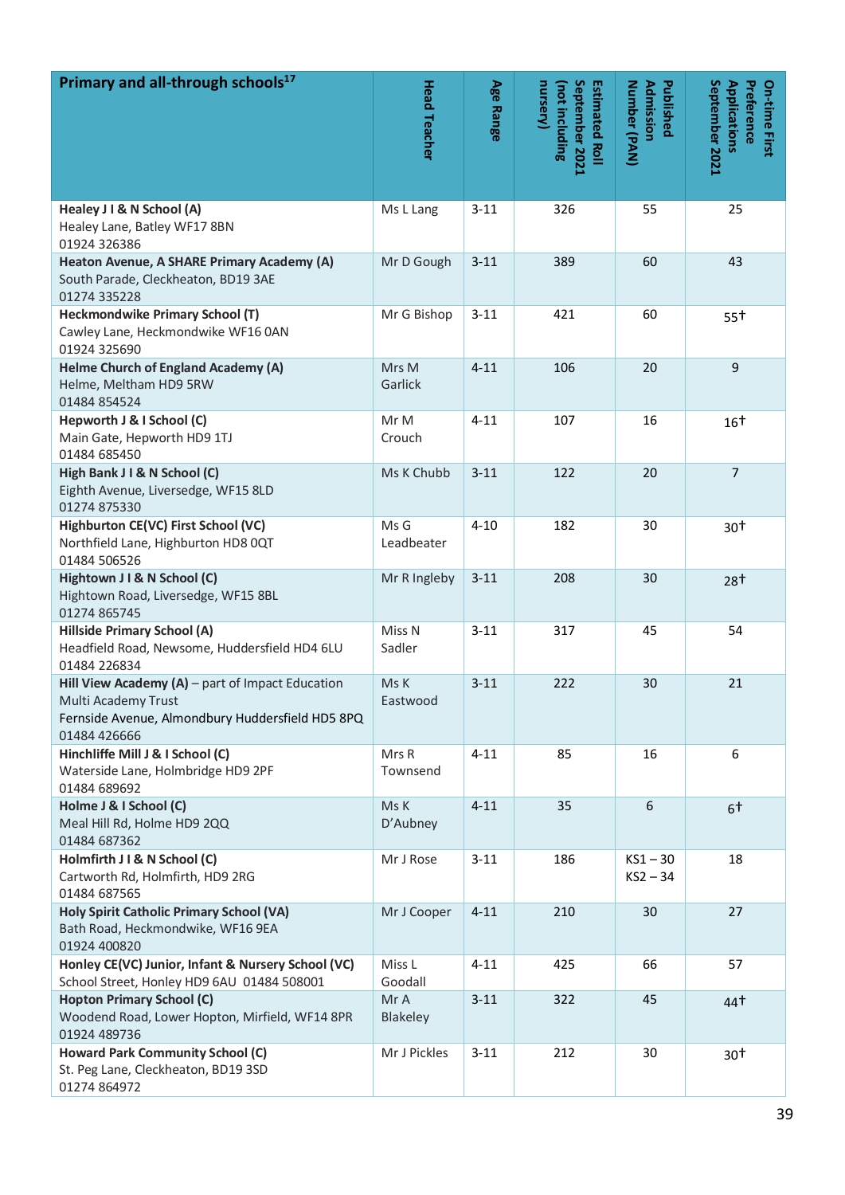| Primary and all-through schools[17] | Head Teacher | Age Range | Estimated Roll September 2021 (not including nursery) | Published Admission Number (PAN) | On-time First Preference Applications September 2021 |
|---|---|---|---|---|---|
| **Healey J I & N School (A)**<br>Healey Lane, Batley WF17 8BN<br>01924 326386 | Ms L Lang | 3-11 | 326 | 55 | 25 |
| **Heaton Avenue, A SHARE Primary Academy (A)**<br>South Parade, Cleckheaton, BD19 3AE<br>01274 335228 | Mr D Gough | 3-11 | 389 | 60 | 43 |
| **Heckmondwike Primary School (T)**<br>Cawley Lane, Heckmondwike WF16 0AN<br>01924 325690 | Mr G Bishop | 3-11 | 421 | 60 | 55† |
| **Helme Church of England Academy (A)**<br>Helme, Meltham HD9 5RW<br>01484 854524 | Mrs M Garlick | 4-11 | 106 | 20 | 9 |
| **Hepworth J & I School (C)**<br>Main Gate, Hepworth HD9 1TJ<br>01484 685450 | Mr M Crouch | 4-11 | 107 | 16 | 16† |
| **High Bank J I & N School (C)**<br>Eighth Avenue, Liversedge, WF15 8LD<br>01274 875330 | Ms K Chubb | 3-11 | 122 | 20 | 7 |
| **Highburton CE(VC) First School (VC)**<br>Northfield Lane, Highburton HD8 0QT<br>01484 506526 | Ms G Leadbeater | 4-10 | 182 | 30 | 30† |
| **Hightown J I & N School (C)**<br>Hightown Road, Liversedge, WF15 8BL<br>01274 865745 | Mr R Ingleby | 3-11 | 208 | 30 | 28† |
| **Hillside Primary School (A)**<br>Headfield Road, Newsome, Huddersfield HD4 6LU<br>01484 226834 | Miss N Sadler | 3-11 | 317 | 45 | 54 |
| **Hill View Academy (A)** – part of Impact Education Multi Academy Trust<br>Fernside Avenue, Almondbury Huddersfield HD5 8PQ<br>01484 426666 | Ms K Eastwood | 3-11 | 222 | 30 | 21 |
| **Hinchliffe Mill J & I School (C)**<br>Waterside Lane, Holmbridge HD9 2PF<br>01484 689692 | Mrs R Townsend | 4-11 | 85 | 16 | 6 |
| **Holme J & I School (C)**<br>Meal Hill Rd, Holme HD9 2QQ<br>01484 687362 | Ms K D'Aubney | 4-11 | 35 | 6 | 6† |
| **Holmfirth J I & N School (C)**<br>Cartworth Rd, Holmfirth, HD9 2RG<br>01484 687565 | Mr J Rose | 3-11 | 186 | KS1 – 30<br>KS2 – 34 | 18 |
| **Holy Spirit Catholic Primary School (VA)**<br>Bath Road, Heckmondwike, WF16 9EA<br>01924 400820 | Mr J Cooper | 4-11 | 210 | 30 | 27 |
| **Honley CE(VC) Junior, Infant & Nursery School (VC)**<br>School Street, Honley HD9 6AU 01484 508001 | Miss L Goodall | 4-11 | 425 | 66 | 57 |
| **Hopton Primary School (C)**<br>Woodend Road, Lower Hopton, Mirfield, WF14 8PR<br>01924 489736 | Mr A Blakeley | 3-11 | 322 | 45 | 44† |
| **Howard Park Community School (C)**<br>St. Peg Lane, Cleckheaton, BD19 3SD<br>01274 864972 | Mr J Pickles | 3-11 | 212 | 30 | 30† |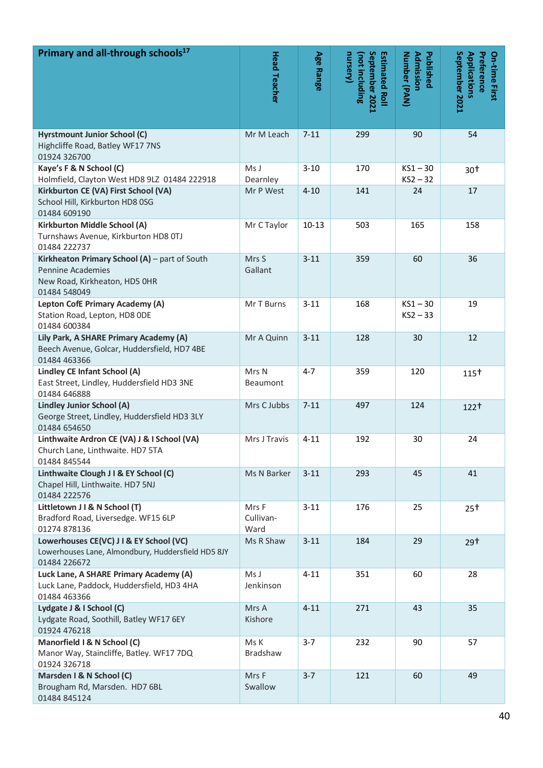| Primary and all-through schools[17] | Head Teacher | Age Range | Estimated Roll September 2021 (not including nursery) | Published Admission Number (PAN) | On-time First Preference Applications September 2021 |
|---|---|---|---|---|---|
| **Hyrstmount Junior School (C)**<br>Highcliffe Road, Batley WF17 7NS<br>01924 326700 | Mr M Leach | 7-11 | 299 | 90 | 54 |
| **Kaye's F & N School (C)**<br>Holmfield, Clayton West HD8 9LZ 01484 222918 | Ms J Dearnley | 3-10 | 170 | KS1 – 30<br>KS2 – 32 | 30† |
| **Kirkburton CE (VA) First School (VA)**<br>School Hill, Kirkburton HD8 0SG<br>01484 609190 | Mr P West | 4-10 | 141 | 24 | 17 |
| **Kirkburton Middle School (A)**<br>Turnshaws Avenue, Kirkburton HD8 0TJ<br>01484 222737 | Mr C Taylor | 10-13 | 503 | 165 | 158 |
| **Kirkheaton Primary School (A)** – part of South Pennine Academies<br>New Road, Kirkheaton, HD5 0HR<br>01484 548049 | Mrs S Gallant | 3-11 | 359 | 60 | 36 |
| **Lepton CofE Primary Academy (A)**<br>Station Road, Lepton, HD8 0DE<br>01484 600384 | Mr T Burns | 3-11 | 168 | KS1 – 30<br>KS2 – 33 | 19 |
| **Lily Park, A SHARE Primary Academy (A)**<br>Beech Avenue, Golcar, Huddersfield, HD7 4BE<br>01484 463366 | Mr A Quinn | 3-11 | 128 | 30 | 12 |
| **Lindley CE Infant School (A)**<br>East Street, Lindley, Huddersfield HD3 3NE<br>01484 646888 | Mrs N Beaumont | 4-7 | 359 | 120 | 115† |
| **Lindley Junior School (A)**<br>George Street, Lindley, Huddersfield HD3 3LY<br>01484 654650 | Mrs C Jubbs | 7-11 | 497 | 124 | 122† |
| **Linthwaite Ardron CE (VA) J & I School (VA)**<br>Church Lane, Linthwaite. HD7 5TA<br>01484 845544 | Mrs J Travis | 4-11 | 192 | 30 | 24 |
| **Linthwaite Clough J I & EY School (C)**<br>Chapel Hill, Linthwaite. HD7 5NJ<br>01484 222576 | Ms N Barker | 3-11 | 293 | 45 | 41 |
| **Littletown J I & N School (T)**<br>Bradford Road, Liversedge. WF15 6LP<br>01274 878136 | Mrs F Cullivan-Ward | 3-11 | 176 | 25 | 25† |
| **Lowerhouses CE(VC) J I & EY School (VC)**<br>Lowerhouses Lane, Almondbury, Huddersfield HD5 8JY<br>01484 226672 | Ms R Shaw | 3-11 | 184 | 29 | 29† |
| **Luck Lane, A SHARE Primary Academy (A)**<br>Luck Lane, Paddock, Huddersfield, HD3 4HA<br>01484 463366 | Ms J Jenkinson | 4-11 | 351 | 60 | 28 |
| **Lydgate J & I School (C)**<br>Lydgate Road, Soothill, Batley WF17 6EY<br>01924 476218 | Mrs A Kishore | 4-11 | 271 | 43 | 35 |
| **Manorfield I & N School (C)**<br>Manor Way, Staincliffe, Batley. WF17 7DQ<br>01924 326718 | Ms K Bradshaw | 3-7 | 232 | 90 | 57 |
| **Marsden I & N School (C)**<br>Brougham Rd, Marsden. HD7 6BL<br>01484 845124 | Mrs F Swallow | 3-7 | 121 | 60 | 49 |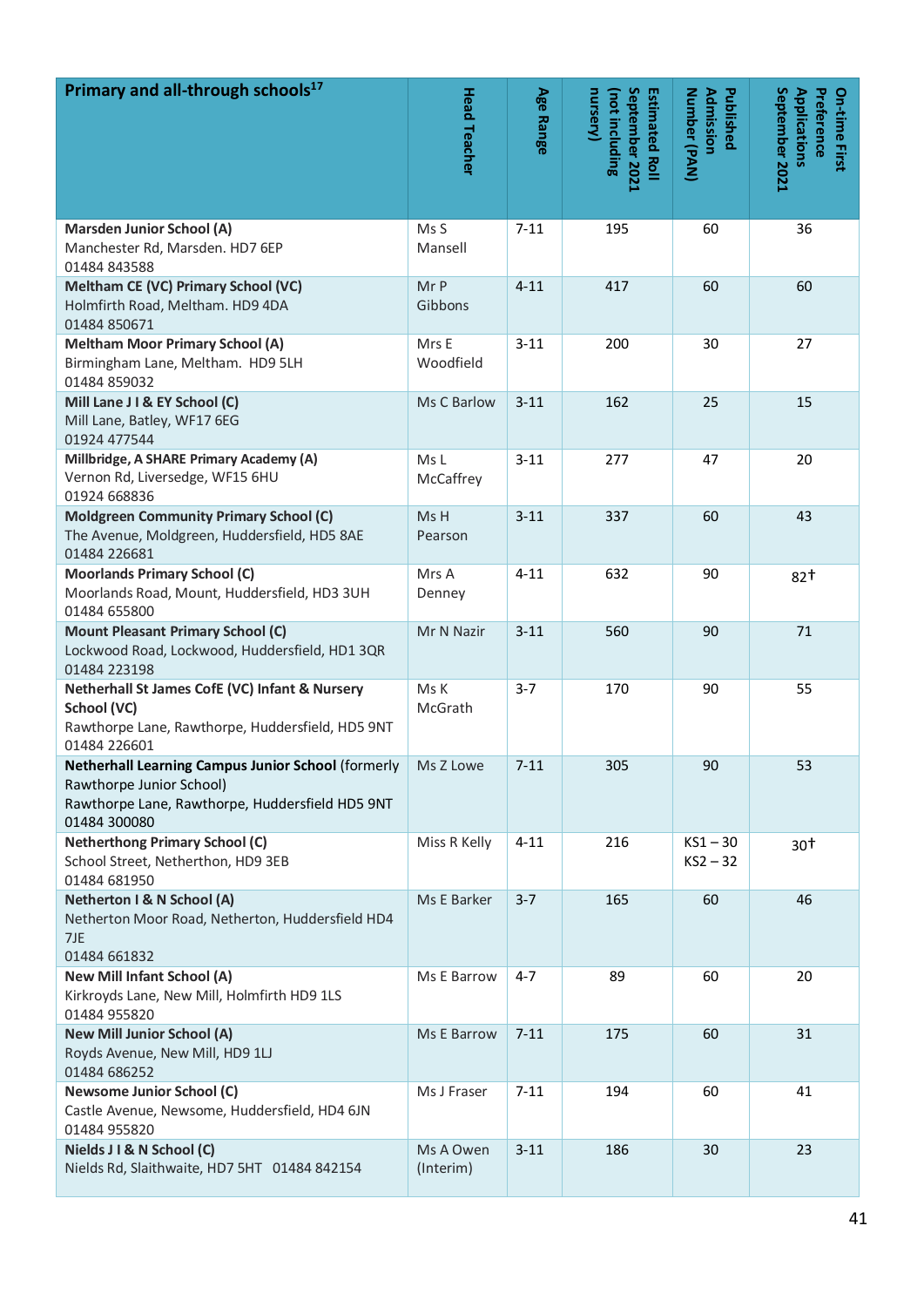| Primary and all-through schools[17] | Head Teacher | Age Range | Estimated Roll September 2021 (not including nursery) | Published Admission Number (PAN) | On-time First Preference Applications September 2021 |
|---|---|---|---|---|---|
| **Marsden Junior School (A)** Manchester Rd, Marsden. HD7 6EP 01484 843588 | Ms S Mansell | 7-11 | 195 | 60 | 36 |
| **Meltham CE (VC) Primary School (VC)** Holmfirth Road, Meltham. HD9 4DA 01484 850671 | Mr P Gibbons | 4-11 | 417 | 60 | 60 |
| **Meltham Moor Primary School (A)** Birmingham Lane, Meltham. HD9 5LH 01484 859032 | Mrs E Woodfield | 3-11 | 200 | 30 | 27 |
| **Mill Lane J I & EY School (C)** Mill Lane, Batley, WF17 6EG 01924 477544 | Ms C Barlow | 3-11 | 162 | 25 | 15 |
| **Millbridge, A SHARE Primary Academy (A)** Vernon Rd, Liversedge, WF15 6HU 01924 668836 | Ms L McCaffrey | 3-11 | 277 | 47 | 20 |
| **Moldgreen Community Primary School (C)** The Avenue, Moldgreen, Huddersfield, HD5 8AE 01484 226681 | Ms H Pearson | 3-11 | 337 | 60 | 43 |
| **Moorlands Primary School (C)** Moorlands Road, Mount, Huddersfield, HD3 3UH 01484 655800 | Mrs A Denney | 4-11 | 632 | 90 | 82† |
| **Mount Pleasant Primary School (C)** Lockwood Road, Lockwood, Huddersfield, HD1 3QR 01484 223198 | Mr N Nazir | 3-11 | 560 | 90 | 71 |
| **Netherhall St James CofE (VC) Infant & Nursery School (VC)** Rawthorpe Lane, Rawthorpe, Huddersfield, HD5 9NT 01484 226601 | Ms K McGrath | 3-7 | 170 | 90 | 55 |
| **Netherhall Learning Campus Junior School** (formerly Rawthorpe Junior School) Rawthorpe Lane, Rawthorpe, Huddersfield HD5 9NT 01484 300080 | Ms Z Lowe | 7-11 | 305 | 90 | 53 |
| **Netherthong Primary School (C)** School Street, Netherthon, HD9 3EB 01484 681950 | Miss R Kelly | 4-11 | 216 | KS1 – 30 KS2 – 32 | 30† |
| **Netherton I & N School (A)** Netherton Moor Road, Netherton, Huddersfield HD4 7JE 01484 661832 | Ms E Barker | 3-7 | 165 | 60 | 46 |
| **New Mill Infant School (A)** Kirkroyds Lane, New Mill, Holmfirth HD9 1LS 01484 955820 | Ms E Barrow | 4-7 | 89 | 60 | 20 |
| **New Mill Junior School (A)** Royds Avenue, New Mill, HD9 1LJ 01484 686252 | Ms E Barrow | 7-11 | 175 | 60 | 31 |
| **Newsome Junior School (C)** Castle Avenue, Newsome, Huddersfield, HD4 6JN 01484 955820 | Ms J Fraser | 7-11 | 194 | 60 | 41 |
| **Nields J I & N School (C)** Nields Rd, Slaithwaite, HD7 5HT 01484 842154 | Ms A Owen (Interim) | 3-11 | 186 | 30 | 23 |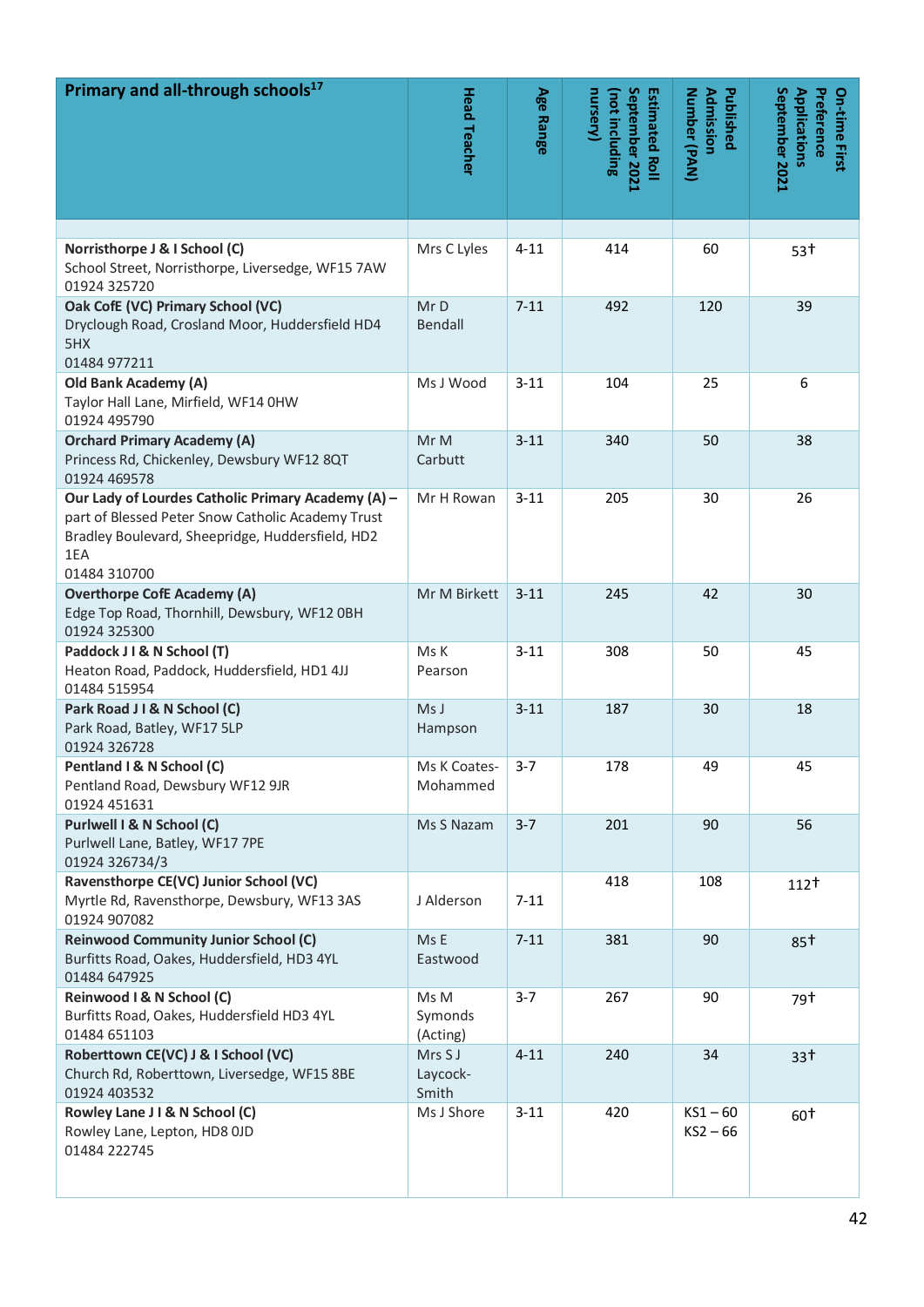| Primary and all-through schools[17] | Head Teacher | Age Range | Estimated Roll September 2021 (not including nursery) | Published Admission Number (PAN) | On-time First Preference Applications September 2021 |
|---|---|---|---|---|---|
| **Norristhorpe J & I School (C)** School Street, Norristhorpe, Liversedge, WF15 7AW 01924 325720 | Mrs C Lyles | 4-11 | 414 | 60 | 53† |
| **Oak CofE (VC) Primary School (VC)** Dryclough Road, Crosland Moor, Huddersfield HD4 5HX 01484 977211 | Mr D Bendall | 7-11 | 492 | 120 | 39 |
| **Old Bank Academy (A)** Taylor Hall Lane, Mirfield, WF14 0HW 01924 495790 | Ms J Wood | 3-11 | 104 | 25 | 6 |
| **Orchard Primary Academy (A)** Princess Rd, Chickenley, Dewsbury WF12 8QT 01924 469578 | Mr M Carbutt | 3-11 | 340 | 50 | 38 |
| **Our Lady of Lourdes Catholic Primary Academy (A) –** part of Blessed Peter Snow Catholic Academy Trust Bradley Boulevard, Sheepridge, Huddersfield, HD2 1EA 01484 310700 | Mr H Rowan | 3-11 | 205 | 30 | 26 |
| **Overthorpe CofE Academy (A)** Edge Top Road, Thornhill, Dewsbury, WF12 0BH 01924 325300 | Mr M Birkett | 3-11 | 245 | 42 | 30 |
| **Paddock J I & N School (T)** Heaton Road, Paddock, Huddersfield, HD1 4JJ 01484 515954 | Ms K Pearson | 3-11 | 308 | 50 | 45 |
| **Park Road J I & N School (C)** Park Road, Batley, WF17 5LP 01924 326728 | Ms J Hampson | 3-11 | 187 | 30 | 18 |
| **Pentland I & N School (C)** Pentland Road, Dewsbury WF12 9JR 01924 451631 | Ms K Coates-Mohammed | 3-7 | 178 | 49 | 45 |
| **Purlwell I & N School (C)** Purlwell Lane, Batley, WF17 7PE 01924 326734/3 | Ms S Nazam | 3-7 | 201 | 90 | 56 |
| **Ravensthorpe CE(VC) Junior School (VC)** Myrtle Rd, Ravensthorpe, Dewsbury, WF13 3AS 01924 907082 | J Alderson | 7-11 | 418 | 108 | 112† |
| **Reinwood Community Junior School (C)** Burfitts Road, Oakes, Huddersfield, HD3 4YL 01484 647925 | Ms E Eastwood | 7-11 | 381 | 90 | 85† |
| **Reinwood I & N School (C)** Burfitts Road, Oakes, Huddersfield HD3 4YL 01484 651103 | Ms M Symonds (Acting) | 3-7 | 267 | 90 | 79† |
| **Roberttown CE(VC) J & I School (VC)** Church Rd, Roberttown, Liversedge, WF15 8BE 01924 403532 | Mrs S J Laycock-Smith | 4-11 | 240 | 34 | 33† |
| **Rowley Lane J I & N School (C)** Rowley Lane, Lepton, HD8 0JD 01484 222745 | Ms J Shore | 3-11 | 420 | KS1 – 60 KS2 – 66 | 60† |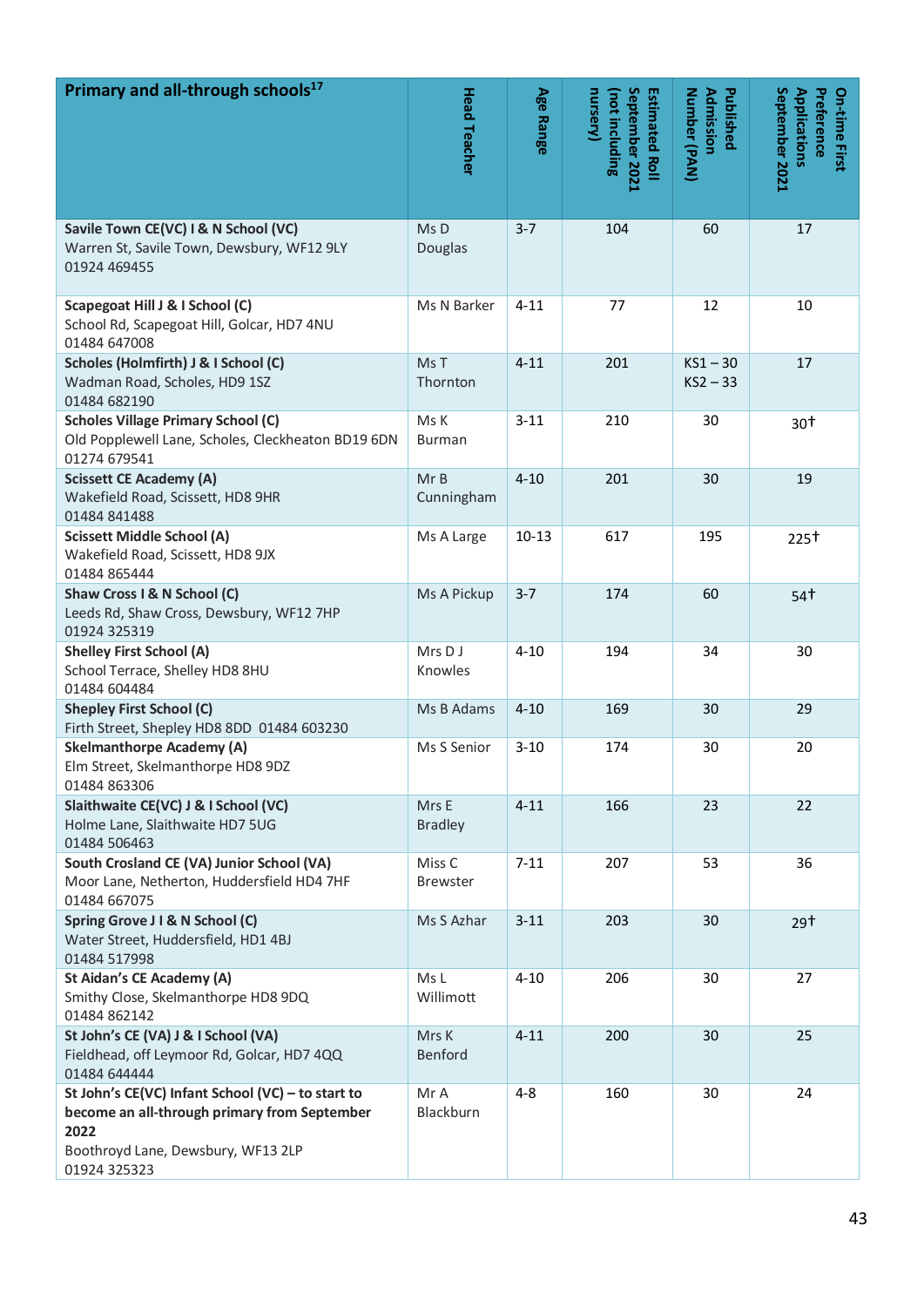| Primary and all-through schools[17] | Head Teacher | Age Range | Estimated Roll September 2021 (not including nursery) | Published Admission Number (PAN) | On-time First Preference Applications September 2021 |
|---|---|---|---|---|---|
| **Savile Town CE(VC) I & N School (VC)**<br>Warren St, Savile Town, Dewsbury, WF12 9LY<br>01924 469455 | Ms D Douglas | 3-7 | 104 | 60 | 17 |
| **Scapegoat Hill J & I School (C)**<br>School Rd, Scapegoat Hill, Golcar, HD7 4NU<br>01484 647008 | Ms N Barker | 4-11 | 77 | 12 | 10 |
| **Scholes (Holmfirth) J & I School (C)**<br>Wadman Road, Scholes, HD9 1SZ<br>01484 682190 | Ms T Thornton | 4-11 | 201 | KS1 – 30<br>KS2 – 33 | 17 |
| **Scholes Village Primary School (C)**<br>Old Popplewell Lane, Scholes, Cleckheaton BD19 6DN<br>01274 679541 | Ms K Burman | 3-11 | 210 | 30 | 30† |
| **Scissett CE Academy (A)**<br>Wakefield Road, Scissett, HD8 9HR<br>01484 841488 | Mr B Cunningham | 4-10 | 201 | 30 | 19 |
| **Scissett Middle School (A)**<br>Wakefield Road, Scissett, HD8 9JX<br>01484 865444 | Ms A Large | 10-13 | 617 | 195 | 225† |
| **Shaw Cross I & N School (C)**<br>Leeds Rd, Shaw Cross, Dewsbury, WF12 7HP<br>01924 325319 | Ms A Pickup | 3-7 | 174 | 60 | 54† |
| **Shelley First School (A)**<br>School Terrace, Shelley HD8 8HU<br>01484 604484 | Mrs D J Knowles | 4-10 | 194 | 34 | 30 |
| **Shepley First School (C)**<br>Firth Street, Shepley HD8 8DD 01484 603230 | Ms B Adams | 4-10 | 169 | 30 | 29 |
| **Skelmanthorpe Academy (A)**<br>Elm Street, Skelmanthorpe HD8 9DZ<br>01484 863306 | Ms S Senior | 3-10 | 174 | 30 | 20 |
| **Slaithwaite CE(VC) J & I School (VC)**<br>Holme Lane, Slaithwaite HD7 5UG<br>01484 506463 | Mrs E Bradley | 4-11 | 166 | 23 | 22 |
| **South Crosland CE (VA) Junior School (VA)**<br>Moor Lane, Netherton, Huddersfield HD4 7HF<br>01484 667075 | Miss C Brewster | 7-11 | 207 | 53 | 36 |
| **Spring Grove J I & N School (C)**<br>Water Street, Huddersfield, HD1 4BJ<br>01484 517998 | Ms S Azhar | 3-11 | 203 | 30 | 29† |
| **St Aidan's CE Academy (A)**<br>Smithy Close, Skelmanthorpe HD8 9DQ<br>01484 862142 | Ms L Willimott | 4-10 | 206 | 30 | 27 |
| **St John's CE (VA) J & I School (VA)**<br>Fieldhead, off Leymoor Rd, Golcar, HD7 4QQ<br>01484 644444 | Mrs K Benford | 4-11 | 200 | 30 | 25 |
| **St John's CE(VC) Infant School (VC) – to start to become an all-through primary from September 2022**<br>Boothroyd Lane, Dewsbury, WF13 2LP<br>01924 325323 | Mr A Blackburn | 4-8 | 160 | 30 | 24 |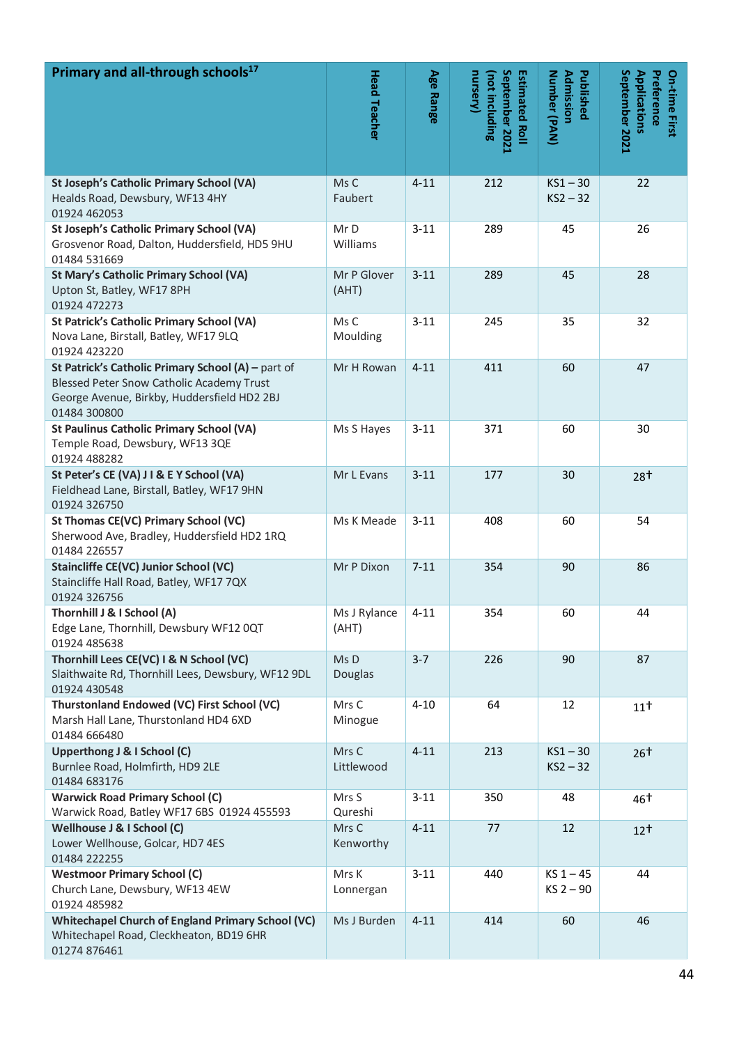| Primary and all-through schools[17] | Head Teacher | Age Range | Estimated Roll September 2021 (not including nursery) | Published Admission Number (PAN) | On-time First Preference Applications September 2021 |
|---|---|---|---|---|---|
| **St Joseph's Catholic Primary School (VA)** Healds Road, Dewsbury, WF13 4HY 01924 462053 | Ms C Faubert | 4-11 | 212 | KS1 – 30 KS2 – 32 | 22 |
| **St Joseph's Catholic Primary School (VA)** Grosvenor Road, Dalton, Huddersfield, HD5 9HU 01484 531669 | Mr D Williams | 3-11 | 289 | 45 | 26 |
| **St Mary's Catholic Primary School (VA)** Upton St, Batley, WF17 8PH 01924 472273 | Mr P Glover (AHT) | 3-11 | 289 | 45 | 28 |
| **St Patrick's Catholic Primary School (VA)** Nova Lane, Birstall, Batley, WF17 9LQ 01924 423220 | Ms C Moulding | 3-11 | 245 | 35 | 32 |
| **St Patrick's Catholic Primary School (A) –** part of Blessed Peter Snow Catholic Academy Trust George Avenue, Birkby, Huddersfield HD2 2BJ 01484 300800 | Mr H Rowan | 4-11 | 411 | 60 | 47 |
| **St Paulinus Catholic Primary School (VA)** Temple Road, Dewsbury, WF13 3QE 01924 488282 | Ms S Hayes | 3-11 | 371 | 60 | 30 |
| **St Peter's CE (VA) J I & E Y School (VA)** Fieldhead Lane, Birstall, Batley, WF17 9HN 01924 326750 | Mr L Evans | 3-11 | 177 | 30 | 28† |
| **St Thomas CE(VC) Primary School (VC)** Sherwood Ave, Bradley, Huddersfield HD2 1RQ 01484 226557 | Ms K Meade | 3-11 | 408 | 60 | 54 |
| **Staincliffe CE(VC) Junior School (VC)** Staincliffe Hall Road, Batley, WF17 7QX 01924 326756 | Mr P Dixon | 7-11 | 354 | 90 | 86 |
| **Thornhill J & I School (A)** Edge Lane, Thornhill, Dewsbury WF12 0QT 01924 485638 | Ms J Rylance (AHT) | 4-11 | 354 | 60 | 44 |
| **Thornhill Lees CE(VC) I & N School (VC)** Slaithwaite Rd, Thornhill Lees, Dewsbury, WF12 9DL 01924 430548 | Ms D Douglas | 3-7 | 226 | 90 | 87 |
| **Thurstonland Endowed (VC) First School (VC)** Marsh Hall Lane, Thurstonland HD4 6XD 01484 666480 | Mrs C Minogue | 4-10 | 64 | 12 | 11† |
| **Upperthong J & I School (C)** Burnlee Road, Holmfirth, HD9 2LE 01484 683176 | Mrs C Littlewood | 4-11 | 213 | KS1 – 30 KS2 – 32 | 26† |
| **Warwick Road Primary School (C)** Warwick Road, Batley WF17 6BS 01924 455593 | Mrs S Qureshi | 3-11 | 350 | 48 | 46† |
| **Wellhouse J & I School (C)** Lower Wellhouse, Golcar, HD7 4ES 01484 222255 | Mrs C Kenworthy | 4-11 | 77 | 12 | 12† |
| **Westmoor Primary School (C)** Church Lane, Dewsbury, WF13 4EW 01924 485982 | Mrs K Lonnergan | 3-11 | 440 | KS 1 – 45 KS 2 – 90 | 44 |
| **Whitechapel Church of England Primary School (VC)** Whitechapel Road, Cleckheaton, BD19 6HR 01274 876461 | Ms J Burden | 4-11 | 414 | 60 | 46 |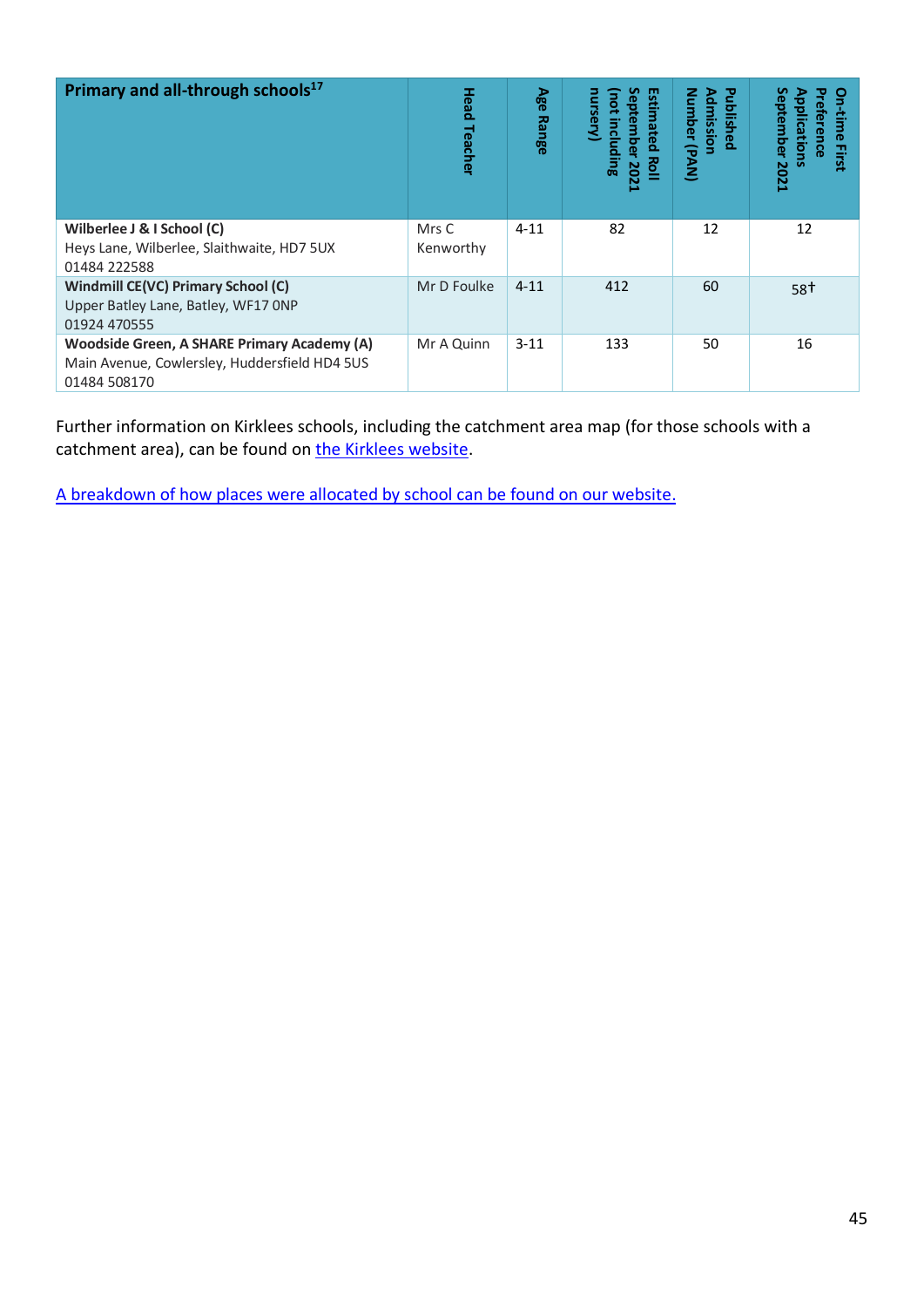| Primary and all-through schools[17] | Head Teacher | Age Range | Estimated Roll September 2021 (not including nursery) | Published Admission Number (PAN) | On-time First Preference Applications September 2021 |
|---|---|---|---|---|---|
| **Wilberlee J & I School (C)**<br>Heys Lane, Wilberlee, Slaithwaite, HD7 5UX<br>01484 222588 | Mrs C Kenworthy | 4-11 | 82 | 12 | 12 |
| **Windmill CE(VC) Primary School (C)**<br>Upper Batley Lane, Batley, WF17 0NP<br>01924 470555 | Mr D Foulke | 4-11 | 412 | 60 | 58† |
| **Woodside Green, A SHARE Primary Academy (A)**<br>Main Avenue, Cowlersley, Huddersfield HD4 5US<br>01484 508170 | Mr A Quinn | 3-11 | 133 | 50 | 16 |

Further information on Kirklees schools, including the catchment area map (for those schools with a catchment area), can be found on the Kirklees website.

A breakdown of how places were allocated by school can be found on our website.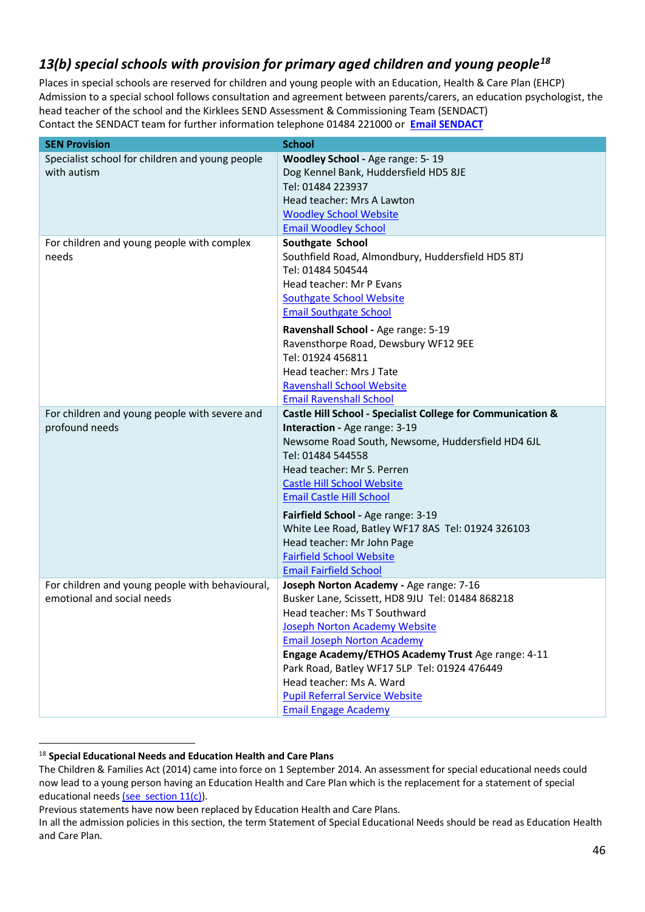### *13(b) special schools with provision for primary aged children and young people[18]*

Places in special schools are reserved for children and young people with an Education, Health & Care Plan (EHCP) Admission to a special school follows consultation and agreement between parents/carers, an education psychologist, the head teacher of the school and the Kirklees SEND Assessment & Commissioning Team (SENDACT)
Contact the SENDACT team for further information telephone 01484 221000 or **Email SENDACT**

| SEN Provision | School |
|---|---|
| Specialist school for children and young people with autism | **Woodley School -** Age range: 5- 19<br>Dog Kennel Bank, Huddersfield HD5 8JE<br>Tel: 01484 223937<br>Head teacher: Mrs A Lawton<br>Woodley School Website<br>Email Woodley School |
| For children and young people with complex needs | **Southgate School**<br>Southfield Road, Almondbury, Huddersfield HD5 8TJ<br>Tel: 01484 504544<br>Head teacher: Mr P Evans<br>Southgate School Website<br>Email Southgate School<br><br>**Ravenshall School -** Age range: 5-19<br>Ravensthorpe Road, Dewsbury WF12 9EE<br>Tel: 01924 456811<br>Head teacher: Mrs J Tate<br>Ravenshall School Website<br>Email Ravenshall School |
| For children and young people with severe and profound needs | **Castle Hill School - Specialist College for Communication & Interaction -** Age range: 3-19<br>Newsome Road South, Newsome, Huddersfield HD4 6JL<br>Tel: 01484 544558<br>Head teacher: Mr S. Perren<br>Castle Hill School Website<br>Email Castle Hill School<br><br>**Fairfield School -** Age range: 3-19<br>White Lee Road, Batley WF17 8AS Tel: 01924 326103<br>Head teacher: Mr John Page<br>Fairfield School Website<br>Email Fairfield School |
| For children and young people with behavioural, emotional and social needs | **Joseph Norton Academy -** Age range: 7-16<br>Busker Lane, Scissett, HD8 9JU Tel: 01484 868218<br>Head teacher: Ms T Southward<br>Joseph Norton Academy Website<br>Email Joseph Norton Academy<br>**Engage Academy/ETHOS Academy Trust** Age range: 4-11<br>Park Road, Batley WF17 5LP Tel: 01924 476449<br>Head teacher: Ms A. Ward<br>Pupil Referral Service Website<br>Email Engage Academy |

[18] **Special Educational Needs and Education Health and Care Plans**
The Children & Families Act (2014) came into force on 1 September 2014. An assessment for special educational needs could now lead to a young person having an Education Health and Care Plan which is the replacement for a statement of special educational needs (see section 11(c)).
Previous statements have now been replaced by Education Health and Care Plans.
In all the admission policies in this section, the term Statement of Special Educational Needs should be read as Education Health and Care Plan.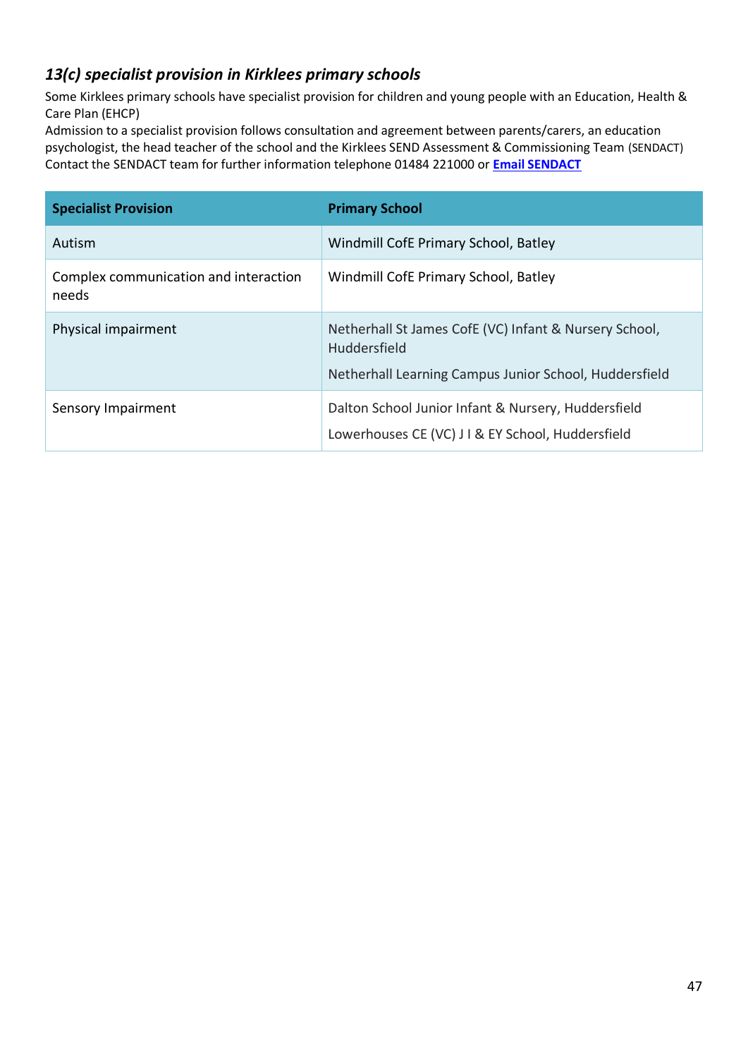### *13(c) specialist provision in Kirklees primary schools*

Some Kirklees primary schools have specialist provision for children and young people with an Education, Health & Care Plan (EHCP)

Admission to a specialist provision follows consultation and agreement between parents/carers, an education psychologist, the head teacher of the school and the Kirklees SEND Assessment & Commissioning Team (SENDACT)

Contact the SENDACT team for further information telephone 01484 221000 or **Email SENDACT**

| Specialist Provision | Primary School |
|---|---|
| Autism | Windmill CofE Primary School, Batley |
| Complex communication and interaction needs | Windmill CofE Primary School, Batley |
| Physical impairment | Netherhall St James CofE (VC) Infant & Nursery School, Huddersfield<br>Netherhall Learning Campus Junior School, Huddersfield |
| Sensory Impairment | Dalton School Junior Infant & Nursery, Huddersfield<br>Lowerhouses CE (VC) J I & EY School, Huddersfield |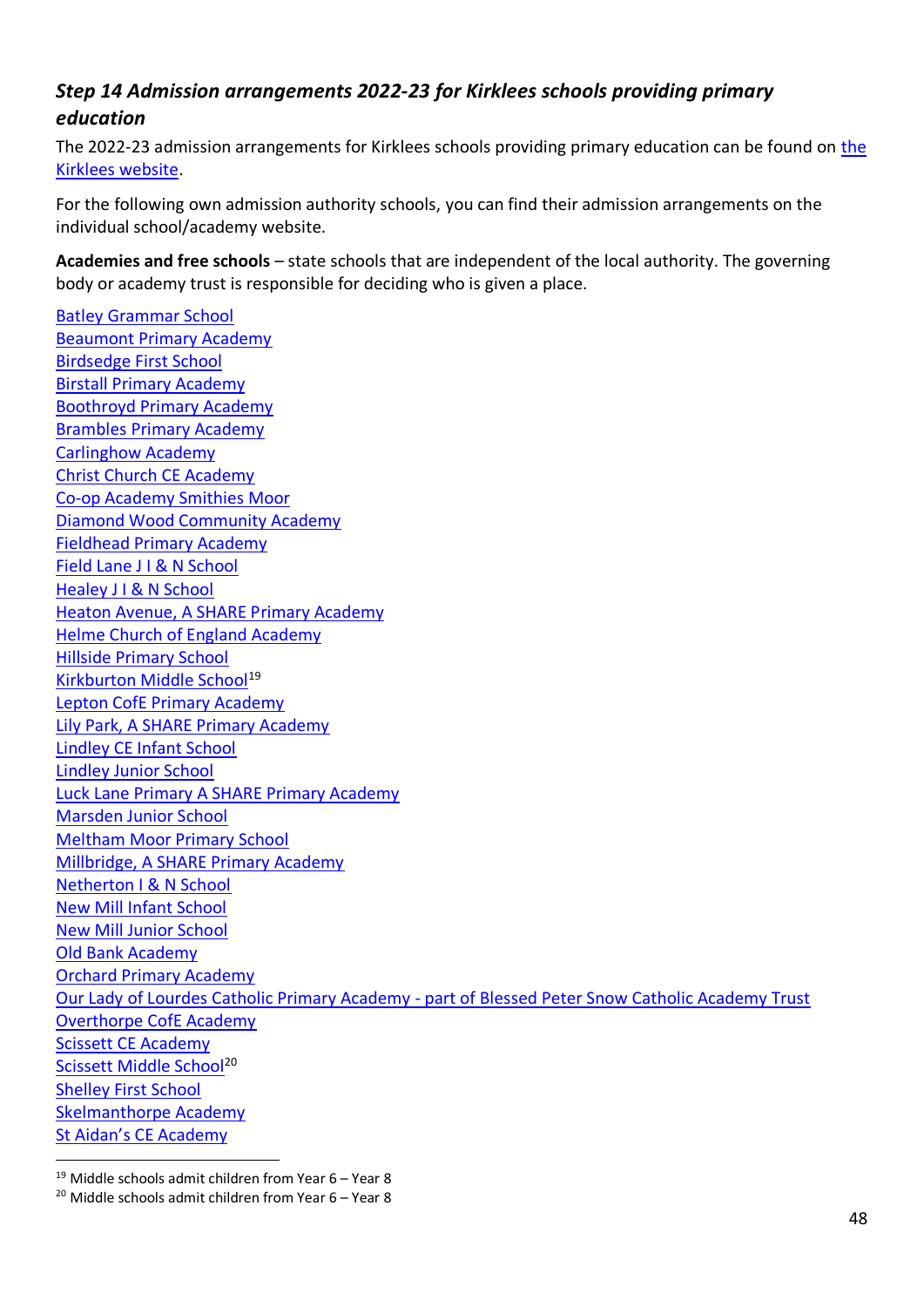### *Step 14 Admission arrangements 2022-23 for Kirklees schools providing primary education*

The 2022-23 admission arrangements for Kirklees schools providing primary education can be found on the Kirklees website.

For the following own admission authority schools, you can find their admission arrangements on the individual school/academy website.

**Academies and free schools** – state schools that are independent of the local authority. The governing body or academy trust is responsible for deciding who is given a place.

Batley Grammar School
Beaumont Primary Academy
Birdsedge First School
Birstall Primary Academy
Boothroyd Primary Academy
Brambles Primary Academy
Carlinghow Academy
Christ Church CE Academy
Co-op Academy Smithies Moor
Diamond Wood Community Academy
Fieldhead Primary Academy
Field Lane J I & N School
Healey J I & N School
Heaton Avenue, A SHARE Primary Academy
Helme Church of England Academy
Hillside Primary School
Kirkburton Middle School[19]
Lepton CofE Primary Academy
Lily Park, A SHARE Primary Academy
Lindley CE Infant School
Lindley Junior School
Luck Lane Primary A SHARE Primary Academy
Marsden Junior School
Meltham Moor Primary School
Millbridge, A SHARE Primary Academy
Netherton I & N School
New Mill Infant School
New Mill Junior School
Old Bank Academy
Orchard Primary Academy
Our Lady of Lourdes Catholic Primary Academy - part of Blessed Peter Snow Catholic Academy Trust
Overthorpe CofE Academy
Scissett CE Academy
Scissett Middle School[20]
Shelley First School
Skelmanthorpe Academy
St Aidan's CE Academy

[19] Middle schools admit children from Year 6 – Year 8
[20] Middle schools admit children from Year 6 – Year 8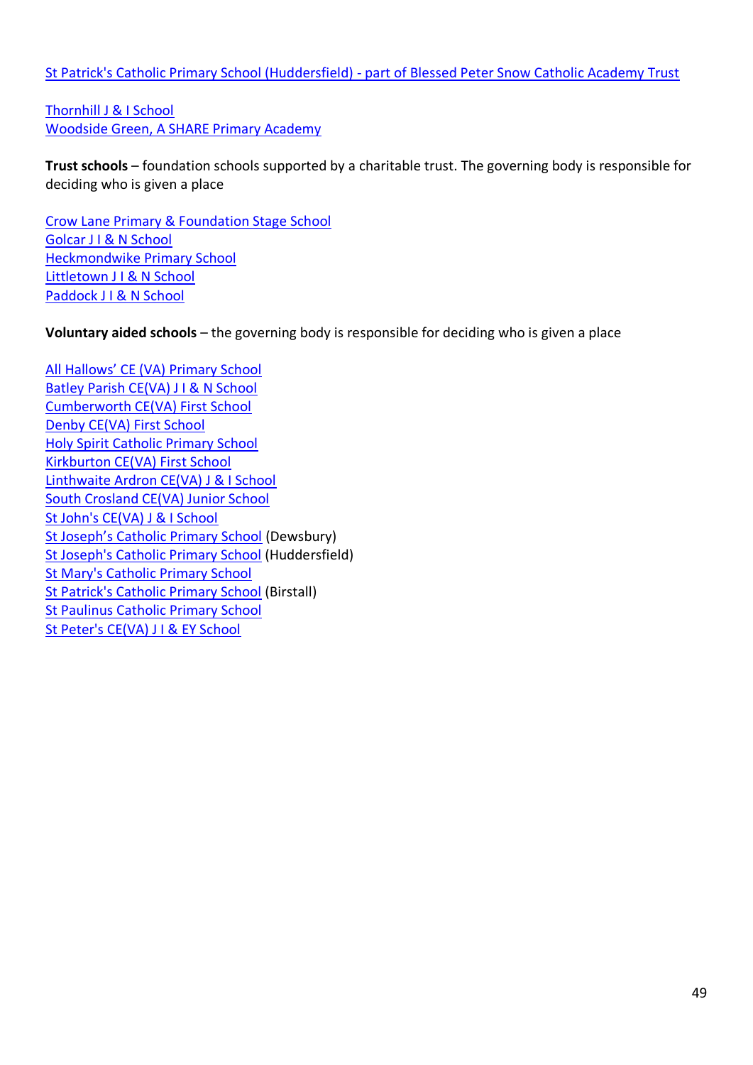St Patrick's Catholic Primary School (Huddersfield) - part of Blessed Peter Snow Catholic Academy Trust

Thornhill J & I School
Woodside Green, A SHARE Primary Academy

**Trust schools** – foundation schools supported by a charitable trust. The governing body is responsible for deciding who is given a place

Crow Lane Primary & Foundation Stage School
Golcar J I & N School
Heckmondwike Primary School
Littletown J I & N School
Paddock J I & N School

**Voluntary aided schools** – the governing body is responsible for deciding who is given a place

All Hallows' CE (VA) Primary School
Batley Parish CE(VA) J I & N School
Cumberworth CE(VA) First School
Denby CE(VA) First School
Holy Spirit Catholic Primary School
Kirkburton CE(VA) First School
Linthwaite Ardron CE(VA) J & I School
South Crosland CE(VA) Junior School
St John's CE(VA) J & I School
St Joseph's Catholic Primary School (Dewsbury)
St Joseph's Catholic Primary School (Huddersfield)
St Mary's Catholic Primary School
St Patrick's Catholic Primary School (Birstall)
St Paulinus Catholic Primary School
St Peter's CE(VA) J I & EY School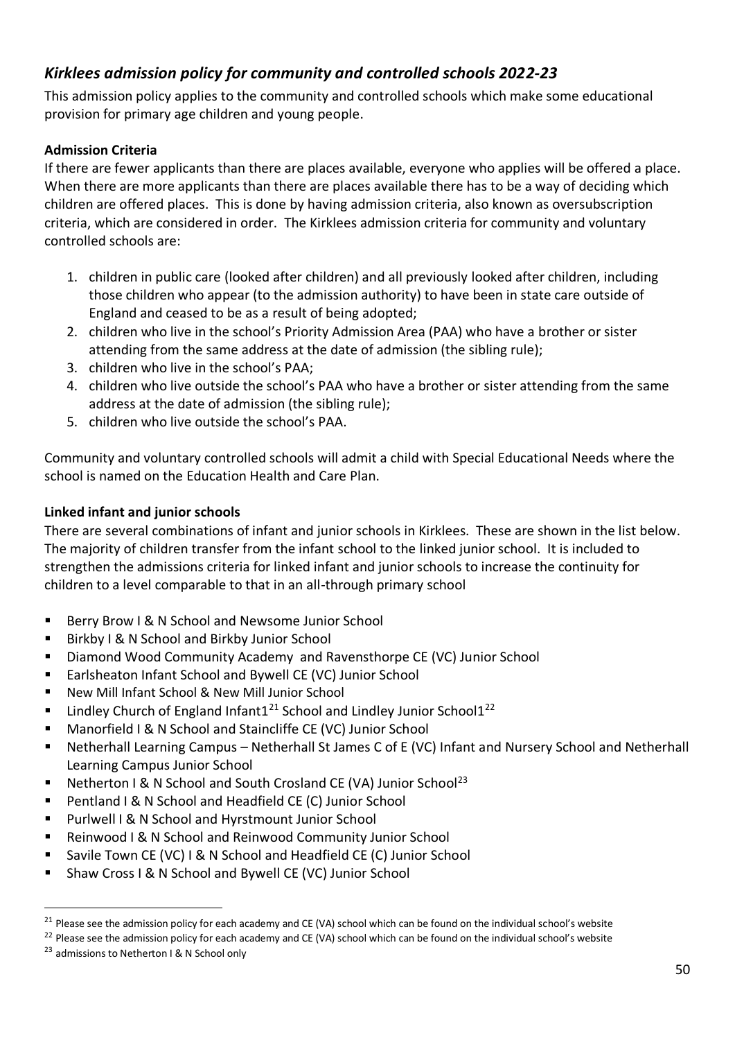## *Kirklees admission policy for community and controlled schools 2022-23*

This admission policy applies to the community and controlled schools which make some educational provision for primary age children and young people.

**Admission Criteria**

If there are fewer applicants than there are places available, everyone who applies will be offered a place. When there are more applicants than there are places available there has to be a way of deciding which children are offered places. This is done by having admission criteria, also known as oversubscription criteria, which are considered in order. The Kirklees admission criteria for community and voluntary controlled schools are:

1. children in public care (looked after children) and all previously looked after children, including those children who appear (to the admission authority) to have been in state care outside of England and ceased to be as a result of being adopted;
2. children who live in the school's Priority Admission Area (PAA) who have a brother or sister attending from the same address at the date of admission (the sibling rule);
3. children who live in the school's PAA;
4. children who live outside the school's PAA who have a brother or sister attending from the same address at the date of admission (the sibling rule);
5. children who live outside the school's PAA.

Community and voluntary controlled schools will admit a child with Special Educational Needs where the school is named on the Education Health and Care Plan.

**Linked infant and junior schools**

There are several combinations of infant and junior schools in Kirklees. These are shown in the list below. The majority of children transfer from the infant school to the linked junior school. It is included to strengthen the admissions criteria for linked infant and junior schools to increase the continuity for children to a level comparable to that in an all-through primary school

- Berry Brow I & N School and Newsome Junior School
- Birkby I & N School and Birkby Junior School
- Diamond Wood Community Academy and Ravensthorpe CE (VC) Junior School
- Earlsheaton Infant School and Bywell CE (VC) Junior School
- New Mill Infant School & New Mill Junior School
- Lindley Church of England Infant1[21] School and Lindley Junior School1[22]
- Manorfield I & N School and Staincliffe CE (VC) Junior School
- Netherhall Learning Campus – Netherhall St James C of E (VC) Infant and Nursery School and Netherhall Learning Campus Junior School
- Netherton I & N School and South Crosland CE (VA) Junior School[23]
- Pentland I & N School and Headfield CE (C) Junior School
- Purlwell I & N School and Hyrstmount Junior School
- Reinwood I & N School and Reinwood Community Junior School
- Savile Town CE (VC) I & N School and Headfield CE (C) Junior School
- Shaw Cross I & N School and Bywell CE (VC) Junior School

[21] Please see the admission policy for each academy and CE (VA) school which can be found on the individual school's website

[22] Please see the admission policy for each academy and CE (VA) school which can be found on the individual school's website

[23] admissions to Netherton I & N School only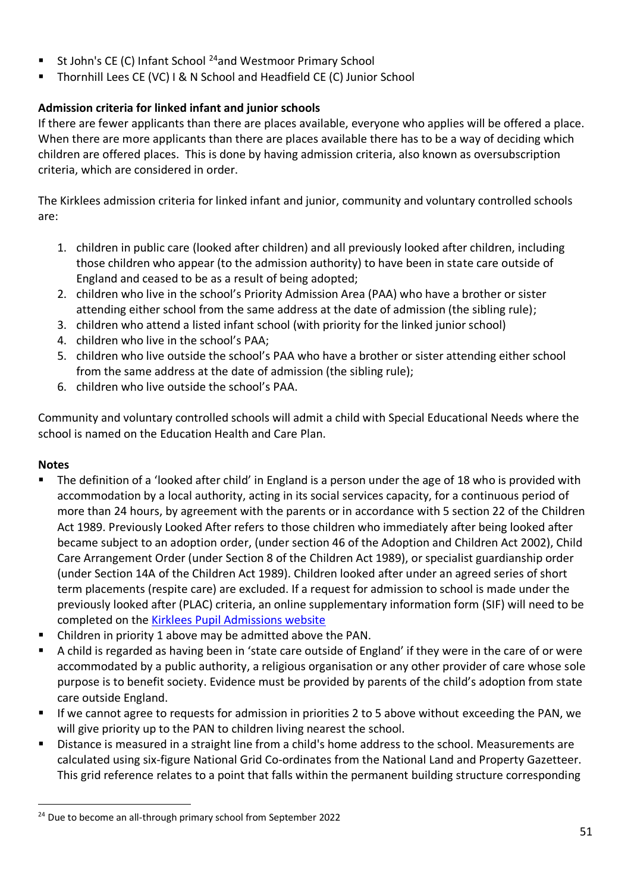- St John's CE (C) Infant School [24]and Westmoor Primary School
- Thornhill Lees CE (VC) I & N School and Headfield CE (C) Junior School

**Admission criteria for linked infant and junior schools**

If there are fewer applicants than there are places available, everyone who applies will be offered a place. When there are more applicants than there are places available there has to be a way of deciding which children are offered places. This is done by having admission criteria, also known as oversubscription criteria, which are considered in order.

The Kirklees admission criteria for linked infant and junior, community and voluntary controlled schools are:

1. children in public care (looked after children) and all previously looked after children, including those children who appear (to the admission authority) to have been in state care outside of England and ceased to be as a result of being adopted;
2. children who live in the school's Priority Admission Area (PAA) who have a brother or sister attending either school from the same address at the date of admission (the sibling rule);
3. children who attend a listed infant school (with priority for the linked junior school)
4. children who live in the school's PAA;
5. children who live outside the school's PAA who have a brother or sister attending either school from the same address at the date of admission (the sibling rule);
6. children who live outside the school's PAA.

Community and voluntary controlled schools will admit a child with Special Educational Needs where the school is named on the Education Health and Care Plan.

**Notes**

- The definition of a 'looked after child' in England is a person under the age of 18 who is provided with accommodation by a local authority, acting in its social services capacity, for a continuous period of more than 24 hours, by agreement with the parents or in accordance with 5 section 22 of the Children Act 1989. Previously Looked After refers to those children who immediately after being looked after became subject to an adoption order, (under section 46 of the Adoption and Children Act 2002), Child Care Arrangement Order (under Section 8 of the Children Act 1989), or specialist guardianship order (under Section 14A of the Children Act 1989). Children looked after under an agreed series of short term placements (respite care) are excluded. If a request for admission to school is made under the previously looked after (PLAC) criteria, an online supplementary information form (SIF) will need to be completed on the Kirklees Pupil Admissions website
- Children in priority 1 above may be admitted above the PAN.
- A child is regarded as having been in 'state care outside of England' if they were in the care of or were accommodated by a public authority, a religious organisation or any other provider of care whose sole purpose is to benefit society. Evidence must be provided by parents of the child's adoption from state care outside England.
- If we cannot agree to requests for admission in priorities 2 to 5 above without exceeding the PAN, we will give priority up to the PAN to children living nearest the school.
- Distance is measured in a straight line from a child's home address to the school. Measurements are calculated using six-figure National Grid Co-ordinates from the National Land and Property Gazetteer. This grid reference relates to a point that falls within the permanent building structure corresponding

[24] Due to become an all-through primary school from September 2022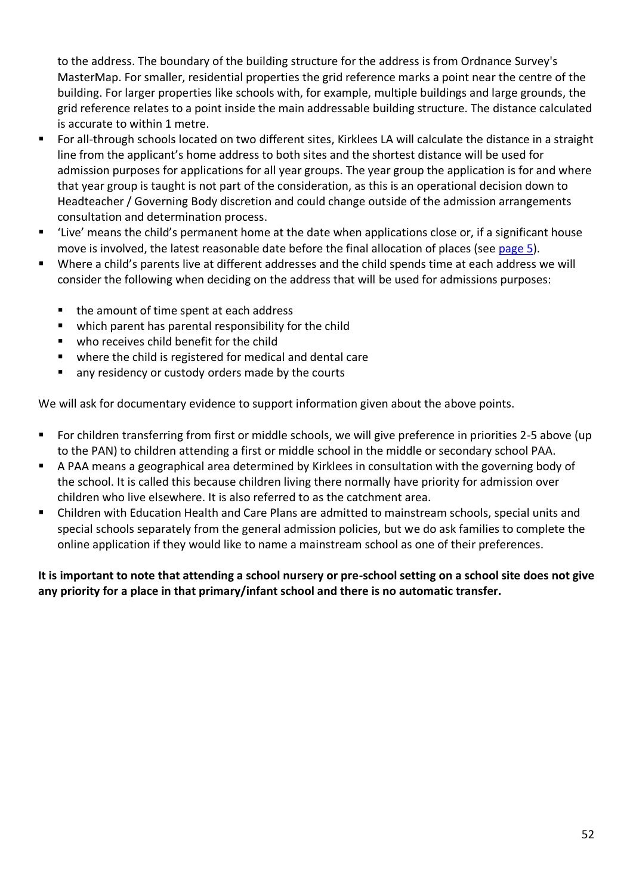to the address. The boundary of the building structure for the address is from Ordnance Survey's MasterMap. For smaller, residential properties the grid reference marks a point near the centre of the building. For larger properties like schools with, for example, multiple buildings and large grounds, the grid reference relates to a point inside the main addressable building structure. The distance calculated is accurate to within 1 metre.

- For all-through schools located on two different sites, Kirklees LA will calculate the distance in a straight line from the applicant's home address to both sites and the shortest distance will be used for admission purposes for applications for all year groups. The year group the application is for and where that year group is taught is not part of the consideration, as this is an operational decision down to Headteacher / Governing Body discretion and could change outside of the admission arrangements consultation and determination process.
- 'Live' means the child's permanent home at the date when applications close or, if a significant house move is involved, the latest reasonable date before the final allocation of places (see page 5).
- Where a child's parents live at different addresses and the child spends time at each address we will consider the following when deciding on the address that will be used for admissions purposes:
  - the amount of time spent at each address
  - which parent has parental responsibility for the child
  - who receives child benefit for the child
  - where the child is registered for medical and dental care
  - any residency or custody orders made by the courts

We will ask for documentary evidence to support information given about the above points.

- For children transferring from first or middle schools, we will give preference in priorities 2-5 above (up to the PAN) to children attending a first or middle school in the middle or secondary school PAA.
- A PAA means a geographical area determined by Kirklees in consultation with the governing body of the school. It is called this because children living there normally have priority for admission over children who live elsewhere. It is also referred to as the catchment area.
- Children with Education Health and Care Plans are admitted to mainstream schools, special units and special schools separately from the general admission policies, but we do ask families to complete the online application if they would like to name a mainstream school as one of their preferences.

**It is important to note that attending a school nursery or pre-school setting on a school site does not give any priority for a place in that primary/infant school and there is no automatic transfer.**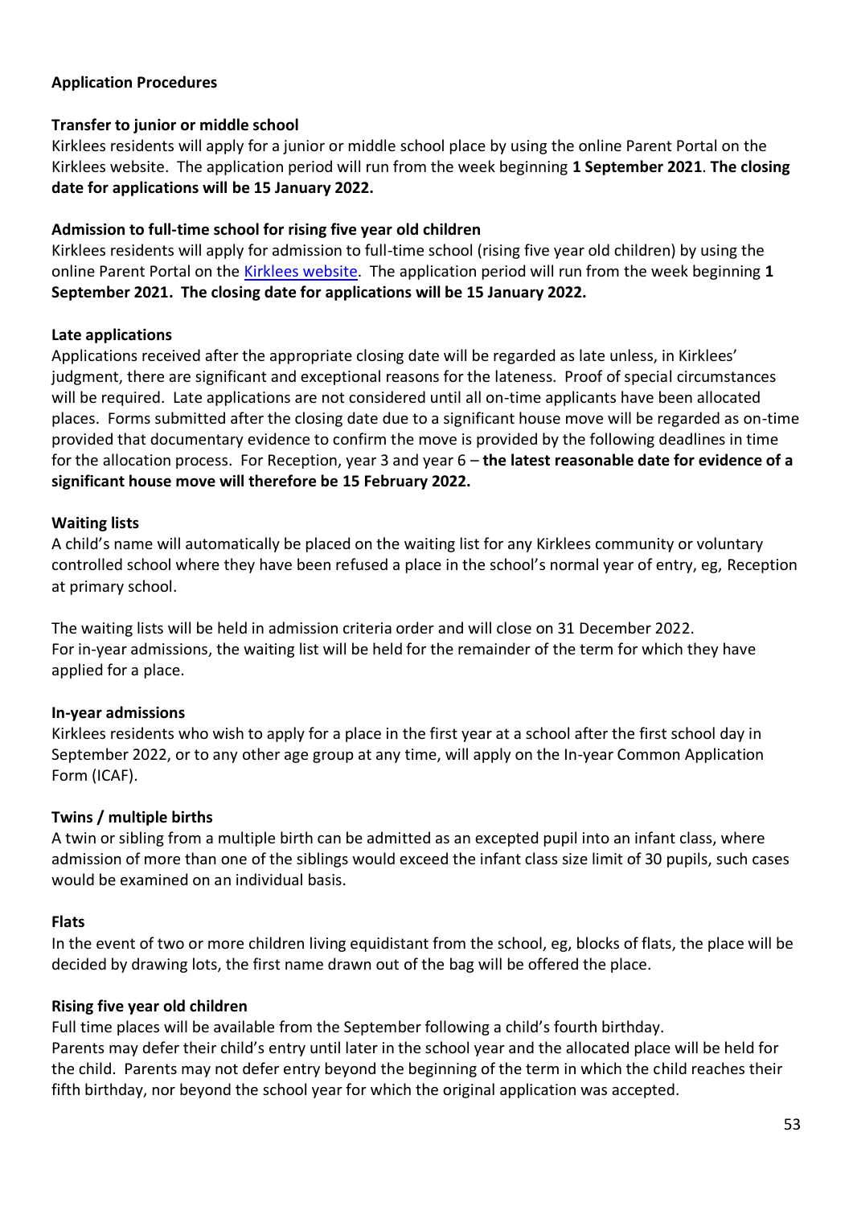## Application Procedures

### Transfer to junior or middle school

Kirklees residents will apply for a junior or middle school place by using the online Parent Portal on the Kirklees website. The application period will run from the week beginning **1 September 2021**. **The closing date for applications will be 15 January 2022.**

### Admission to full-time school for rising five year old children

Kirklees residents will apply for admission to full-time school (rising five year old children) by using the online Parent Portal on the Kirklees website. The application period will run from the week beginning **1 September 2021. The closing date for applications will be 15 January 2022.**

### Late applications

Applications received after the appropriate closing date will be regarded as late unless, in Kirklees' judgment, there are significant and exceptional reasons for the lateness. Proof of special circumstances will be required. Late applications are not considered until all on-time applicants have been allocated places. Forms submitted after the closing date due to a significant house move will be regarded as on-time provided that documentary evidence to confirm the move is provided by the following deadlines in time for the allocation process. For Reception, year 3 and year 6 – **the latest reasonable date for evidence of a significant house move will therefore be 15 February 2022.**

### Waiting lists

A child's name will automatically be placed on the waiting list for any Kirklees community or voluntary controlled school where they have been refused a place in the school's normal year of entry, eg, Reception at primary school.

The waiting lists will be held in admission criteria order and will close on 31 December 2022. For in-year admissions, the waiting list will be held for the remainder of the term for which they have applied for a place.

### In-year admissions

Kirklees residents who wish to apply for a place in the first year at a school after the first school day in September 2022, or to any other age group at any time, will apply on the In-year Common Application Form (ICAF).

### Twins / multiple births

A twin or sibling from a multiple birth can be admitted as an excepted pupil into an infant class, where admission of more than one of the siblings would exceed the infant class size limit of 30 pupils, such cases would be examined on an individual basis.

### Flats

In the event of two or more children living equidistant from the school, eg, blocks of flats, the place will be decided by drawing lots, the first name drawn out of the bag will be offered the place.

### Rising five year old children

Full time places will be available from the September following a child's fourth birthday.
Parents may defer their child's entry until later in the school year and the allocated place will be held for the child. Parents may not defer entry beyond the beginning of the term in which the child reaches their fifth birthday, nor beyond the school year for which the original application was accepted.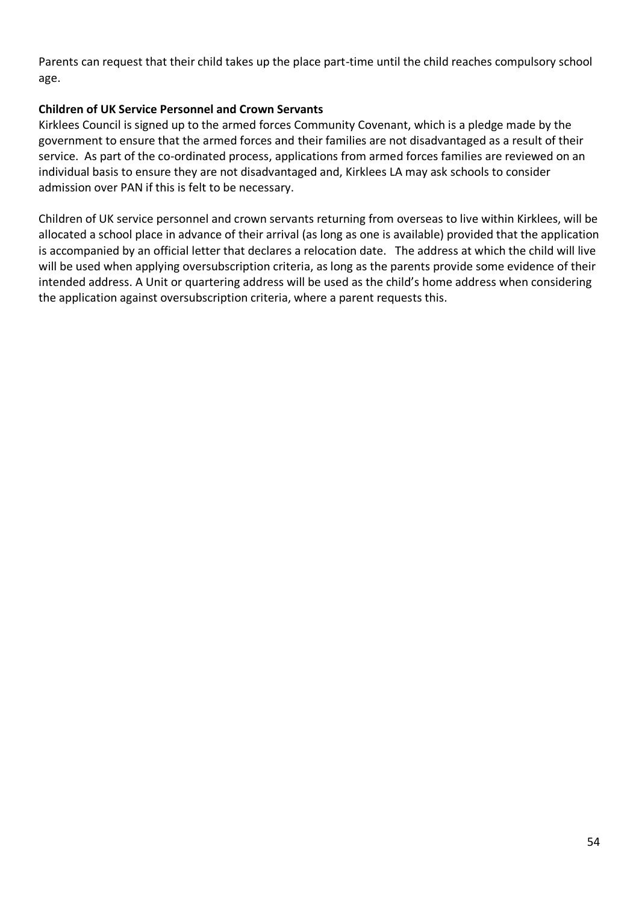Parents can request that their child takes up the place part-time until the child reaches compulsory school age.

**Children of UK Service Personnel and Crown Servants**

Kirklees Council is signed up to the armed forces Community Covenant, which is a pledge made by the government to ensure that the armed forces and their families are not disadvantaged as a result of their service. As part of the co-ordinated process, applications from armed forces families are reviewed on an individual basis to ensure they are not disadvantaged and, Kirklees LA may ask schools to consider admission over PAN if this is felt to be necessary.

Children of UK service personnel and crown servants returning from overseas to live within Kirklees, will be allocated a school place in advance of their arrival (as long as one is available) provided that the application is accompanied by an official letter that declares a relocation date. The address at which the child will live will be used when applying oversubscription criteria, as long as the parents provide some evidence of their intended address. A Unit or quartering address will be used as the child's home address when considering the application against oversubscription criteria, where a parent requests this.